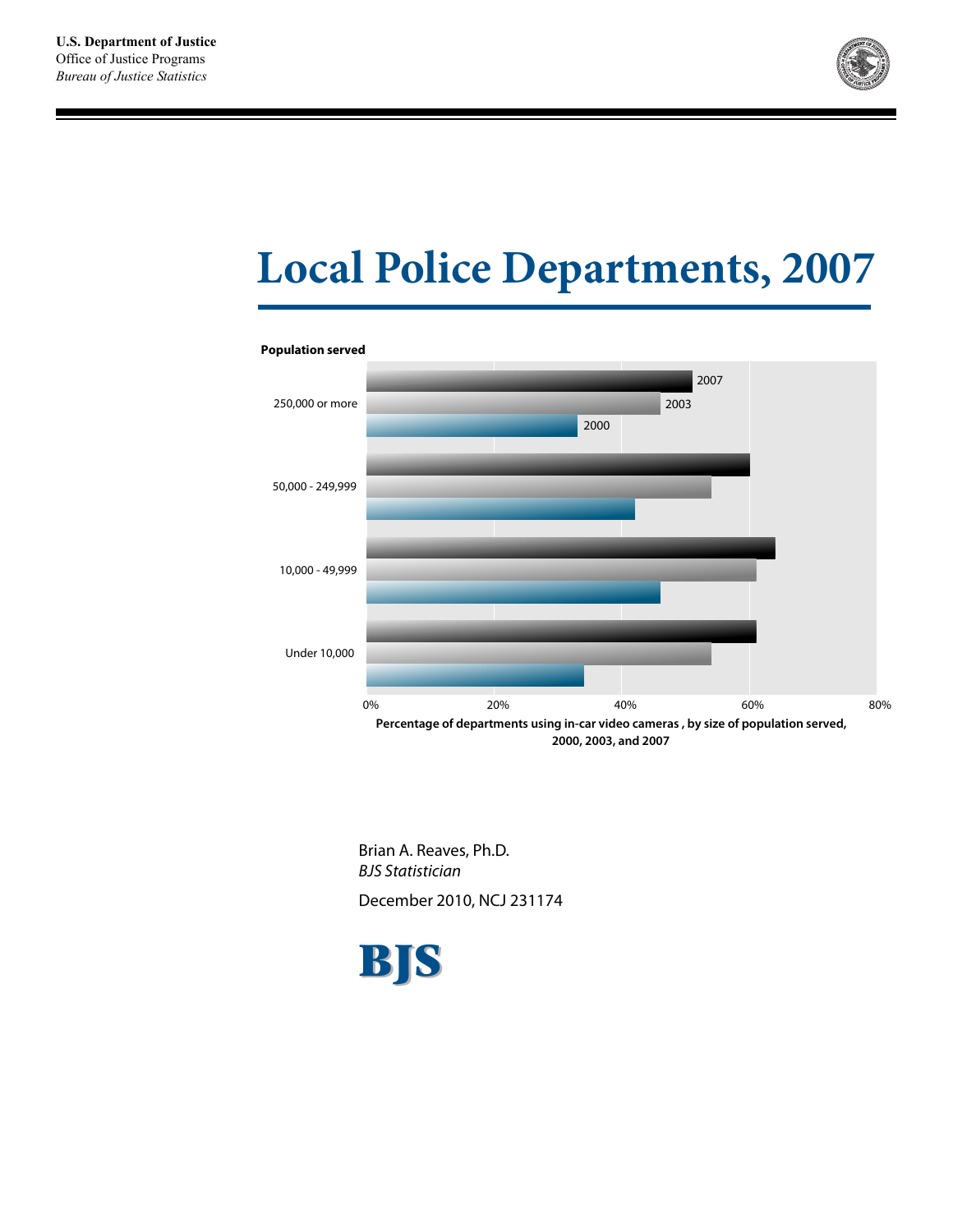U.S. Department of Justice
Office of Justice Programs
*Bureau of Justice Statistics*

# Local Police Departments, 2007

**Population served**

250,000 or more

50,000 - 249,999

10,000 - 49,999

Under 10,000

2007

2003

2000

0% 20% 40% 60% 80%

**Percentage of departments using in-car video cameras , by size of population served, 2000, 2003, and 2007**

Brian A. Reaves, Ph.D.
*BJS Statistician*

December 2010, NCJ 231174

**BJS**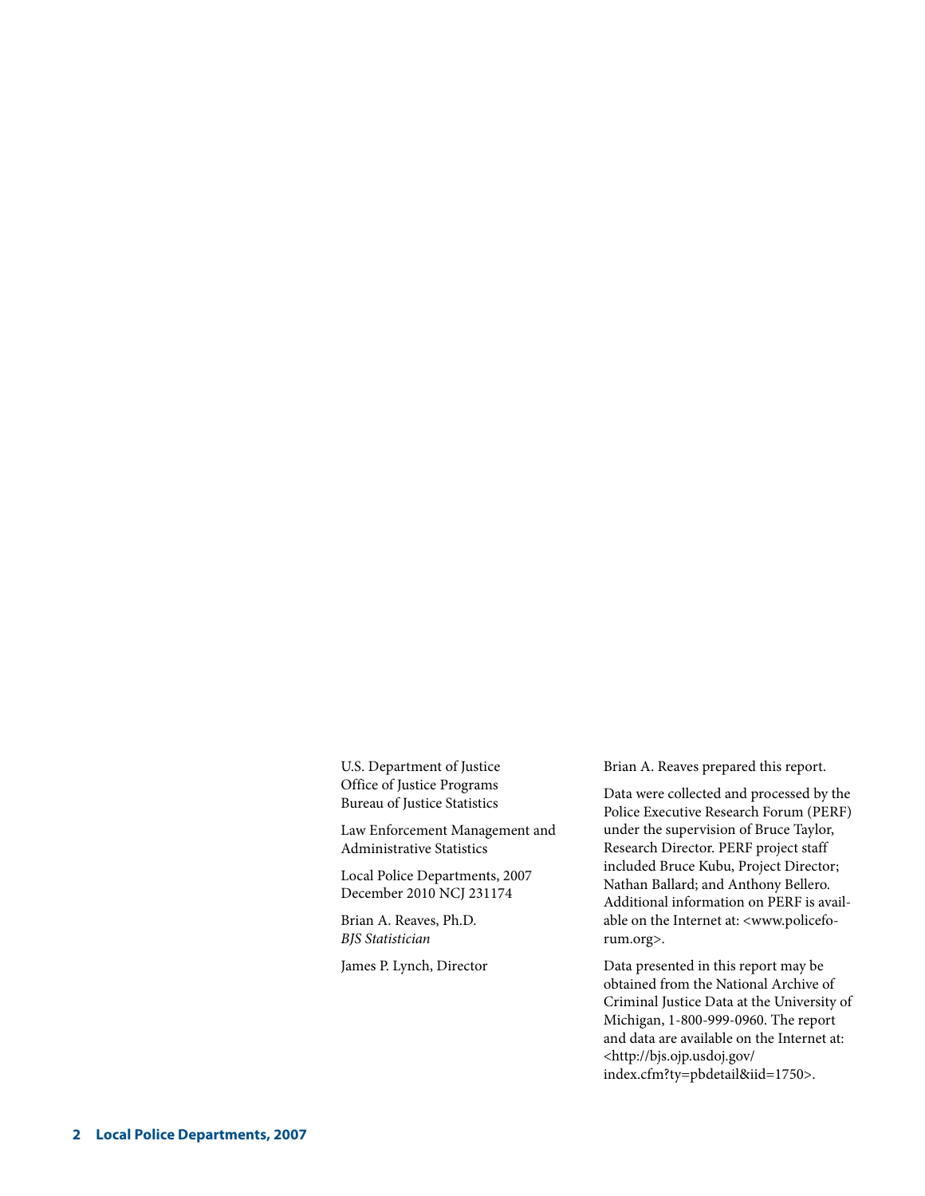U.S. Department of Justice
Office of Justice Programs
Bureau of Justice Statistics

Law Enforcement Management and Administrative Statistics

Local Police Departments, 2007
December 2010 NCJ 231174

Brian A. Reaves, Ph.D.
*BJS Statistician*

James P. Lynch, Director

Brian A. Reaves prepared this report.

Data were collected and processed by the Police Executive Research Forum (PERF) under the supervision of Bruce Taylor, Research Director. PERF project staff included Bruce Kubu, Project Director; Nathan Ballard; and Anthony Bellero. Additional information on PERF is available on the Internet at: <www.policeforum.org>.

Data presented in this report may be obtained from the National Archive of Criminal Justice Data at the University of Michigan, 1-800-999-0960. The report and data are available on the Internet at: <http://bjs.ojp.usdoj.gov/index.cfm?ty=pbdetail&iid=1750>.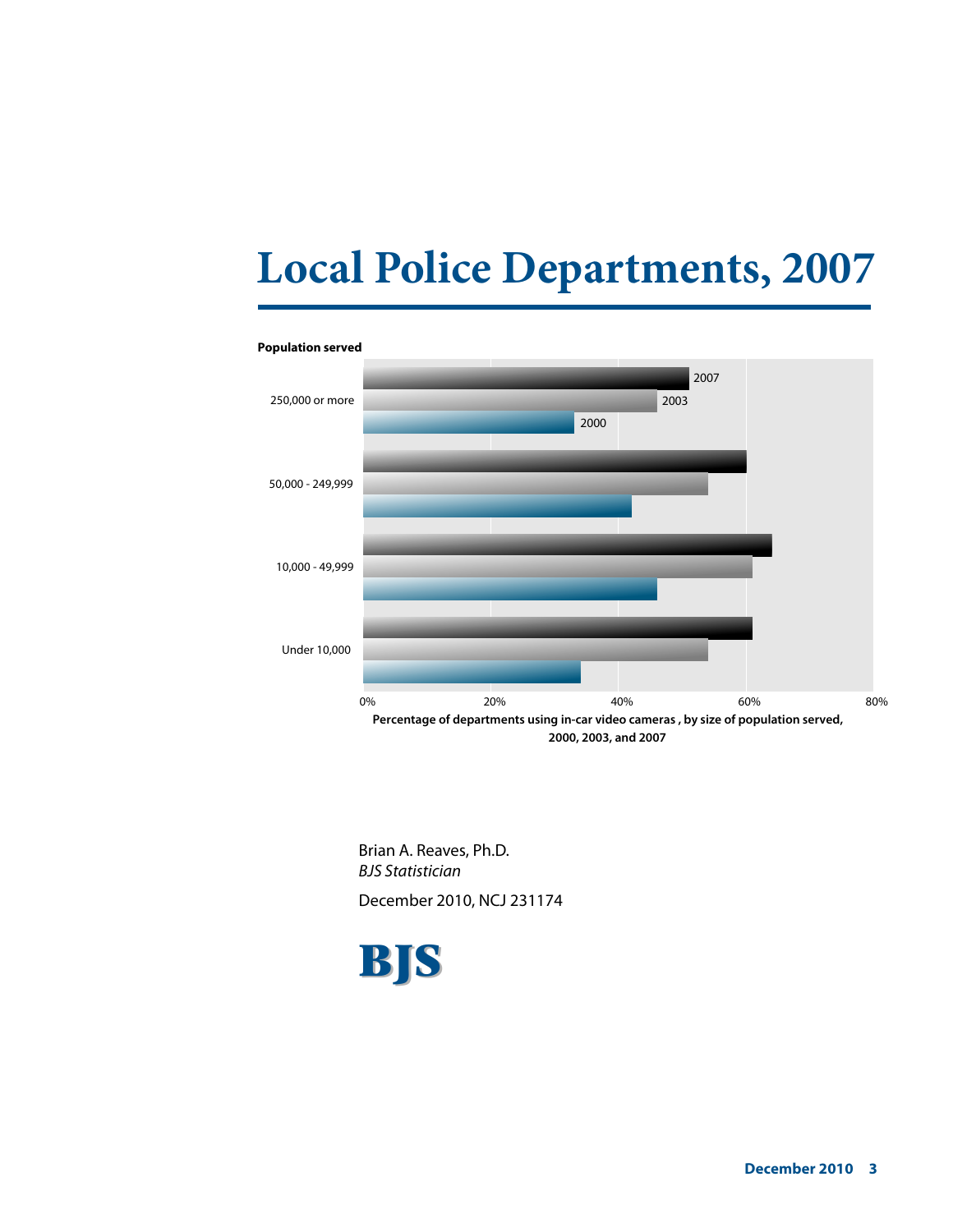# Local Police Departments, 2007

**Population served**

| Population served | 2000 | 2003 | 2007 |
|---|---|---|---|
| 250,000 or more | | | |
| 50,000 - 249,999 | | | |
| 10,000 - 49,999 | | | |
| Under 10,000 | | | |

0% 20% 40% 60% 80%

**Percentage of departments using in-car video cameras , by size of population served, 2000, 2003, and 2007**

Brian A. Reaves, Ph.D.
*BJS Statistician*

December 2010, NCJ 231174

**BJS**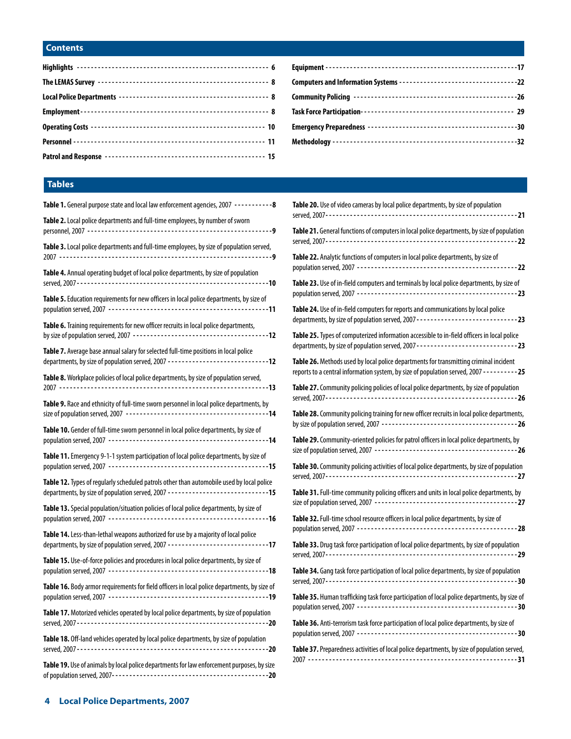## Contents

Highlights ........ 6
The LEMAS Survey ........ 8
Local Police Departments ........ 8
Employment ........ 8
Operating Costs ........ 10
Personnel ........ 11
Patrol and Response ........ 15
Equipment ........ 17
Computers and Information Systems ........ 22
Community Policing ........ 26
Task Force Participation ........ 29
Emergency Preparedness ........ 30
Methodology ........ 32

## Tables

**Table 1.** General purpose state and local law enforcement agencies, 2007 ........ 8

**Table 2.** Local police departments and full-time employees, by number of sworn personnel, 2007 ........ 9

**Table 3.** Local police departments and full-time employees, by size of population served, 2007 ........ 9

**Table 4.** Annual operating budget of local police departments, by size of population served, 2007 ........ 10

**Table 5.** Education requirements for new officers in local police departments, by size of population served, 2007 ........ 11

**Table 6.** Training requirements for new officer recruits in local police departments, by size of population served, 2007 ........ 12

**Table 7.** Average base annual salary for selected full-time positions in local police departments, by size of population served, 2007 ........ 12

**Table 8.** Workplace policies of local police departments, by size of population served, 2007 ........ 13

**Table 9.** Race and ethnicity of full-time sworn personnel in local police departments, by size of population served, 2007 ........ 14

**Table 10.** Gender of full-time sworn personnel in local police departments, by size of population served, 2007 ........ 14

**Table 11.** Emergency 9-1-1 system participation of local police departments, by size of population served, 2007 ........ 15

**Table 12.** Types of regularly scheduled patrols other than automobile used by local police departments, by size of population served, 2007 ........ 15

**Table 13.** Special population/situation policies of local police departments, by size of population served, 2007 ........ 16

**Table 14.** Less-than-lethal weapons authorized for use by a majority of local police departments, by size of population served, 2007 ........ 17

**Table 15.** Use-of-force policies and procedures in local police departments, by size of population served, 2007 ........ 18

**Table 16.** Body armor requirements for field officers in local police departments, by size of population served, 2007 ........ 19

**Table 17.** Motorized vehicles operated by local police departments, by size of population served, 2007 ........ 20

**Table 18.** Off-land vehicles operated by local police departments, by size of population served, 2007 ........ 20

**Table 19.** Use of animals by local police departments for law enforcement purposes, by size of population served, 2007 ........ 20

**Table 20.** Use of video cameras by local police departments, by size of population served, 2007 ........ 21

**Table 21.** General functions of computers in local police departments, by size of population served, 2007 ........ 22

**Table 22.** Analytic functions of computers in local police departments, by size of population served, 2007 ........ 22

**Table 23.** Use of in-field computers and terminals by local police departments, by size of population served, 2007 ........ 23

**Table 24.** Use of in-field computers for reports and communications by local police departments, by size of population served, 2007 ........ 23

**Table 25.** Types of computerized information accessible to in-field officers in local police departments, by size of population served, 2007 ........ 23

**Table 26.** Methods used by local police departments for transmitting criminal incident reports to a central information system, by size of population served, 2007 ........ 25

**Table 27.** Community policing policies of local police departments, by size of population served, 2007 ........ 26

**Table 28.** Community policing training for new officer recruits in local police departments, by size of population served, 2007 ........ 26

**Table 29.** Community-oriented policies for patrol officers in local police departments, by size of population served, 2007 ........ 26

**Table 30.** Community policing activities of local police departments, by size of population served, 2007 ........ 27

**Table 31.** Full-time community policing officers and units in local police departments, by size of population served, 2007 ........ 27

**Table 32.** Full-time school resource officers in local police departments, by size of population served, 2007 ........ 28

**Table 33.** Drug task force participation of local police departments, by size of population served, 2007 ........ 29

**Table 34.** Gang task force participation of local police departments, by size of population served, 2007 ........ 30

**Table 35.** Human trafficking task force participation of local police departments, by size of population served, 2007 ........ 30

**Table 36.** Anti-terrorism task force participation of local police departments, by size of population served, 2007 ........ 30

**Table 37.** Preparedness activities of local police departments, by size of population served, 2007 ........ 31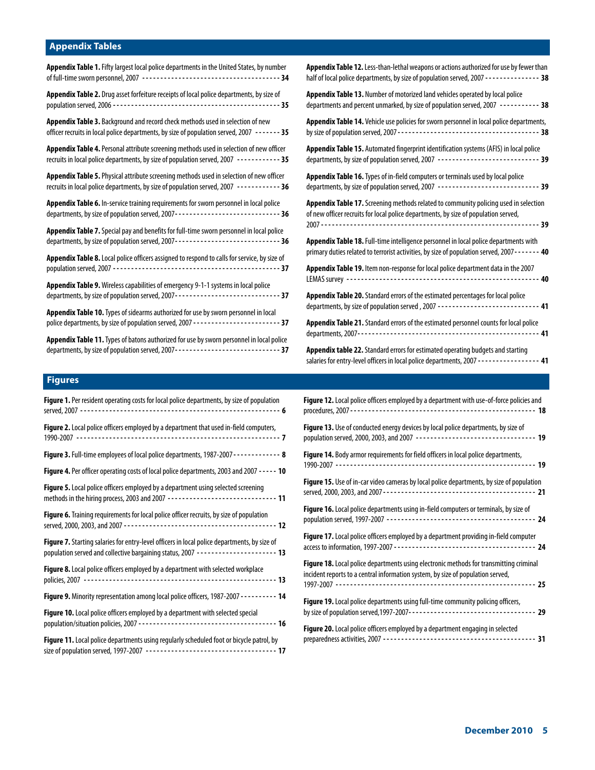## Appendix Tables

**Appendix Table 1.** Fifty largest local police departments in the United States, by number of full-time sworn personnel, 2007 ---- **34**

**Appendix Table 2.** Drug asset forfeiture receipts of local police departments, by size of population served, 2006 ---- **35**

**Appendix Table 3.** Background and record check methods used in selection of new officer recruits in local police departments, by size of population served, 2007 ---- **35**

**Appendix Table 4.** Personal attribute screening methods used in selection of new officer recruits in local police departments, by size of population served, 2007 ---- **35**

**Appendix Table 5.** Physical attribute screening methods used in selection of new officer recruits in local police departments, by size of population served, 2007 ---- **36**

**Appendix Table 6.** In-service training requirements for sworn personnel in local police departments, by size of population served, 2007 ---- **36**

**Appendix Table 7.** Special pay and benefits for full-time sworn personnel in local police departments, by size of population served, 2007 ---- **36**

**Appendix Table 8.** Local police officers assigned to respond to calls for service, by size of population served, 2007 ---- **37**

**Appendix Table 9.** Wireless capabilities of emergency 9-1-1 systems in local police departments, by size of population served, 2007 ---- **37**

**Appendix Table 10.** Types of sidearms authorized for use by sworn personnel in local police departments, by size of population served, 2007 ---- **37**

**Appendix Table 11.** Types of batons authorized for use by sworn personnel in local police departments, by size of population served, 2007 ---- **37**

**Appendix Table 12.** Less-than-lethal weapons or actions authorized for use by fewer than half of local police departments, by size of population served, 2007 ---- **38**

**Appendix Table 13.** Number of motorized land vehicles operated by local police departments and percent unmarked, by size of population served, 2007 ---- **38**

**Appendix Table 14.** Vehicle use policies for sworn personnel in local police departments, by size of population served, 2007 ---- **38**

**Appendix Table 15.** Automated fingerprint identification systems (AFIS) in local police departments, by size of population served, 2007 ---- **39**

**Appendix Table 16.** Types of in-field computers or terminals used by local police departments, by size of population served, 2007 ---- **39**

**Appendix Table 17.** Screening methods related to community policing used in selection of new officer recruits for local police departments, by size of population served, 2007 ---- **39**

**Appendix Table 18.** Full-time intelligence personnel in local police departments with primary duties related to terrorist activities, by size of population served, 2007 ---- **40**

**Appendix Table 19.** Item non-response for local police department data in the 2007 LEMAS survey ---- **40**

**Appendix Table 20.** Standard errors of the estimated percentages for local police departments, by size of population served , 2007 ---- **41**

**Appendix Table 21.** Standard errors of the estimated personnel counts for local police departments, 2007 ---- **41**

**Appendix table 22.** Standard errors for estimated operating budgets and starting salaries for entry-level officers in local police departments, 2007 ---- **41**

## Figures

**Figure 1.** Per resident operating costs for local police departments, by size of population served, 2007 ---- **6**

**Figure 2.** Local police officers employed by a department that used in-field computers, 1990-2007 ---- **7**

**Figure 3.** Full-time employees of local police departments, 1987-2007 ---- **8**

**Figure 4.** Per officer operating costs of local police departments, 2003 and 2007 ---- **10**

**Figure 5.** Local police officers employed by a department using selected screening methods in the hiring process, 2003 and 2007 ---- **11**

**Figure 6.** Training requirements for local police officer recruits, by size of population served, 2000, 2003, and 2007 ---- **12**

**Figure 7.** Starting salaries for entry-level officers in local police departments, by size of population served and collective bargaining status, 2007 ---- **13**

**Figure 8.** Local police officers employed by a department with selected workplace policies, 2007 ---- **13**

**Figure 9.** Minority representation among local police officers, 1987-2007 ---- **14**

**Figure 10.** Local police officers employed by a department with selected special population/situation policies, 2007 ---- **16**

**Figure 11.** Local police departments using regularly scheduled foot or bicycle patrol, by size of population served, 1997-2007 ---- **17**

**Figure 12.** Local police officers employed by a department with use-of-force policies and procedures, 2007 ---- **18**

**Figure 13.** Use of conducted energy devices by local police departments, by size of population served, 2000, 2003, and 2007 ---- **19**

**Figure 14.** Body armor requirements for field officers in local police departments, 1990-2007 ---- **19**

**Figure 15.** Use of in-car video cameras by local police departments, by size of population served, 2000, 2003, and 2007 ---- **21**

**Figure 16.** Local police departments using in-field computers or terminals, by size of population served, 1997-2007 ---- **24**

**Figure 17.** Local police officers employed by a department providing in-field computer access to information, 1997-2007 ---- **24**

**Figure 18.** Local police departments using electronic methods for transmitting criminal incident reports to a central information system, by size of population served, 1997-2007 ---- **25**

**Figure 19.** Local police departments using full-time community policing officers, by size of population served,1997-2007 ---- **29**

**Figure 20.** Local police officers employed by a department engaging in selected preparedness activities, 2007 ---- **31**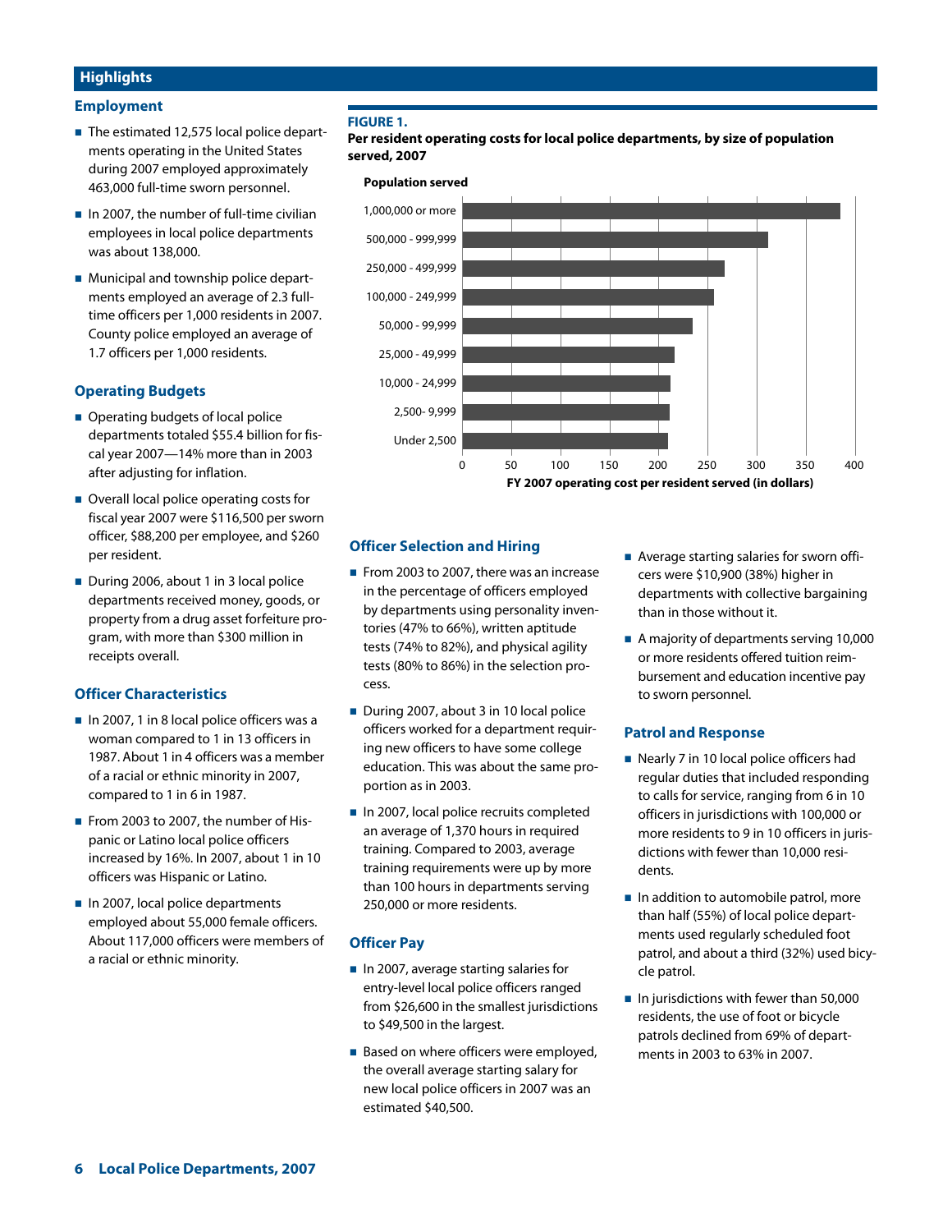## Highlights

### Employment

- The estimated 12,575 local police departments operating in the United States during 2007 employed approximately 463,000 full-time sworn personnel.
- In 2007, the number of full-time civilian employees in local police departments was about 138,000.
- Municipal and township police departments employed an average of 2.3 full-time officers per 1,000 residents in 2007. County police employed an average of 1.7 officers per 1,000 residents.

### Operating Budgets

- Operating budgets of local police departments totaled $55.4 billion for fiscal year 2007—14% more than in 2003 after adjusting for inflation.
- Overall local police operating costs for fiscal year 2007 were $116,500 per sworn officer, $88,200 per employee, and $260 per resident.
- During 2006, about 1 in 3 local police departments received money, goods, or property from a drug asset forfeiture program, with more than $300 million in receipts overall.

### Officer Characteristics

- In 2007, 1 in 8 local police officers was a woman compared to 1 in 13 officers in 1987. About 1 in 4 officers was a member of a racial or ethnic minority in 2007, compared to 1 in 6 in 1987.
- From 2003 to 2007, the number of Hispanic or Latino local police officers increased by 16%. In 2007, about 1 in 10 officers was Hispanic or Latino.
- In 2007, local police departments employed about 55,000 female officers. About 117,000 officers were members of a racial or ethnic minority.

**FIGURE 1.**
**Per resident operating costs for local police departments, by size of population served, 2007**

| Population served | FY 2007 operating cost per resident served (in dollars) |
|---|---|
| 1,000,000 or more | ~385 |
| 500,000 - 999,999 | ~311 |
| 250,000 - 499,999 | ~267 |
| 100,000 - 249,999 | ~256 |
| 50,000 - 99,999 | ~234 |
| 25,000 - 49,999 | ~216 |
| 10,000 - 24,999 | ~212 |
| 2,500- 9,999 | ~211 |
| Under 2,500 | ~210 |

### Officer Selection and Hiring

- From 2003 to 2007, there was an increase in the percentage of officers employed by departments using personality inventories (47% to 66%), written aptitude tests (74% to 82%), and physical agility tests (80% to 86%) in the selection process.
- During 2007, about 3 in 10 local police officers worked for a department requiring new officers to have some college education. This was about the same proportion as in 2003.
- In 2007, local police recruits completed an average of 1,370 hours in required training. Compared to 2003, average training requirements were up by more than 100 hours in departments serving 250,000 or more residents.

### Officer Pay

- In 2007, average starting salaries for entry-level local police officers ranged from $26,600 in the smallest jurisdictions to $49,500 in the largest.
- Based on where officers were employed, the overall average starting salary for new local police officers in 2007 was an estimated $40,500.
- Average starting salaries for sworn officers were $10,900 (38%) higher in departments with collective bargaining than in those without it.
- A majority of departments serving 10,000 or more residents offered tuition reimbursement and education incentive pay to sworn personnel.

### Patrol and Response

- Nearly 7 in 10 local police officers had regular duties that included responding to calls for service, ranging from 6 in 10 officers in jurisdictions with 100,000 or more residents to 9 in 10 officers in jurisdictions with fewer than 10,000 residents.
- In addition to automobile patrol, more than half (55%) of local police departments used regularly scheduled foot patrol, and about a third (32%) used bicycle patrol.
- In jurisdictions with fewer than 50,000 residents, the use of foot or bicycle patrols declined from 69% of departments in 2003 to 63% in 2007.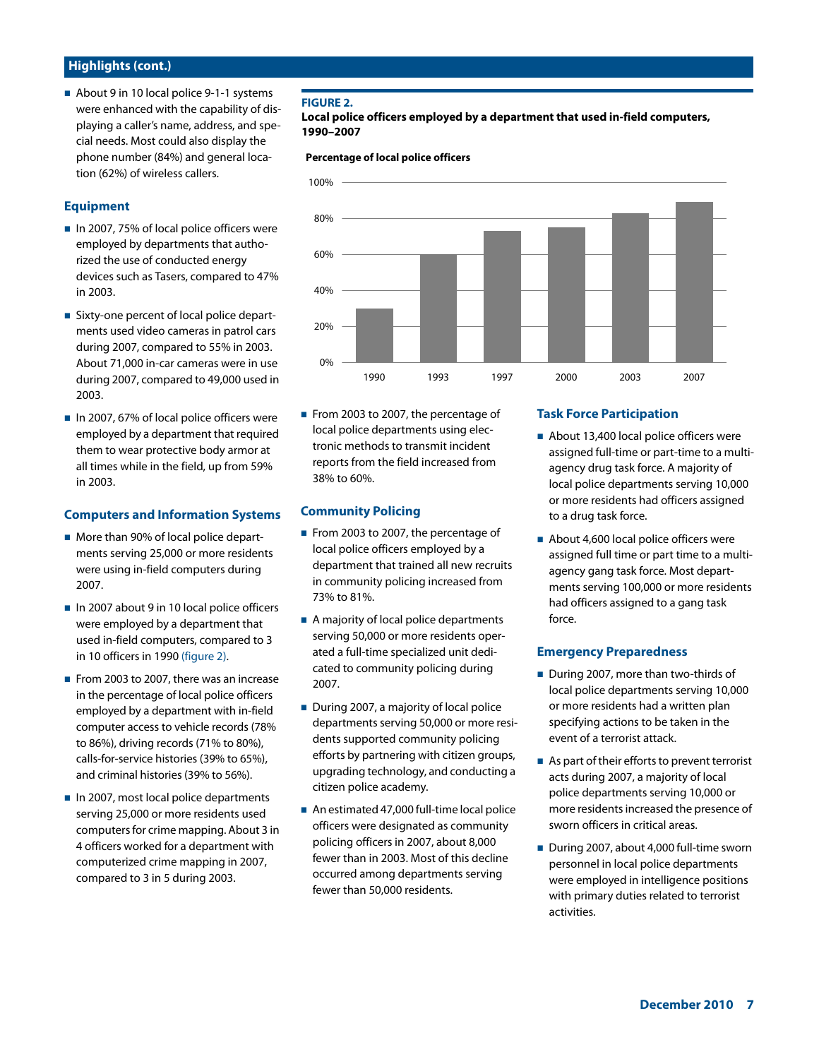## Highlights (cont.)

- About 9 in 10 local police 9-1-1 systems were enhanced with the capability of displaying a caller's name, address, and special needs. Most could also display the phone number (84%) and general location (62%) of wireless callers.

### Equipment

- In 2007, 75% of local police officers were employed by departments that authorized the use of conducted energy devices such as Tasers, compared to 47% in 2003.
- Sixty-one percent of local police departments used video cameras in patrol cars during 2007, compared to 55% in 2003. About 71,000 in-car cameras were in use during 2007, compared to 49,000 used in 2003.
- In 2007, 67% of local police officers were employed by a department that required them to wear protective body armor at all times while in the field, up from 59% in 2003.

### Computers and Information Systems

- More than 90% of local police departments serving 25,000 or more residents were using in-field computers during 2007.
- In 2007 about 9 in 10 local police officers were employed by a department that used in-field computers, compared to 3 in 10 officers in 1990 (figure 2).
- From 2003 to 2007, there was an increase in the percentage of local police officers employed by a department with in-field computer access to vehicle records (78% to 86%), driving records (71% to 80%), calls-for-service histories (39% to 65%), and criminal histories (39% to 56%).
- In 2007, most local police departments serving 25,000 or more residents used computers for crime mapping. About 3 in 4 officers worked for a department with computerized crime mapping in 2007, compared to 3 in 5 during 2003.

**FIGURE 2.**
**Local police officers employed by a department that used in-field computers, 1990–2007**

Percentage of local police officers

| Year | Percentage (approx.) |
|---|---|
| 1990 | 30% |
| 1993 | 60% |
| 1997 | 73% |
| 2000 | 75% |
| 2003 | 83% |
| 2007 | 89% |

- From 2003 to 2007, the percentage of local police departments using electronic methods to transmit incident reports from the field increased from 38% to 60%.

### Community Policing

- From 2003 to 2007, the percentage of local police officers employed by a department that trained all new recruits in community policing increased from 73% to 81%.
- A majority of local police departments serving 50,000 or more residents operated a full-time specialized unit dedicated to community policing during 2007.
- During 2007, a majority of local police departments serving 50,000 or more residents supported community policing efforts by partnering with citizen groups, upgrading technology, and conducting a citizen police academy.
- An estimated 47,000 full-time local police officers were designated as community policing officers in 2007, about 8,000 fewer than in 2003. Most of this decline occurred among departments serving fewer than 50,000 residents.

### Task Force Participation

- About 13,400 local police officers were assigned full-time or part-time to a multiagency drug task force. A majority of local police departments serving 10,000 or more residents had officers assigned to a drug task force.
- About 4,600 local police officers were assigned full time or part time to a multiagency gang task force. Most departments serving 100,000 or more residents had officers assigned to a gang task force.

### Emergency Preparedness

- During 2007, more than two-thirds of local police departments serving 10,000 or more residents had a written plan specifying actions to be taken in the event of a terrorist attack.
- As part of their efforts to prevent terrorist acts during 2007, a majority of local police departments serving 10,000 or more residents increased the presence of sworn officers in critical areas.
- During 2007, about 4,000 full-time sworn personnel in local police departments were employed in intelligence positions with primary duties related to terrorist activities.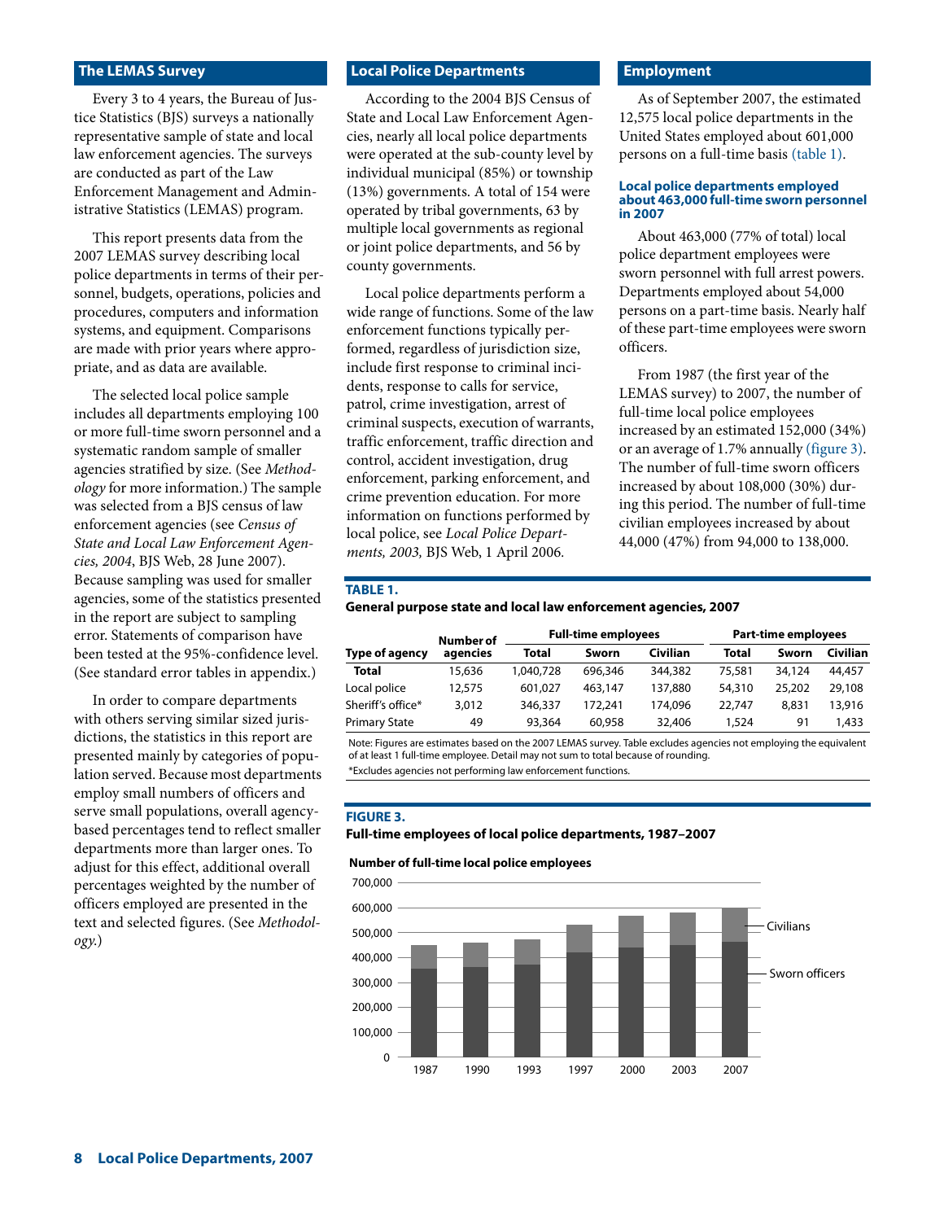## The LEMAS Survey

Every 3 to 4 years, the Bureau of Justice Statistics (BJS) surveys a nationally representative sample of state and local law enforcement agencies. The surveys are conducted as part of the Law Enforcement Management and Administrative Statistics (LEMAS) program.

This report presents data from the 2007 LEMAS survey describing local police departments in terms of their personnel, budgets, operations, policies and procedures, computers and information systems, and equipment. Comparisons are made with prior years where appropriate, and as data are available.

The selected local police sample includes all departments employing 100 or more full-time sworn personnel and a systematic random sample of smaller agencies stratified by size. (See *Methodology* for more information.) The sample was selected from a BJS census of law enforcement agencies (see *Census of State and Local Law Enforcement Agencies, 2004*, BJS Web, 28 June 2007). Because sampling was used for smaller agencies, some of the statistics presented in the report are subject to sampling error. Statements of comparison have been tested at the 95%-confidence level. (See standard error tables in appendix.)

In order to compare departments with others serving similar sized jurisdictions, the statistics in this report are presented mainly by categories of population served. Because most departments employ small numbers of officers and serve small populations, overall agency-based percentages tend to reflect smaller departments more than larger ones. To adjust for this effect, additional overall percentages weighted by the number of officers employed are presented in the text and selected figures. (See *Methodology.*)

## Local Police Departments

According to the 2004 BJS Census of State and Local Law Enforcement Agencies, nearly all local police departments were operated at the sub-county level by individual municipal (85%) or township (13%) governments. A total of 154 were operated by tribal governments, 63 by multiple local governments as regional or joint police departments, and 56 by county governments.

Local police departments perform a wide range of functions. Some of the law enforcement functions typically performed, regardless of jurisdiction size, include first response to criminal incidents, response to calls for service, patrol, crime investigation, arrest of criminal suspects, execution of warrants, traffic enforcement, traffic direction and control, accident investigation, drug enforcement, parking enforcement, and crime prevention education. For more information on functions performed by local police, see *Local Police Departments, 2003,* BJS Web, 1 April 2006.

## Employment

As of September 2007, the estimated 12,575 local police departments in the United States employed about 601,000 persons on a full-time basis (table 1).

### Local police departments employed about 463,000 full-time sworn personnel in 2007

About 463,000 (77% of total) local police department employees were sworn personnel with full arrest powers. Departments employed about 54,000 persons on a part-time basis. Nearly half of these part-time employees were sworn officers.

From 1987 (the first year of the LEMAS survey) to 2007, the number of full-time local police employees increased by an estimated 152,000 (34%) or an average of 1.7% annually (figure 3). The number of full-time sworn officers increased by about 108,000 (30%) during this period. The number of full-time civilian employees increased by about 44,000 (47%) from 94,000 to 138,000.

**TABLE 1.**
**General purpose state and local law enforcement agencies, 2007**

| Type of agency | Number of agencies | Full-time employees | | | Part-time employees | | |
|---|---|---|---|---|---|---|---|
| | | Total | Sworn | Civilian | Total | Sworn | Civilian |
| **Total** | 15,636 | 1,040,728 | 696,346 | 344,382 | 75,581 | 34,124 | 44,457 |
| Local police | 12,575 | 601,027 | 463,147 | 137,880 | 54,310 | 25,202 | 29,108 |
| Sheriff's office* | 3,012 | 346,337 | 172,241 | 174,096 | 22,747 | 8,831 | 13,916 |
| Primary State | 49 | 93,364 | 60,958 | 32,406 | 1,524 | 91 | 1,433 |

Note: Figures are estimates based on the 2007 LEMAS survey. Table excludes agencies not employing the equivalent of at least 1 full-time employee. Detail may not sum to total because of rounding.
*Excludes agencies not performing law enforcement functions.

**FIGURE 3.**
**Full-time employees of local police departments, 1987–2007**

Number of full-time local police employees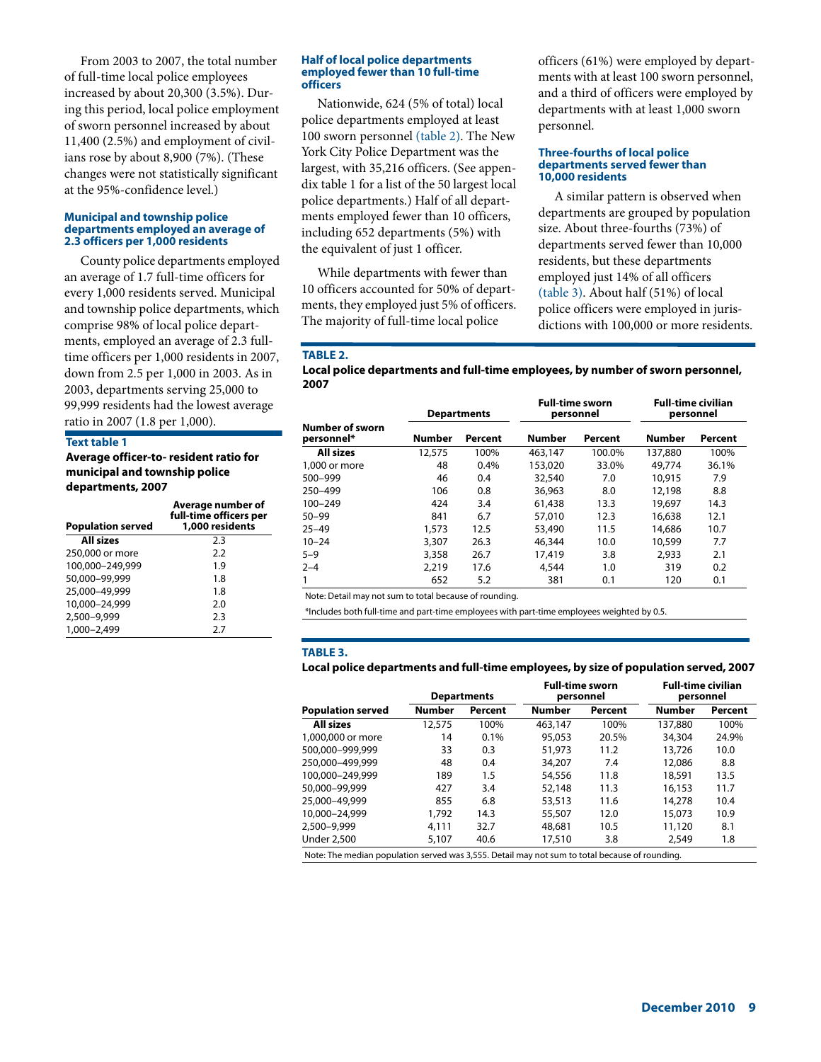From 2003 to 2007, the total number of full-time local police employees increased by about 20,300 (3.5%). During this period, local police employment of sworn personnel increased by about 11,400 (2.5%) and employment of civilians rose by about 8,900 (7%). (These changes were not statistically significant at the 95%-confidence level.)

### Municipal and township police departments employed an average of 2.3 officers per 1,000 residents

County police departments employed an average of 1.7 full-time officers for every 1,000 residents served. Municipal and township police departments, which comprise 98% of local police departments, employed an average of 2.3 full-time officers per 1,000 residents in 2007, down from 2.5 per 1,000 in 2003. As in 2003, departments serving 25,000 to 99,999 residents had the lowest average ratio in 2007 (1.8 per 1,000).

**Text table 1**

**Average officer-to- resident ratio for municipal and township police departments, 2007**

| Population served | Average number of full-time officers per 1,000 residents |
|---|---|
| **All sizes** | 2.3 |
| 250,000 or more | 2.2 |
| 100,000–249,999 | 1.9 |
| 50,000–99,999 | 1.8 |
| 25,000–49,999 | 1.8 |
| 10,000–24,999 | 2.0 |
| 2,500–9,999 | 2.3 |
| 1,000–2,499 | 2.7 |

### Half of local police departments employed fewer than 10 full-time officers

Nationwide, 624 (5% of total) local police departments employed at least 100 sworn personnel (table 2). The New York City Police Department was the largest, with 35,216 officers. (See appendix table 1 for a list of the 50 largest local police departments.) Half of all departments employed fewer than 10 officers, including 652 departments (5%) with the equivalent of just 1 officer.

While departments with fewer than 10 officers accounted for 50% of departments, they employed just 5% of officers. The majority of full-time local police officers (61%) were employed by departments with at least 100 sworn personnel, and a third of officers were employed by departments with at least 1,000 sworn personnel.

### Three-fourths of local police departments served fewer than 10,000 residents

A similar pattern is observed when departments are grouped by population size. About three-fourths (73%) of departments served fewer than 10,000 residents, but these departments employed just 14% of all officers (table 3). About half (51%) of local police officers were employed in jurisdictions with 100,000 or more residents.

**TABLE 2.**

**Local police departments and full-time employees, by number of sworn personnel, 2007**

| Number of sworn personnel* | Departments | | Full-time sworn personnel | | Full-time civilian personnel | |
|---|---|---|---|---|---|---|
| | Number | Percent | Number | Percent | Number | Percent |
| **All sizes** | 12,575 | 100% | 463,147 | 100.0% | 137,880 | 100% |
| 1,000 or more | 48 | 0.4% | 153,020 | 33.0% | 49,774 | 36.1% |
| 500–999 | 46 | 0.4 | 32,540 | 7.0 | 10,915 | 7.9 |
| 250–499 | 106 | 0.8 | 36,963 | 8.0 | 12,198 | 8.8 |
| 100–249 | 424 | 3.4 | 61,438 | 13.3 | 19,697 | 14.3 |
| 50–99 | 841 | 6.7 | 57,010 | 12.3 | 16,638 | 12.1 |
| 25–49 | 1,573 | 12.5 | 53,490 | 11.5 | 14,686 | 10.7 |
| 10–24 | 3,307 | 26.3 | 46,344 | 10.0 | 10,599 | 7.7 |
| 5–9 | 3,358 | 26.7 | 17,419 | 3.8 | 2,933 | 2.1 |
| 2–4 | 2,219 | 17.6 | 4,544 | 1.0 | 319 | 0.2 |
| 1 | 652 | 5.2 | 381 | 0.1 | 120 | 0.1 |

Note: Detail may not sum to total because of rounding.

*Includes both full-time and part-time employees with part-time employees weighted by 0.5.

**TABLE 3.**

**Local police departments and full-time employees, by size of population served, 2007**

| Population served | Departments | | Full-time sworn personnel | | Full-time civilian personnel | |
|---|---|---|---|---|---|---|
| | Number | Percent | Number | Percent | Number | Percent |
| **All sizes** | 12,575 | 100% | 463,147 | 100% | 137,880 | 100% |
| 1,000,000 or more | 14 | 0.1% | 95,053 | 20.5% | 34,304 | 24.9% |
| 500,000–999,999 | 33 | 0.3 | 51,973 | 11.2 | 13,726 | 10.0 |
| 250,000–499,999 | 48 | 0.4 | 34,207 | 7.4 | 12,086 | 8.8 |
| 100,000–249,999 | 189 | 1.5 | 54,556 | 11.8 | 18,591 | 13.5 |
| 50,000–99,999 | 427 | 3.4 | 52,148 | 11.3 | 16,153 | 11.7 |
| 25,000–49,999 | 855 | 6.8 | 53,513 | 11.6 | 14,278 | 10.4 |
| 10,000–24,999 | 1,792 | 14.3 | 55,507 | 12.0 | 15,073 | 10.9 |
| 2,500–9,999 | 4,111 | 32.7 | 48,681 | 10.5 | 11,120 | 8.1 |
| Under 2,500 | 5,107 | 40.6 | 17,510 | 3.8 | 2,549 | 1.8 |

Note: The median population served was 3,555. Detail may not sum to total because of rounding.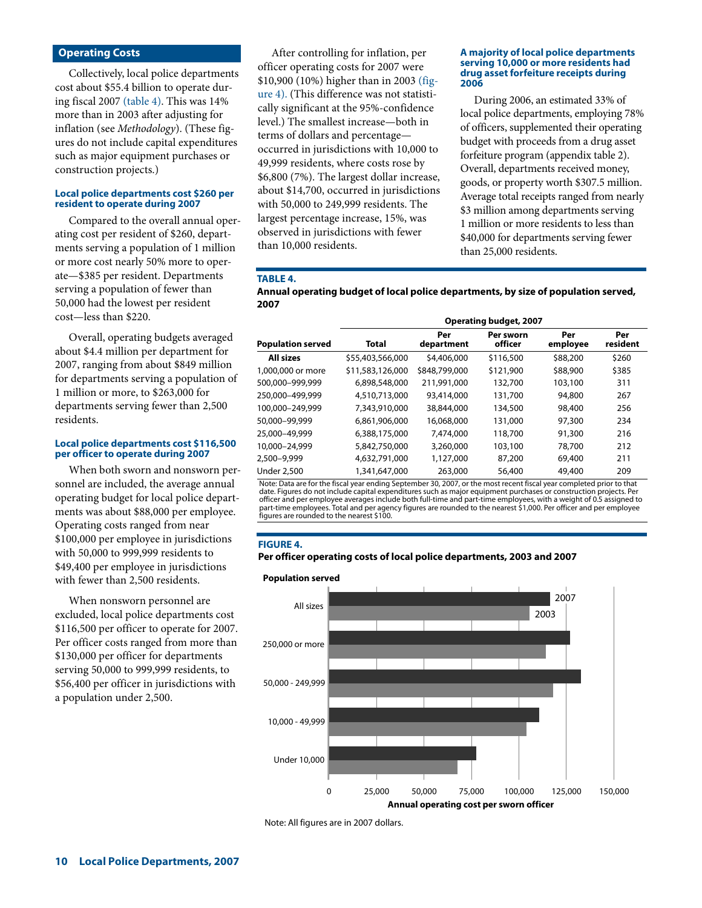## Operating Costs

Collectively, local police departments cost about $55.4 billion to operate during fiscal 2007 (table 4). This was 14% more than in 2003 after adjusting for inflation (see *Methodology*). (These figures do not include capital expenditures such as major equipment purchases or construction projects.)

### Local police departments cost $260 per resident to operate during 2007

Compared to the overall annual operating cost per resident of $260, departments serving a population of 1 million or more cost nearly 50% more to operate—$385 per resident. Departments serving a population of fewer than 50,000 had the lowest per resident cost—less than $220.

Overall, operating budgets averaged about $4.4 million per department for 2007, ranging from about $849 million for departments serving a population of 1 million or more, to $263,000 for departments serving fewer than 2,500 residents.

### Local police departments cost $116,500 per officer to operate during 2007

When both sworn and nonsworn personnel are included, the average annual operating budget for local police departments was about $88,000 per employee. Operating costs ranged from near $100,000 per employee in jurisdictions with 50,000 to 999,999 residents to $49,400 per employee in jurisdictions with fewer than 2,500 residents.

When nonsworn personnel are excluded, local police departments cost $116,500 per officer to operate for 2007. Per officer costs ranged from more than $130,000 per officer for departments serving 50,000 to 999,999 residents, to $56,400 per officer in jurisdictions with a population under 2,500.

After controlling for inflation, per officer operating costs for 2007 were $10,900 (10%) higher than in 2003 (figure 4). (This difference was not statistically significant at the 95%-confidence level.) The smallest increase—both in terms of dollars and percentage—occurred in jurisdictions with 10,000 to 49,999 residents, where costs rose by $6,800 (7%). The largest dollar increase, about $14,700, occurred in jurisdictions with 50,000 to 249,999 residents. The largest percentage increase, 15%, was observed in jurisdictions with fewer than 10,000 residents.

### A majority of local police departments serving 10,000 or more residents had drug asset forfeiture receipts during 2006

During 2006, an estimated 33% of local police departments, employing 78% of officers, supplemented their operating budget with proceeds from a drug asset forfeiture program (appendix table 2). Overall, departments received money, goods, or property worth $307.5 million. Average total receipts ranged from nearly $3 million among departments serving 1 million or more residents to less than $40,000 for departments serving fewer than 25,000 residents.

**TABLE 4.**
**Annual operating budget of local police departments, by size of population served, 2007**

| Population served | Operating budget, 2007 | | | | |
|---|---|---|---|---|---|
| | Total | Per department | Per sworn officer | Per employee | Per resident |
| **All sizes** | $55,403,566,000 | $4,406,000 | $116,500 | $88,200 | $260 |
| 1,000,000 or more | $11,583,126,000 | $848,799,000 | $121,900 | $88,900 | $385 |
| 500,000–999,999 | 6,898,548,000 | 211,991,000 | 132,700 | 103,100 | 311 |
| 250,000–499,999 | 4,510,713,000 | 93,414,000 | 131,700 | 94,800 | 267 |
| 100,000–249,999 | 7,343,910,000 | 38,844,000 | 134,500 | 98,400 | 256 |
| 50,000–99,999 | 6,861,906,000 | 16,068,000 | 131,000 | 97,300 | 234 |
| 25,000–49,999 | 6,388,175,000 | 7,474,000 | 118,700 | 91,300 | 216 |
| 10,000–24,999 | 5,842,750,000 | 3,260,000 | 103,100 | 78,700 | 212 |
| 2,500–9,999 | 4,632,791,000 | 1,127,000 | 87,200 | 69,400 | 211 |
| Under 2,500 | 1,341,647,000 | 263,000 | 56,400 | 49,400 | 209 |

Note: Data are for the fiscal year ending September 30, 2007, or the most recent fiscal year completed prior to that date. Figures do not include capital expenditures such as major equipment purchases or construction projects. Per officer and per employee averages include both full-time and part-time employees, with a weight of 0.5 assigned to part-time employees. Total and per agency figures are rounded to the nearest $1,000. Per officer and per employee figures are rounded to the nearest $100.

**FIGURE 4.**
**Per officer operating costs of local police departments, 2003 and 2007**

Note: All figures are in 2007 dollars.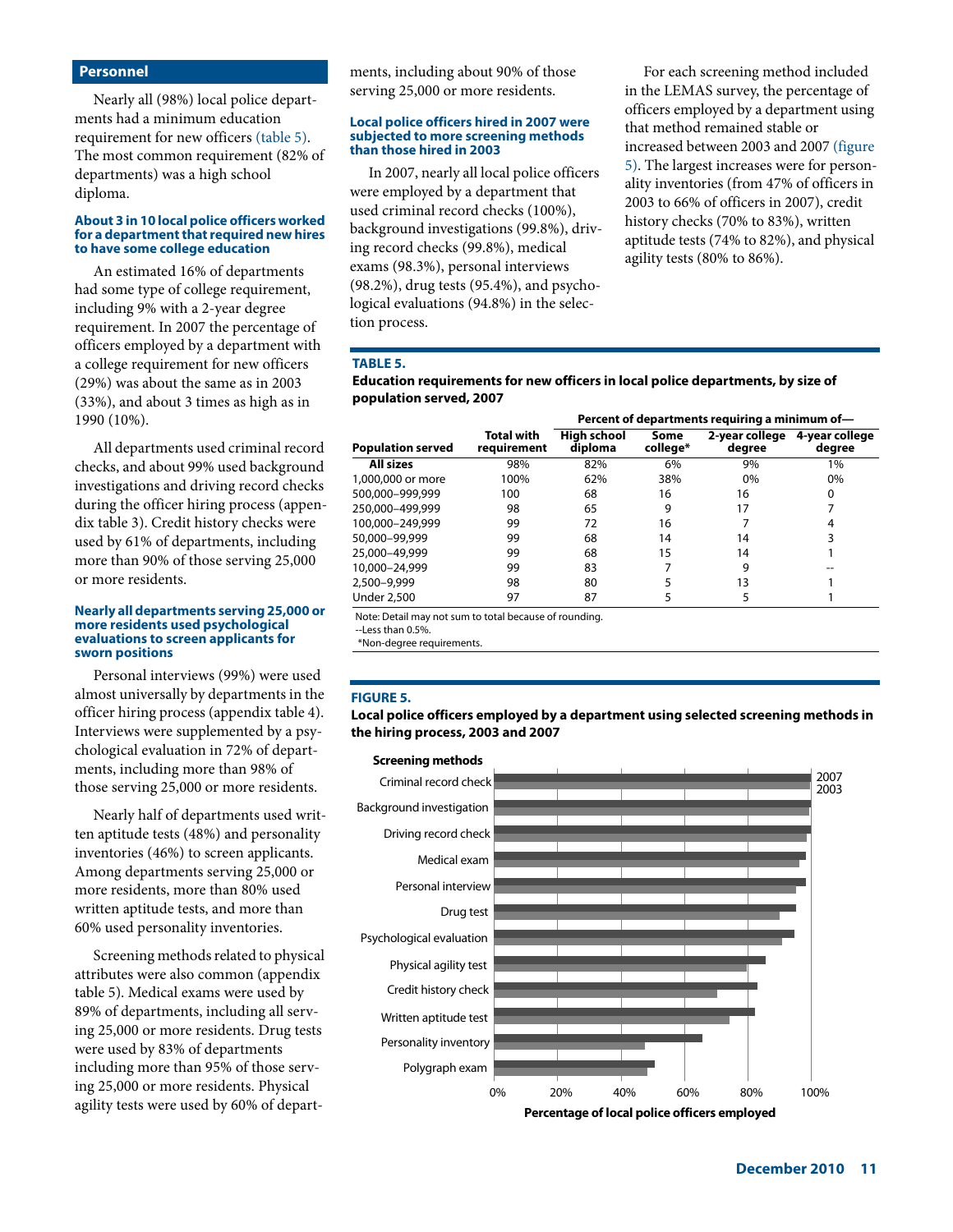## Personnel

Nearly all (98%) local police departments had a minimum education requirement for new officers (table 5). The most common requirement (82% of departments) was a high school diploma.

### About 3 in 10 local police officers worked for a department that required new hires to have some college education

An estimated 16% of departments had some type of college requirement, including 9% with a 2-year degree requirement. In 2007 the percentage of officers employed by a department with a college requirement for new officers (29%) was about the same as in 2003 (33%), and about 3 times as high as in 1990 (10%).

All departments used criminal record checks, and about 99% used background investigations and driving record checks during the officer hiring process (appendix table 3). Credit history checks were used by 61% of departments, including more than 90% of those serving 25,000 or more residents.

### Nearly all departments serving 25,000 or more residents used psychological evaluations to screen applicants for sworn positions

Personal interviews (99%) were used almost universally by departments in the officer hiring process (appendix table 4). Interviews were supplemented by a psychological evaluation in 72% of departments, including more than 98% of those serving 25,000 or more residents.

Nearly half of departments used written aptitude tests (48%) and personality inventories (46%) to screen applicants. Among departments serving 25,000 or more residents, more than 80% used written aptitude tests, and more than 60% used personality inventories.

Screening methods related to physical attributes were also common (appendix table 5). Medical exams were used by 89% of departments, including all serving 25,000 or more residents. Drug tests were used by 83% of departments including more than 95% of those serving 25,000 or more residents. Physical agility tests were used by 60% of departments, including about 90% of those serving 25,000 or more residents.

### Local police officers hired in 2007 were subjected to more screening methods than those hired in 2003

In 2007, nearly all local police officers were employed by a department that used criminal record checks (100%), background investigations (99.8%), driving record checks (99.8%), medical exams (98.3%), personal interviews (98.2%), drug tests (95.4%), and psychological evaluations (94.8%) in the selection process.

For each screening method included in the LEMAS survey, the percentage of officers employed by a department using that method remained stable or increased between 2003 and 2007 (figure 5). The largest increases were for personality inventories (from 47% of officers in 2003 to 66% of officers in 2007), credit history checks (70% to 83%), written aptitude tests (74% to 82%), and physical agility tests (80% to 86%).

**TABLE 5.**

**Education requirements for new officers in local police departments, by size of population served, 2007**

| Population served | Total with requirement | Percent of departments requiring a minimum of— High school diploma | Some college* | 2-year college degree | 4-year college degree |
|---|---|---|---|---|---|
| **All sizes** | 98% | 82% | 6% | 9% | 1% |
| 1,000,000 or more | 100% | 62% | 38% | 0% | 0% |
| 500,000–999,999 | 100 | 68 | 16 | 16 | 0 |
| 250,000–499,999 | 98 | 65 | 9 | 17 | 7 |
| 100,000–249,999 | 99 | 72 | 16 | 7 | 4 |
| 50,000–99,999 | 99 | 68 | 14 | 14 | 3 |
| 25,000–49,999 | 99 | 68 | 15 | 14 | 1 |
| 10,000–24,999 | 99 | 83 | 7 | 9 | -- |
| 2,500–9,999 | 98 | 80 | 5 | 13 | 1 |
| Under 2,500 | 97 | 87 | 5 | 5 | 1 |

Note: Detail may not sum to total because of rounding.
--Less than 0.5%.
*Non-degree requirements.

**FIGURE 5.**

**Local police officers employed by a department using selected screening methods in the hiring process, 2003 and 2007**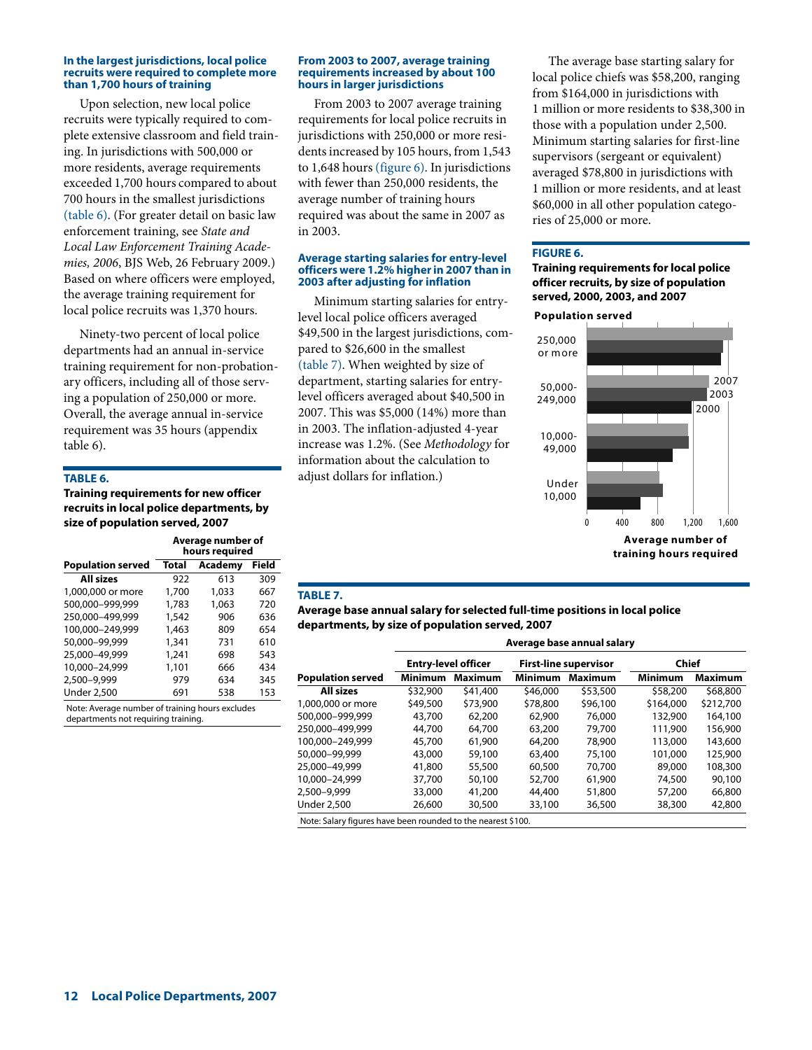### In the largest jurisdictions, local police recruits were required to complete more than 1,700 hours of training

Upon selection, new local police recruits were typically required to complete extensive classroom and field training. In jurisdictions with 500,000 or more residents, average requirements exceeded 1,700 hours compared to about 700 hours in the smallest jurisdictions (table 6). (For greater detail on basic law enforcement training, see *State and Local Law Enforcement Training Academies, 2006*, BJS Web, 26 February 2009.) Based on where officers were employed, the average training requirement for local police recruits was 1,370 hours.

Ninety-two percent of local police departments had an annual in-service training requirement for non-probationary officers, including all of those serving a population of 250,000 or more. Overall, the average annual in-service requirement was 35 hours (appendix table 6).

**TABLE 6.**

**Training requirements for new officer recruits in local police departments, by size of population served, 2007**

| | Average number of hours required | | |
|---|---|---|---|
| Population served | Total | Academy | Field |
| **All sizes** | 922 | 613 | 309 |
| 1,000,000 or more | 1,700 | 1,033 | 667 |
| 500,000–999,999 | 1,783 | 1,063 | 720 |
| 250,000–499,999 | 1,542 | 906 | 636 |
| 100,000–249,999 | 1,463 | 809 | 654 |
| 50,000–99,999 | 1,341 | 731 | 610 |
| 25,000–49,999 | 1,241 | 698 | 543 |
| 10,000–24,999 | 1,101 | 666 | 434 |
| 2,500–9,999 | 979 | 634 | 345 |
| Under 2,500 | 691 | 538 | 153 |

Note: Average number of training hours excludes departments not requiring training.

### From 2003 to 2007, average training requirements increased by about 100 hours in larger jurisdictions

From 2003 to 2007 average training requirements for local police recruits in jurisdictions with 250,000 or more residents increased by 105 hours, from 1,543 to 1,648 hours (figure 6). In jurisdictions with fewer than 250,000 residents, the average number of training hours required was about the same in 2007 as in 2003.

### Average starting salaries for entry-level officers were 1.2% higher in 2007 than in 2003 after adjusting for inflation

Minimum starting salaries for entry-level local police officers averaged $49,500 in the largest jurisdictions, compared to $26,600 in the smallest (table 7). When weighted by size of department, starting salaries for entry-level officers averaged about $40,500 in 2007. This was $5,000 (14%) more than in 2003. The inflation-adjusted 4-year increase was 1.2%. (See *Methodology* for information about the calculation to adjust dollars for inflation.)

The average base starting salary for local police chiefs was $58,200, ranging from $164,000 in jurisdictions with 1 million or more residents to $38,300 in those with a population under 2,500. Minimum starting salaries for first-line supervisors (sergeant or equivalent) averaged $78,800 in jurisdictions with 1 million or more residents, and at least $60,000 in all other population categories of 25,000 or more.

**FIGURE 6.**

**Training requirements for local police officer recruits, by size of population served, 2000, 2003, and 2007**

**TABLE 7.**

**Average base annual salary for selected full-time positions in local police departments, by size of population served, 2007**

| | Average base annual salary | | | | | |
|---|---|---|---|---|---|---|
| | Entry-level officer | | First-line supervisor | | Chief | |
| Population served | Minimum | Maximum | Minimum | Maximum | Minimum | Maximum |
| **All sizes** | $32,900 | $41,400 | $46,000 | $53,500 | $58,200 | $68,800 |
| 1,000,000 or more | $49,500 | $73,900 | $78,800 | $96,100 | $164,000 | $212,700 |
| 500,000–999,999 | 43,700 | 62,200 | 62,900 | 76,000 | 132,900 | 164,100 |
| 250,000–499,999 | 44,700 | 64,700 | 63,200 | 79,700 | 111,900 | 156,900 |
| 100,000–249,999 | 45,700 | 61,900 | 64,200 | 78,900 | 113,000 | 143,600 |
| 50,000–99,999 | 43,000 | 59,100 | 63,400 | 75,100 | 101,000 | 125,900 |
| 25,000–49,999 | 41,800 | 55,500 | 60,500 | 70,700 | 89,000 | 108,300 |
| 10,000–24,999 | 37,700 | 50,100 | 52,700 | 61,900 | 74,500 | 90,100 |
| 2,500–9,999 | 33,000 | 41,200 | 44,400 | 51,800 | 57,200 | 66,800 |
| Under 2,500 | 26,600 | 30,500 | 33,100 | 36,500 | 38,300 | 42,800 |

Note: Salary figures have been rounded to the nearest $100.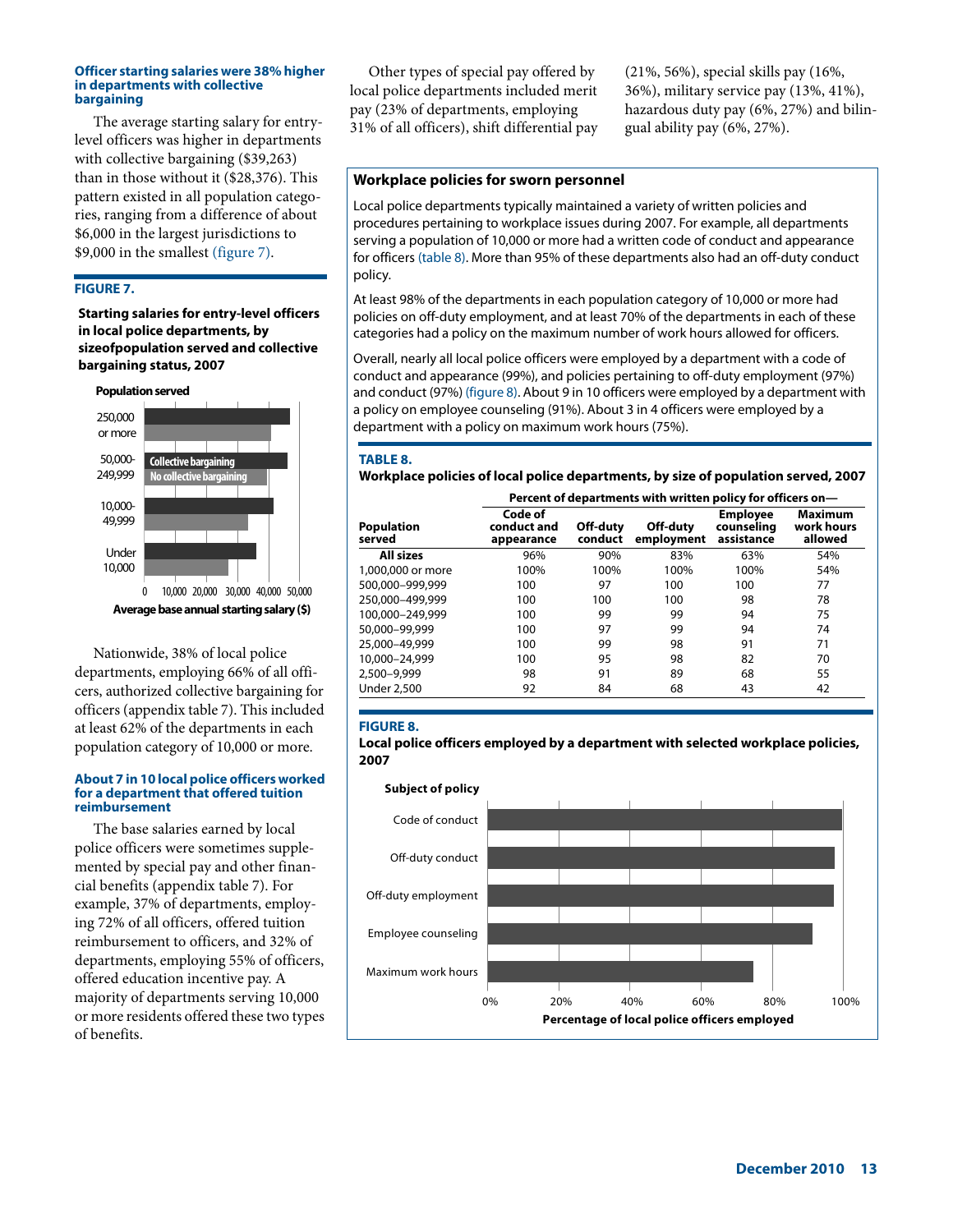### Officer starting salaries were 38% higher in departments with collective bargaining

The average starting salary for entry-level officers was higher in departments with collective bargaining ($39,263) than in those without it ($28,376). This pattern existed in all population categories, ranging from a difference of about $6,000 in the largest jurisdictions to $9,000 in the smallest (figure 7).

**FIGURE 7.**

**Starting salaries for entry-level officers in local police departments, by sizeofpopulation served and collective bargaining status, 2007**

Population served: 250,000 or more; 50,000–249,999; 10,000–49,999; Under 10,000

Collective bargaining / No collective bargaining

Average base annual starting salary ($): 0, 10,000, 20,000, 30,000, 40,000, 50,000

Nationwide, 38% of local police departments, employing 66% of all officers, authorized collective bargaining for officers (appendix table 7). This included at least 62% of the departments in each population category of 10,000 or more.

### About 7 in 10 local police officers worked for a department that offered tuition reimbursement

The base salaries earned by local police officers were sometimes supplemented by special pay and other financial benefits (appendix table 7). For example, 37% of departments, employing 72% of all officers, offered tuition reimbursement to officers, and 32% of departments, employing 55% of officers, offered education incentive pay. A majority of departments serving 10,000 or more residents offered these two types of benefits.

Other types of special pay offered by local police departments included merit pay (23% of departments, employing 31% of all officers), shift differential pay (21%, 56%), special skills pay (16%, 36%), military service pay (13%, 41%), hazardous duty pay (6%, 27%) and bilingual ability pay (6%, 27%).

### Workplace policies for sworn personnel

Local police departments typically maintained a variety of written policies and procedures pertaining to workplace issues during 2007. For example, all departments serving a population of 10,000 or more had a written code of conduct and appearance for officers (table 8). More than 95% of these departments also had an off-duty conduct policy.

At least 98% of the departments in each population category of 10,000 or more had policies on off-duty employment, and at least 70% of the departments in each of these categories had a policy on the maximum number of work hours allowed for officers.

Overall, nearly all local police officers were employed by a department with a code of conduct and appearance (99%), and policies pertaining to off-duty employment (97%) and conduct (97%) (figure 8). About 9 in 10 officers were employed by a department with a policy on employee counseling (91%). About 3 in 4 officers were employed by a department with a policy on maximum work hours (75%).

**TABLE 8.**

**Workplace policies of local police departments, by size of population served, 2007**

| | Percent of departments with written policy for officers on— | | | | |
|---|---|---|---|---|---|
| Population served | Code of conduct and appearance | Off-duty conduct | Off-duty employment | Employee counseling assistance | Maximum work hours allowed |
| **All sizes** | 96% | 90% | 83% | 63% | 54% |
| 1,000,000 or more | 100% | 100% | 100% | 100% | 54% |
| 500,000–999,999 | 100 | 97 | 100 | 100 | 77 |
| 250,000–499,999 | 100 | 100 | 100 | 98 | 78 |
| 100,000–249,999 | 100 | 99 | 99 | 94 | 75 |
| 50,000–99,999 | 100 | 97 | 99 | 94 | 74 |
| 25,000–49,999 | 100 | 99 | 98 | 91 | 71 |
| 10,000–24,999 | 100 | 95 | 98 | 82 | 70 |
| 2,500–9,999 | 98 | 91 | 89 | 68 | 55 |
| Under 2,500 | 92 | 84 | 68 | 43 | 42 |

**FIGURE 8.**

**Local police officers employed by a department with selected workplace policies, 2007**

Subject of policy: Code of conduct; Off-duty conduct; Off-duty employment; Employee counseling; Maximum work hours

Percentage of local police officers employed: 0%, 20%, 40%, 60%, 80%, 100%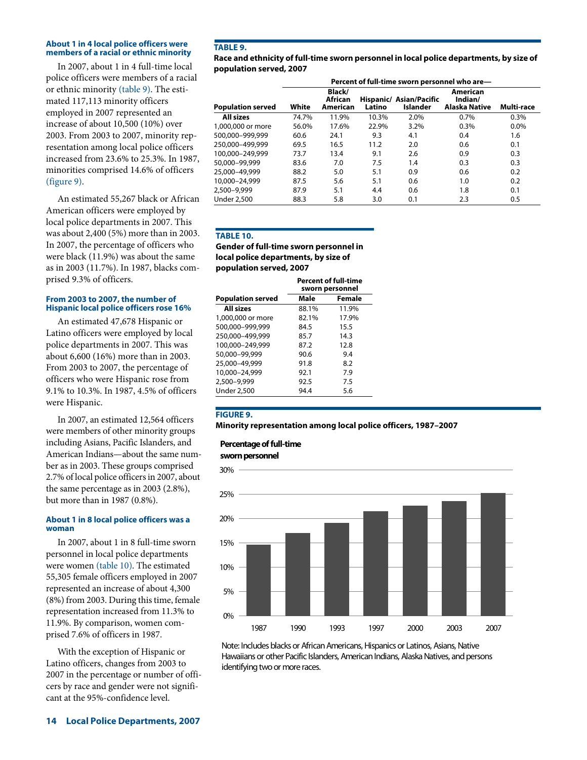### About 1 in 4 local police officers were members of a racial or ethnic minority

In 2007, about 1 in 4 full-time local police officers were members of a racial or ethnic minority (table 9). The estimated 117,113 minority officers employed in 2007 represented an increase of about 10,500 (10%) over 2003. From 2003 to 2007, minority representation among local police officers increased from 23.6% to 25.3%. In 1987, minorities comprised 14.6% of officers (figure 9).

An estimated 55,267 black or African American officers were employed by local police departments in 2007. This was about 2,400 (5%) more than in 2003. In 2007, the percentage of officers who were black (11.9%) was about the same as in 2003 (11.7%). In 1987, blacks comprised 9.3% of officers.

### From 2003 to 2007, the number of Hispanic local police officers rose 16%

An estimated 47,678 Hispanic or Latino officers were employed by local police departments in 2007. This was about 6,600 (16%) more than in 2003. From 2003 to 2007, the percentage of officers who were Hispanic rose from 9.1% to 10.3%. In 1987, 4.5% of officers were Hispanic.

In 2007, an estimated 12,564 officers were members of other minority groups including Asians, Pacific Islanders, and American Indians—about the same number as in 2003. These groups comprised 2.7% of local police officers in 2007, about the same percentage as in 2003 (2.8%), but more than in 1987 (0.8%).

### About 1 in 8 local police officers was a woman

In 2007, about 1 in 8 full-time sworn personnel in local police departments were women (table 10). The estimated 55,305 female officers employed in 2007 represented an increase of about 4,300 (8%) from 2003. During this time, female representation increased from 11.3% to 11.9%. By comparison, women comprised 7.6% of officers in 1987.

With the exception of Hispanic or Latino officers, changes from 2003 to 2007 in the percentage or number of officers by race and gender were not significant at the 95%-confidence level.

**TABLE 9.**
**Race and ethnicity of full-time sworn personnel in local police departments, by size of population served, 2007**

| | Percent of full-time sworn personnel who are— | | | | | |
|---|---|---|---|---|---|---|
| Population served | White | Black/ African American | Hispanic/ Latino | Asian/Pacific Islander | American Indian/ Alaska Native | Multi-race |
| **All sizes** | 74.7% | 11.9% | 10.3% | 2.0% | 0.7% | 0.3% |
| 1,000,000 or more | 56.0% | 17.6% | 22.9% | 3.2% | 0.3% | 0.0% |
| 500,000–999,999 | 60.6 | 24.1 | 9.3 | 4.1 | 0.4 | 1.6 |
| 250,000–499,999 | 69.5 | 16.5 | 11.2 | 2.0 | 0.6 | 0.1 |
| 100,000–249,999 | 73.7 | 13.4 | 9.1 | 2.6 | 0.9 | 0.3 |
| 50,000–99,999 | 83.6 | 7.0 | 7.5 | 1.4 | 0.3 | 0.3 |
| 25,000–49,999 | 88.2 | 5.0 | 5.1 | 0.9 | 0.6 | 0.2 |
| 10,000–24,999 | 87.5 | 5.6 | 5.1 | 0.6 | 1.0 | 0.2 |
| 2,500–9,999 | 87.9 | 5.1 | 4.4 | 0.6 | 1.8 | 0.1 |
| Under 2,500 | 88.3 | 5.8 | 3.0 | 0.1 | 2.3 | 0.5 |

**TABLE 10.**
**Gender of full-time sworn personnel in local police departments, by size of population served, 2007**

| | Percent of full-time sworn personnel | |
|---|---|---|
| Population served | Male | Female |
| **All sizes** | 88.1% | 11.9% |
| 1,000,000 or more | 82.1% | 17.9% |
| 500,000–999,999 | 84.5 | 15.5 |
| 250,000–499,999 | 85.7 | 14.3 |
| 100,000–249,999 | 87.2 | 12.8 |
| 50,000–99,999 | 90.6 | 9.4 |
| 25,000–49,999 | 91.8 | 8.2 |
| 10,000–24,999 | 92.1 | 7.9 |
| 2,500–9,999 | 92.5 | 7.5 |
| Under 2,500 | 94.4 | 5.6 |

**FIGURE 9.**
**Minority representation among local police officers, 1987–2007**

Percentage of full-time sworn personnel

| Year | Percent |
|---|---|
| 1987 | 14.6% |
| 1990 | ~17% |
| 1993 | ~19% |
| 1997 | ~21.5% |
| 2000 | ~22.7% |
| 2003 | 23.6% |
| 2007 | 25.3% |

Note: Includes blacks or African Americans, Hispanics or Latinos, Asians, Native Hawaiians or other Pacific Islanders, American Indians, Alaska Natives, and persons identifying two or more races.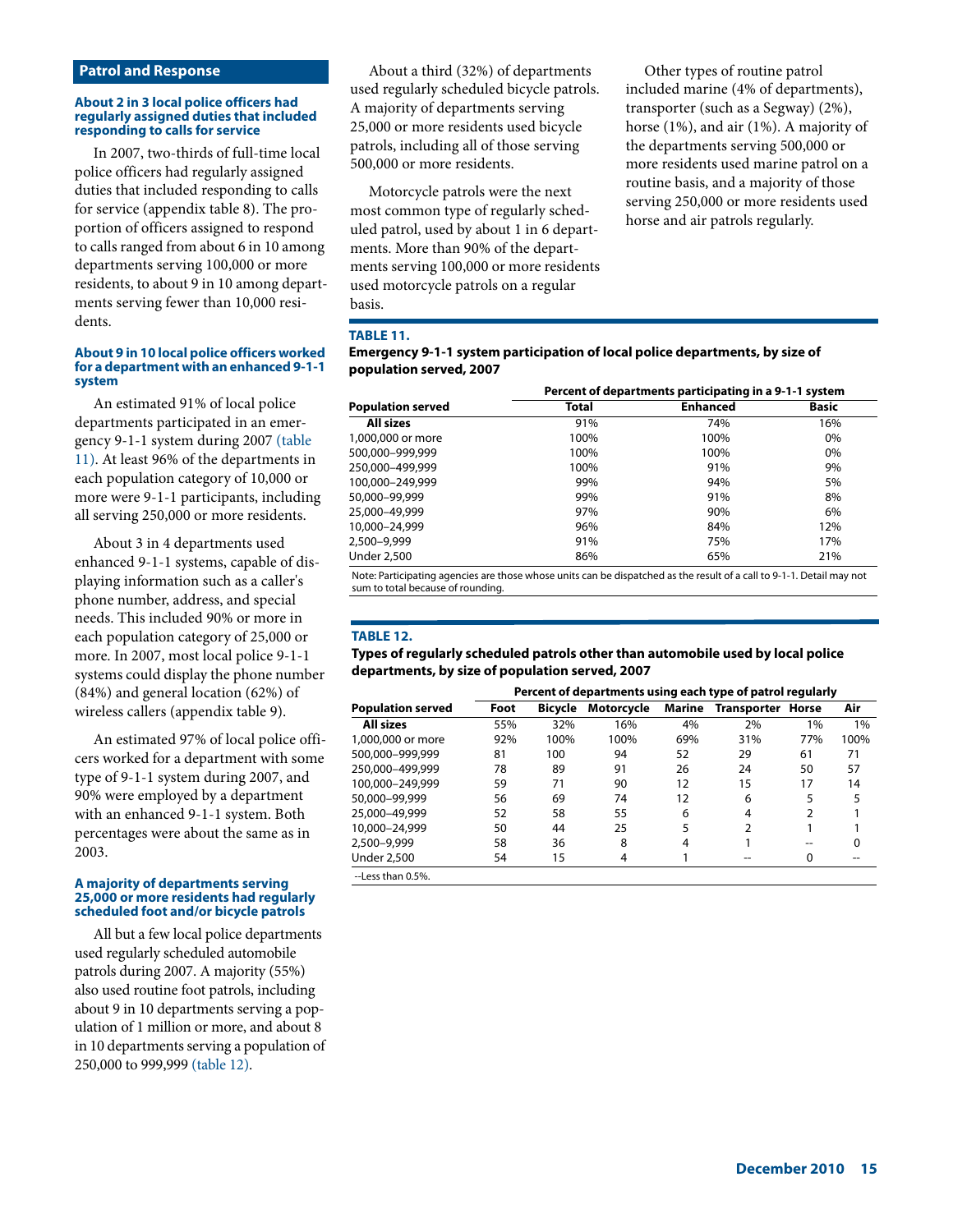## Patrol and Response

### About 2 in 3 local police officers had regularly assigned duties that included responding to calls for service

In 2007, two-thirds of full-time local police officers had regularly assigned duties that included responding to calls for service (appendix table 8). The proportion of officers assigned to respond to calls ranged from about 6 in 10 among departments serving 100,000 or more residents, to about 9 in 10 among departments serving fewer than 10,000 residents.

### About 9 in 10 local police officers worked for a department with an enhanced 9-1-1 system

An estimated 91% of local police departments participated in an emergency 9-1-1 system during 2007 (table 11). At least 96% of the departments in each population category of 10,000 or more were 9-1-1 participants, including all serving 250,000 or more residents.

About 3 in 4 departments used enhanced 9-1-1 systems, capable of displaying information such as a caller's phone number, address, and special needs. This included 90% or more in each population category of 25,000 or more. In 2007, most local police 9-1-1 systems could display the phone number (84%) and general location (62%) of wireless callers (appendix table 9).

An estimated 97% of local police officers worked for a department with some type of 9-1-1 system during 2007, and 90% were employed by a department with an enhanced 9-1-1 system. Both percentages were about the same as in 2003.

### A majority of departments serving 25,000 or more residents had regularly scheduled foot and/or bicycle patrols

All but a few local police departments used regularly scheduled automobile patrols during 2007. A majority (55%) also used routine foot patrols, including about 9 in 10 departments serving a population of 1 million or more, and about 8 in 10 departments serving a population of 250,000 to 999,999 (table 12).

About a third (32%) of departments used regularly scheduled bicycle patrols. A majority of departments serving 25,000 or more residents used bicycle patrols, including all of those serving 500,000 or more residents.

Motorcycle patrols were the next most common type of regularly scheduled patrol, used by about 1 in 6 departments. More than 90% of the departments serving 100,000 or more residents used motorcycle patrols on a regular basis.

Other types of routine patrol included marine (4% of departments), transporter (such as a Segway) (2%), horse (1%), and air (1%). A majority of the departments serving 500,000 or more residents used marine patrol on a routine basis, and a majority of those serving 250,000 or more residents used horse and air patrols regularly.

**TABLE 11.**
**Emergency 9-1-1 system participation of local police departments, by size of population served, 2007**

| Population served | Percent of departments participating in a 9-1-1 system | | |
|---|---|---|---|
| | Total | Enhanced | Basic |
| **All sizes** | 91% | 74% | 16% |
| 1,000,000 or more | 100% | 100% | 0% |
| 500,000–999,999 | 100% | 100% | 0% |
| 250,000–499,999 | 100% | 91% | 9% |
| 100,000–249,999 | 99% | 94% | 5% |
| 50,000–99,999 | 99% | 91% | 8% |
| 25,000–49,999 | 97% | 90% | 6% |
| 10,000–24,999 | 96% | 84% | 12% |
| 2,500–9,999 | 91% | 75% | 17% |
| Under 2,500 | 86% | 65% | 21% |

Note: Participating agencies are those whose units can be dispatched as the result of a call to 9-1-1. Detail may not sum to total because of rounding.

**TABLE 12.**
**Types of regularly scheduled patrols other than automobile used by local police departments, by size of population served, 2007**

| Population served | Percent of departments using each type of patrol regularly | | | | | | |
|---|---|---|---|---|---|---|---|
| | Foot | Bicycle | Motorcycle | Marine | Transporter | Horse | Air |
| **All sizes** | 55% | 32% | 16% | 4% | 2% | 1% | 1% |
| 1,000,000 or more | 92% | 100% | 100% | 69% | 31% | 77% | 100% |
| 500,000–999,999 | 81 | 100 | 94 | 52 | 29 | 61 | 71 |
| 250,000–499,999 | 78 | 89 | 91 | 26 | 24 | 50 | 57 |
| 100,000–249,999 | 59 | 71 | 90 | 12 | 15 | 17 | 14 |
| 50,000–99,999 | 56 | 69 | 74 | 12 | 6 | 5 | 5 |
| 25,000–49,999 | 52 | 58 | 55 | 6 | 4 | 2 | 1 |
| 10,000–24,999 | 50 | 44 | 25 | 5 | 2 | 1 | 1 |
| 2,500–9,999 | 58 | 36 | 8 | 4 | 1 | -- | 0 |
| Under 2,500 | 54 | 15 | 4 | 1 | -- | 0 | -- |

--Less than 0.5%.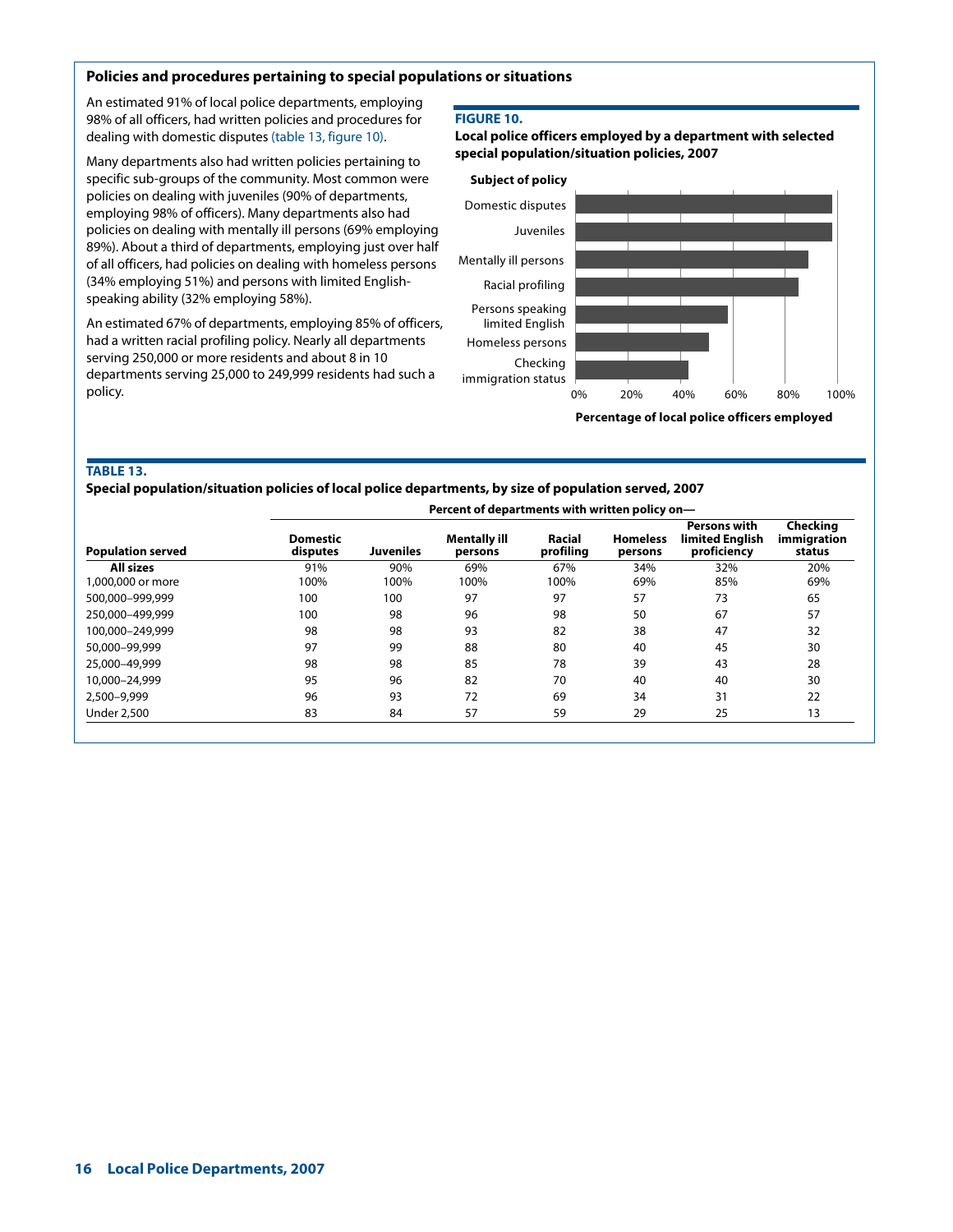## Policies and procedures pertaining to special populations or situations

An estimated 91% of local police departments, employing 98% of all officers, had written policies and procedures for dealing with domestic disputes (table 13, figure 10).

Many departments also had written policies pertaining to specific sub-groups of the community. Most common were policies on dealing with juveniles (90% of departments, employing 98% of officers). Many departments also had policies on dealing with mentally ill persons (69% employing 89%). About a third of departments, employing just over half of all officers, had policies on dealing with homeless persons (34% employing 51%) and persons with limited English-speaking ability (32% employing 58%).

An estimated 67% of departments, employing 85% of officers, had a written racial profiling policy. Nearly all departments serving 250,000 or more residents and about 8 in 10 departments serving 25,000 to 249,999 residents had such a policy.

**FIGURE 10.**
**Local police officers employed by a department with selected special population/situation policies, 2007**

Subject of policy: Domestic disputes, Juveniles, Mentally ill persons, Racial profiling, Persons speaking limited English, Homeless persons, Checking immigration status

Percentage of local police officers employed (0%, 20%, 40%, 60%, 80%, 100%)

**TABLE 13.**
**Special population/situation policies of local police departments, by size of population served, 2007**

| | Percent of departments with written policy on— | | | | | | |
|---|---|---|---|---|---|---|---|
| Population served | Domestic disputes | Juveniles | Mentally ill persons | Racial profiling | Homeless persons | Persons with limited English proficiency | Checking immigration status |
| **All sizes** | 91% | 90% | 69% | 67% | 34% | 32% | 20% |
| 1,000,000 or more | 100% | 100% | 100% | 100% | 69% | 85% | 69% |
| 500,000–999,999 | 100 | 100 | 97 | 97 | 57 | 73 | 65 |
| 250,000–499,999 | 100 | 98 | 96 | 98 | 50 | 67 | 57 |
| 100,000–249,999 | 98 | 98 | 93 | 82 | 38 | 47 | 32 |
| 50,000–99,999 | 97 | 99 | 88 | 80 | 40 | 45 | 30 |
| 25,000–49,999 | 98 | 98 | 85 | 78 | 39 | 43 | 28 |
| 10,000–24,999 | 95 | 96 | 82 | 70 | 40 | 40 | 30 |
| 2,500–9,999 | 96 | 93 | 72 | 69 | 34 | 31 | 22 |
| Under 2,500 | 83 | 84 | 57 | 59 | 29 | 25 | 13 |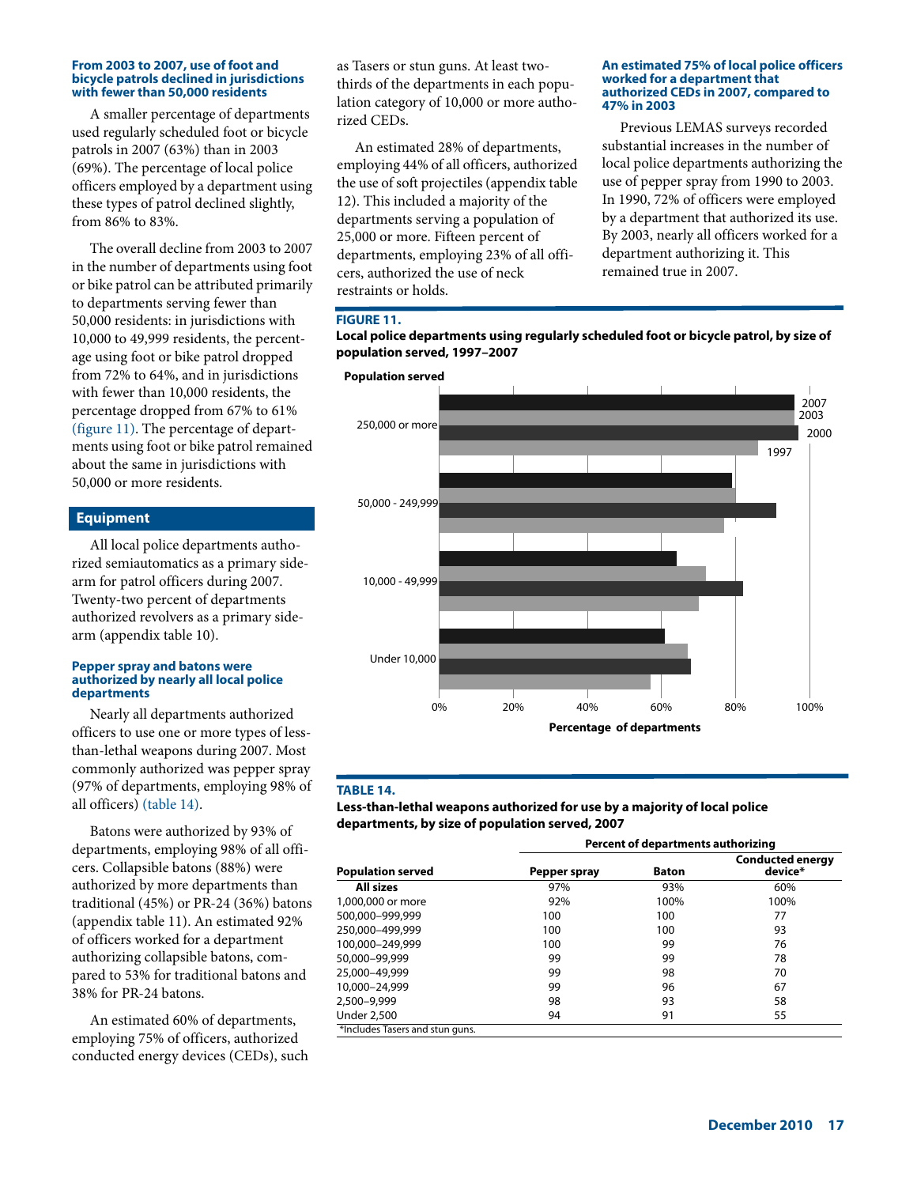### From 2003 to 2007, use of foot and bicycle patrols declined in jurisdictions with fewer than 50,000 residents

A smaller percentage of departments used regularly scheduled foot or bicycle patrols in 2007 (63%) than in 2003 (69%). The percentage of local police officers employed by a department using these types of patrol declined slightly, from 86% to 83%.

The overall decline from 2003 to 2007 in the number of departments using foot or bike patrol can be attributed primarily to departments serving fewer than 50,000 residents: in jurisdictions with 10,000 to 49,999 residents, the percentage using foot or bike patrol dropped from 72% to 64%, and in jurisdictions with fewer than 10,000 residents, the percentage dropped from 67% to 61% (figure 11). The percentage of departments using foot or bike patrol remained about the same in jurisdictions with 50,000 or more residents.

## Equipment

All local police departments authorized semiautomatics as a primary sidearm for patrol officers during 2007. Twenty-two percent of departments authorized revolvers as a primary sidearm (appendix table 10).

### Pepper spray and batons were authorized by nearly all local police departments

Nearly all departments authorized officers to use one or more types of less-than-lethal weapons during 2007. Most commonly authorized was pepper spray (97% of departments, employing 98% of all officers) (table 14).

Batons were authorized by 93% of departments, employing 98% of all officers. Collapsible batons (88%) were authorized by more departments than traditional (45%) or PR-24 (36%) batons (appendix table 11). An estimated 92% of officers worked for a department authorizing collapsible batons, compared to 53% for traditional batons and 38% for PR-24 batons.

An estimated 60% of departments, employing 75% of officers, authorized conducted energy devices (CEDs), such as Tasers or stun guns. At least two-thirds of the departments in each population category of 10,000 or more authorized CEDs.

An estimated 28% of departments, employing 44% of all officers, authorized the use of soft projectiles (appendix table 12). This included a majority of the departments serving a population of 25,000 or more. Fifteen percent of departments, employing 23% of all officers, authorized the use of neck restraints or holds.

### An estimated 75% of local police officers worked for a department that authorized CEDs in 2007, compared to 47% in 2003

Previous LEMAS surveys recorded substantial increases in the number of local police departments authorizing the use of pepper spray from 1990 to 2003. In 1990, 72% of officers were employed by a department that authorized its use. By 2003, nearly all officers worked for a department authorizing it. This remained true in 2007.

**FIGURE 11.**
**Local police departments using regularly scheduled foot or bicycle patrol, by size of population served, 1997–2007**

**TABLE 14.**
**Less-than-lethal weapons authorized for use by a majority of local police departments, by size of population served, 2007**

| Population served | Percent of departments authorizing | | |
|---|---|---|---|
| | Pepper spray | Baton | Conducted energy device* |
| **All sizes** | 97% | 93% | 60% |
| 1,000,000 or more | 92% | 100% | 100% |
| 500,000–999,999 | 100 | 100 | 77 |
| 250,000–499,999 | 100 | 100 | 93 |
| 100,000–249,999 | 100 | 99 | 76 |
| 50,000–99,999 | 99 | 99 | 78 |
| 25,000–49,999 | 99 | 98 | 70 |
| 10,000–24,999 | 99 | 96 | 67 |
| 2,500–9,999 | 98 | 93 | 58 |
| Under 2,500 | 94 | 91 | 55 |

*Includes Tasers and stun guns.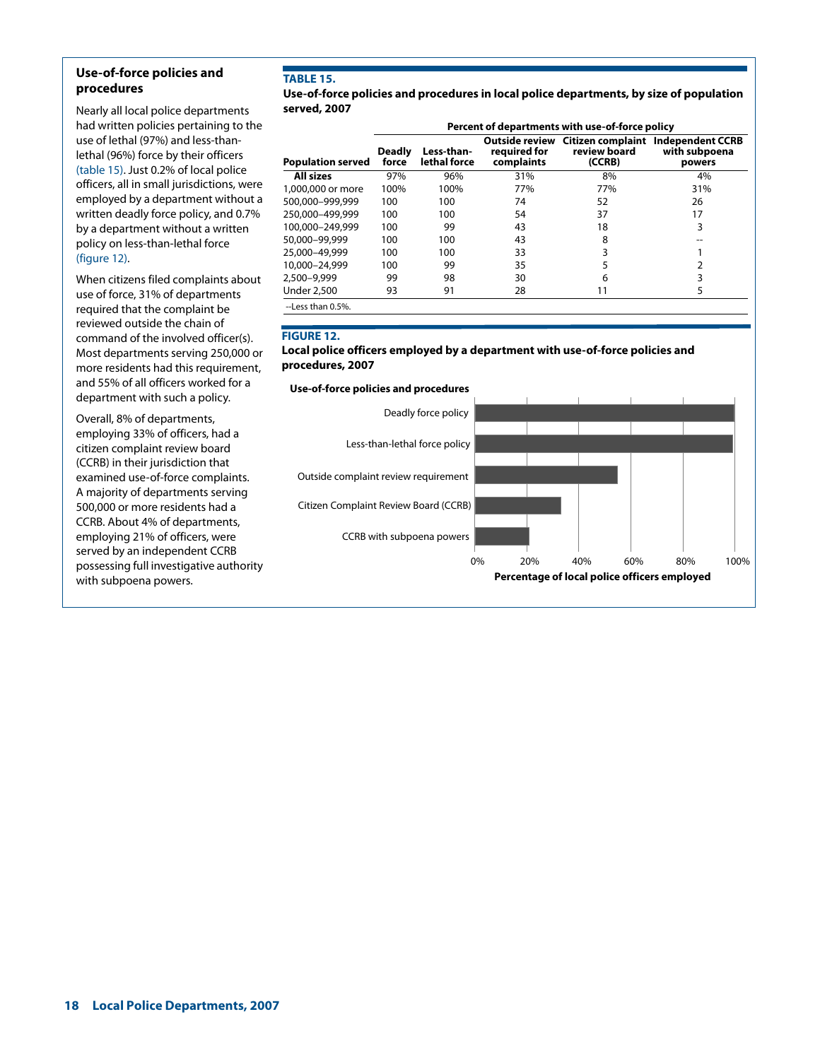## Use-of-force policies and procedures

Nearly all local police departments had written policies pertaining to the use of lethal (97%) and less-than-lethal (96%) force by their officers (table 15). Just 0.2% of local police officers, all in small jurisdictions, were employed by a department without a written deadly force policy, and 0.7% by a department without a written policy on less-than-lethal force (figure 12).

When citizens filed complaints about use of force, 31% of departments required that the complaint be reviewed outside the chain of command of the involved officer(s). Most departments serving 250,000 or more residents had this requirement, and 55% of all officers worked for a department with such a policy.

Overall, 8% of departments, employing 33% of officers, had a citizen complaint review board (CCRB) in their jurisdiction that examined use-of-force complaints. A majority of departments serving 500,000 or more residents had a CCRB. About 4% of departments, employing 21% of officers, were served by an independent CCRB possessing full investigative authority with subpoena powers.

**TABLE 15.**
**Use-of-force policies and procedures in local police departments, by size of population served, 2007**

| | Percent of departments with use-of-force policy | | | | |
|---|---|---|---|---|---|
| Population served | Deadly force | Less-than-lethal force | Outside review required for complaints | Citizen complaint review board (CCRB) | Independent CCRB with subpoena powers |
| **All sizes** | 97% | 96% | 31% | 8% | 4% |
| 1,000,000 or more | 100% | 100% | 77% | 77% | 31% |
| 500,000–999,999 | 100 | 100 | 74 | 52 | 26 |
| 250,000–499,999 | 100 | 100 | 54 | 37 | 17 |
| 100,000–249,999 | 100 | 99 | 43 | 18 | 3 |
| 50,000–99,999 | 100 | 100 | 43 | 8 | -- |
| 25,000–49,999 | 100 | 100 | 33 | 3 | 1 |
| 10,000–24,999 | 100 | 99 | 35 | 5 | 2 |
| 2,500–9,999 | 99 | 98 | 30 | 6 | 3 |
| Under 2,500 | 93 | 91 | 28 | 11 | 5 |

--Less than 0.5%.

**FIGURE 12.**
**Local police officers employed by a department with use-of-force policies and procedures, 2007**

Use-of-force policies and procedures: Deadly force policy; Less-than-lethal force policy; Outside complaint review requirement; Citizen Complaint Review Board (CCRB); CCRB with subpoena powers

Percentage of local police officers employed: 0%, 20%, 40%, 60%, 80%, 100%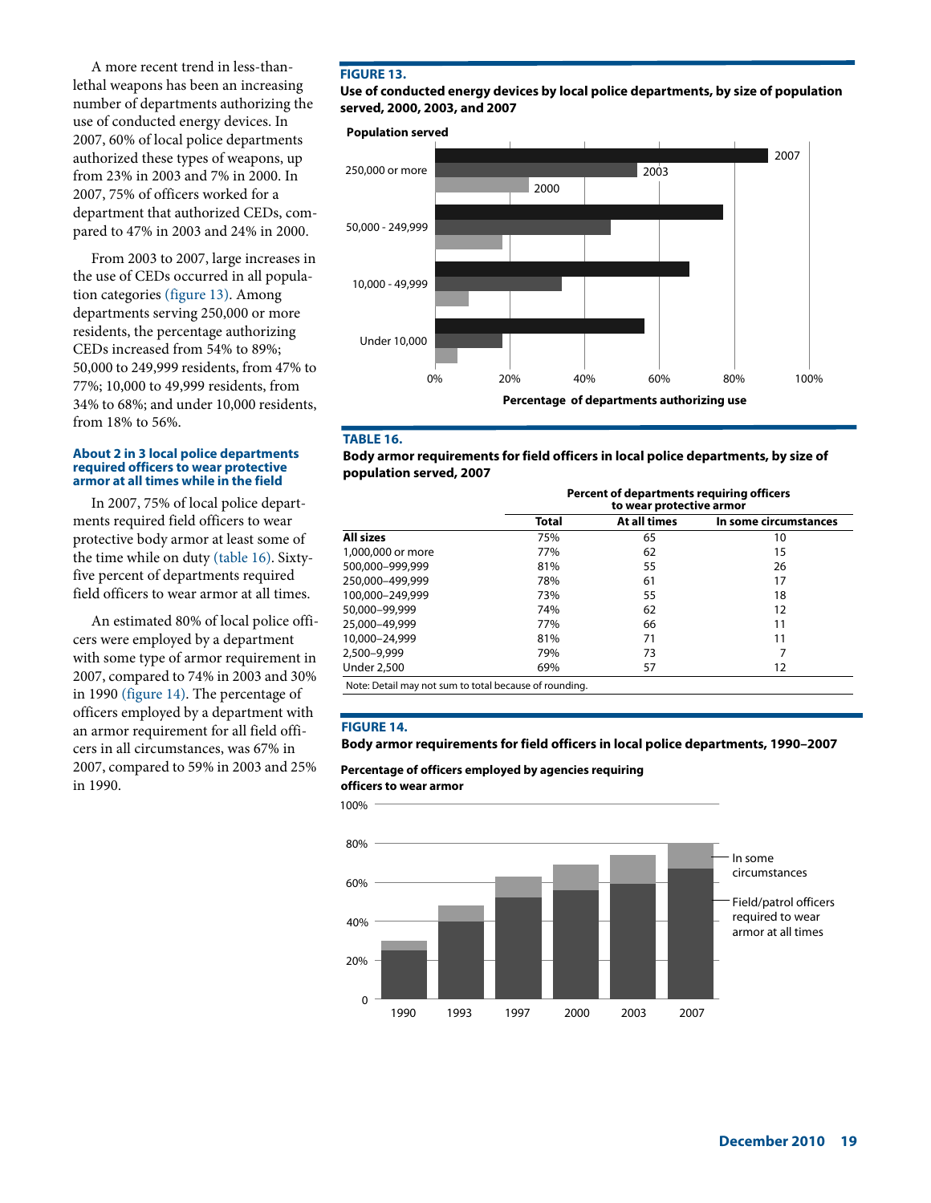A more recent trend in less-than-lethal weapons has been an increasing number of departments authorizing the use of conducted energy devices. In 2007, 60% of local police departments authorized these types of weapons, up from 23% in 2003 and 7% in 2000. In 2007, 75% of officers worked for a department that authorized CEDs, compared to 47% in 2003 and 24% in 2000.

From 2003 to 2007, large increases in the use of CEDs occurred in all population categories (figure 13). Among departments serving 250,000 or more residents, the percentage authorizing CEDs increased from 54% to 89%; 50,000 to 249,999 residents, from 47% to 77%; 10,000 to 49,999 residents, from 34% to 68%; and under 10,000 residents, from 18% to 56%.

### About 2 in 3 local police departments required officers to wear protective armor at all times while in the field

In 2007, 75% of local police departments required field officers to wear protective body armor at least some of the time while on duty (table 16). Sixty-five percent of departments required field officers to wear armor at all times.

An estimated 80% of local police officers were employed by a department with some type of armor requirement in 2007, compared to 74% in 2003 and 30% in 1990 (figure 14). The percentage of officers employed by a department with an armor requirement for all field officers in all circumstances, was 67% in 2007, compared to 59% in 2003 and 25% in 1990.

**FIGURE 13.**
**Use of conducted energy devices by local police departments, by size of population served, 2000, 2003, and 2007**

**TABLE 16.**
**Body armor requirements for field officers in local police departments, by size of population served, 2007**

| | Percent of departments requiring officers to wear protective armor | | |
|---|---|---|---|
| | Total | At all times | In some circumstances |
| **All sizes** | 75% | 65 | 10 |
| 1,000,000 or more | 77% | 62 | 15 |
| 500,000–999,999 | 81% | 55 | 26 |
| 250,000–499,999 | 78% | 61 | 17 |
| 100,000–249,999 | 73% | 55 | 18 |
| 50,000–99,999 | 74% | 62 | 12 |
| 25,000–49,999 | 77% | 66 | 11 |
| 10,000–24,999 | 81% | 71 | 11 |
| 2,500–9,999 | 79% | 73 | 7 |
| Under 2,500 | 69% | 57 | 12 |

Note: Detail may not sum to total because of rounding.

**FIGURE 14.**
**Body armor requirements for field officers in local police departments, 1990–2007**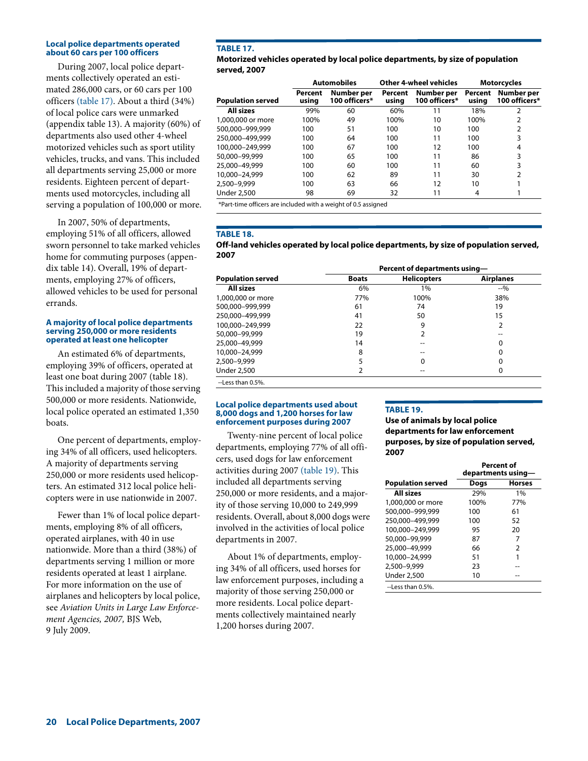### Local police departments operated about 60 cars per 100 officers

During 2007, local police departments collectively operated an estimated 286,000 cars, or 60 cars per 100 officers (table 17). About a third (34%) of local police cars were unmarked (appendix table 13). A majority (60%) of departments also used other 4-wheel motorized vehicles such as sport utility vehicles, trucks, and vans. This included all departments serving 25,000 or more residents. Eighteen percent of departments used motorcycles, including all serving a population of 100,000 or more.

In 2007, 50% of departments, employing 51% of all officers, allowed sworn personnel to take marked vehicles home for commuting purposes (appendix table 14). Overall, 19% of departments, employing 27% of officers, allowed vehicles to be used for personal errands.

### A majority of local police departments serving 250,000 or more residents operated at least one helicopter

An estimated 6% of departments, employing 39% of officers, operated at least one boat during 2007 (table 18). This included a majority of those serving 500,000 or more residents. Nationwide, local police operated an estimated 1,350 boats.

One percent of departments, employing 34% of all officers, used helicopters. A majority of departments serving 250,000 or more residents used helicopters. An estimated 312 local police helicopters were in use nationwide in 2007.

Fewer than 1% of local police departments, employing 8% of all officers, operated airplanes, with 40 in use nationwide. More than a third (38%) of departments serving 1 million or more residents operated at least 1 airplane. For more information on the use of airplanes and helicopters by local police, see *Aviation Units in Large Law Enforcement Agencies, 2007,* BJS Web, 9 July 2009.

**TABLE 17.**
**Motorized vehicles operated by local police departments, by size of population served, 2007**

| Population served | Automobiles | | Other 4-wheel vehicles | | Motorcycles | |
|---|---|---|---|---|---|---|
| | Percent using | Number per 100 officers* | Percent using | Number per 100 officers* | Percent using | Number per 100 officers* |
| **All sizes** | 99% | 60 | 60% | 11 | 18% | 2 |
| 1,000,000 or more | 100% | 49 | 100% | 10 | 100% | 2 |
| 500,000–999,999 | 100 | 51 | 100 | 10 | 100 | 2 |
| 250,000–499,999 | 100 | 64 | 100 | 11 | 100 | 3 |
| 100,000–249,999 | 100 | 67 | 100 | 12 | 100 | 4 |
| 50,000–99,999 | 100 | 65 | 100 | 11 | 86 | 3 |
| 25,000–49,999 | 100 | 60 | 100 | 11 | 60 | 3 |
| 10,000–24,999 | 100 | 62 | 89 | 11 | 30 | 2 |
| 2,500–9,999 | 100 | 63 | 66 | 12 | 10 | 1 |
| Under 2,500 | 98 | 69 | 32 | 11 | 4 | 1 |

*Part-time officers are included with a weight of 0.5 assigned

**TABLE 18.**
**Off-land vehicles operated by local police departments, by size of population served, 2007**

| Population served | Percent of departments using— | | |
|---|---|---|---|
| | Boats | Helicopters | Airplanes |
| **All sizes** | 6% | 1% | --% |
| 1,000,000 or more | 77% | 100% | 38% |
| 500,000–999,999 | 61 | 74 | 19 |
| 250,000–499,999 | 41 | 50 | 15 |
| 100,000–249,999 | 22 | 9 | 2 |
| 50,000–99,999 | 19 | 2 | -- |
| 25,000–49,999 | 14 | -- | 0 |
| 10,000–24,999 | 8 | -- | 0 |
| 2,500–9,999 | 5 | 0 | 0 |
| Under 2,500 | 2 | -- | 0 |

--Less than 0.5%.

### Local police departments used about 8,000 dogs and 1,200 horses for law enforcement purposes during 2007

Twenty-nine percent of local police departments, employing 77% of all officers, used dogs for law enforcement activities during 2007 (table 19). This included all departments serving 250,000 or more residents, and a majority of those serving 10,000 to 249,999 residents. Overall, about 8,000 dogs were involved in the activities of local police departments in 2007.

About 1% of departments, employing 34% of all officers, used horses for law enforcement purposes, including a majority of those serving 250,000 or more residents. Local police departments collectively maintained nearly 1,200 horses during 2007.

**TABLE 19.**
**Use of animals by local police departments for law enforcement purposes, by size of population served, 2007**

| Population served | Percent of departments using— | |
|---|---|---|
| | Dogs | Horses |
| **All sizes** | 29% | 1% |
| 1,000,000 or more | 100% | 77% |
| 500,000–999,999 | 100 | 61 |
| 250,000–499,999 | 100 | 52 |
| 100,000–249,999 | 95 | 20 |
| 50,000–99,999 | 87 | 7 |
| 25,000–49,999 | 66 | 2 |
| 10,000–24,999 | 51 | 1 |
| 2,500–9,999 | 23 | -- |
| Under 2,500 | 10 | -- |

--Less than 0.5%.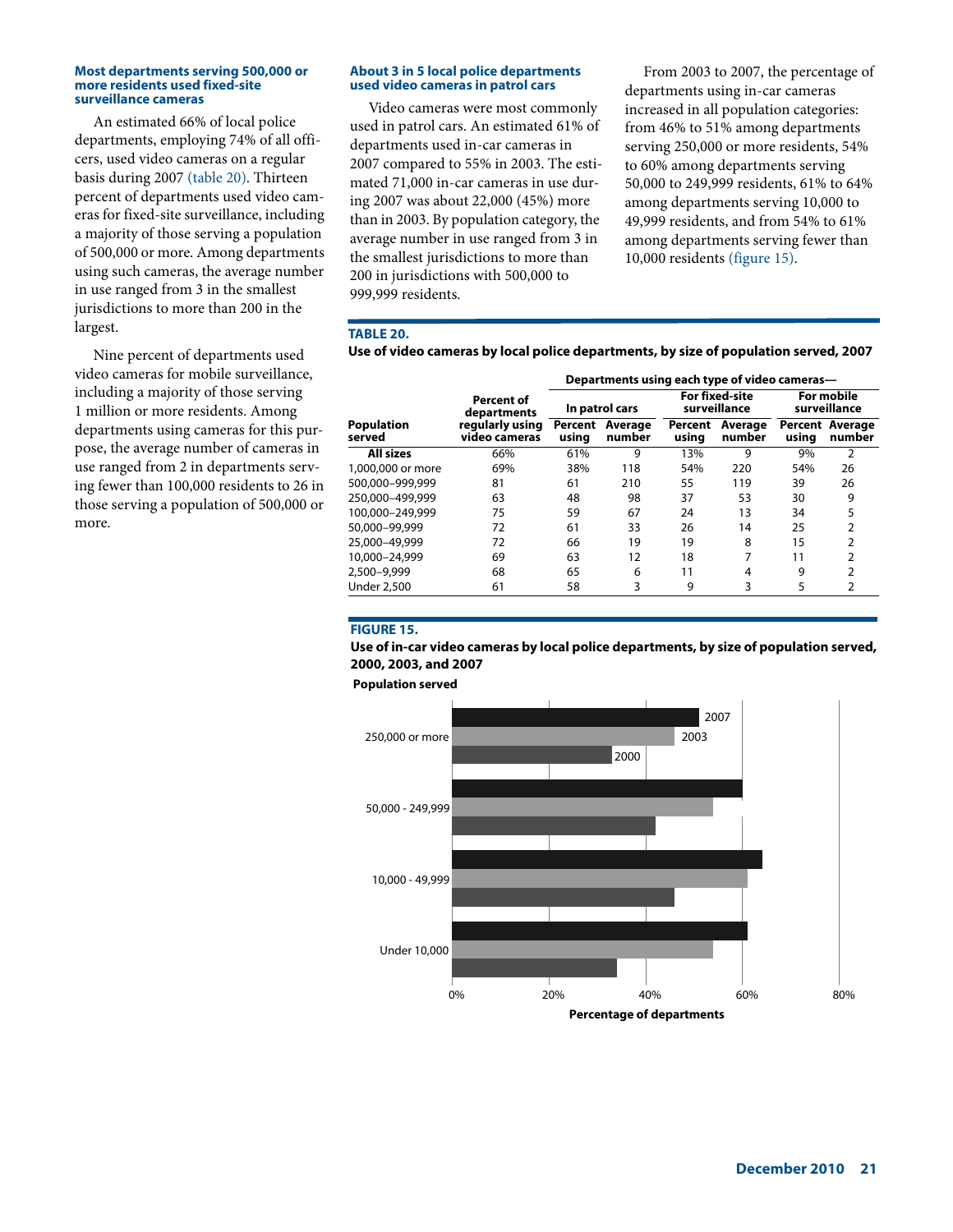### Most departments serving 500,000 or more residents used fixed-site surveillance cameras

An estimated 66% of local police departments, employing 74% of all officers, used video cameras on a regular basis during 2007 (table 20). Thirteen percent of departments used video cameras for fixed-site surveillance, including a majority of those serving a population of 500,000 or more. Among departments using such cameras, the average number in use ranged from 3 in the smallest jurisdictions to more than 200 in the largest.

Nine percent of departments used video cameras for mobile surveillance, including a majority of those serving 1 million or more residents. Among departments using cameras for this purpose, the average number of cameras in use ranged from 2 in departments serving fewer than 100,000 residents to 26 in those serving a population of 500,000 or more.

### About 3 in 5 local police departments used video cameras in patrol cars

Video cameras were most commonly used in patrol cars. An estimated 61% of departments used in-car cameras in 2007 compared to 55% in 2003. The estimated 71,000 in-car cameras in use during 2007 was about 22,000 (45%) more than in 2003. By population category, the average number in use ranged from 3 in the smallest jurisdictions to more than 200 in jurisdictions with 500,000 to 999,999 residents.

From 2003 to 2007, the percentage of departments using in-car cameras increased in all population categories: from 46% to 51% among departments serving 250,000 or more residents, 54% to 60% among departments serving 50,000 to 249,999 residents, 61% to 64% among departments serving 10,000 to 49,999 residents, and from 54% to 61% among departments serving fewer than 10,000 residents (figure 15).

**TABLE 20.**
**Use of video cameras by local police departments, by size of population served, 2007**

| Population served | Percent of departments regularly using video cameras | Departments using each type of video cameras— In patrol cars | | For fixed-site surveillance | | For mobile surveillance | |
|---|---|---|---|---|---|---|---|
| | | Percent using | Average number | Percent using | Average number | Percent using | Average number |
| **All sizes** | 66% | 61% | 9 | 13% | 9 | 9% | 2 |
| 1,000,000 or more | 69% | 38% | 118 | 54% | 220 | 54% | 26 |
| 500,000–999,999 | 81 | 61 | 210 | 55 | 119 | 39 | 26 |
| 250,000–499,999 | 63 | 48 | 98 | 37 | 53 | 30 | 9 |
| 100,000–249,999 | 75 | 59 | 67 | 24 | 13 | 34 | 5 |
| 50,000–99,999 | 72 | 61 | 33 | 26 | 14 | 25 | 2 |
| 25,000–49,999 | 72 | 66 | 19 | 19 | 8 | 15 | 2 |
| 10,000–24,999 | 69 | 63 | 12 | 18 | 7 | 11 | 2 |
| 2,500–9,999 | 68 | 65 | 6 | 11 | 4 | 9 | 2 |
| Under 2,500 | 61 | 58 | 3 | 9 | 3 | 5 | 2 |

**FIGURE 15.**
**Use of in-car video cameras by local police departments, by size of population served, 2000, 2003, and 2007**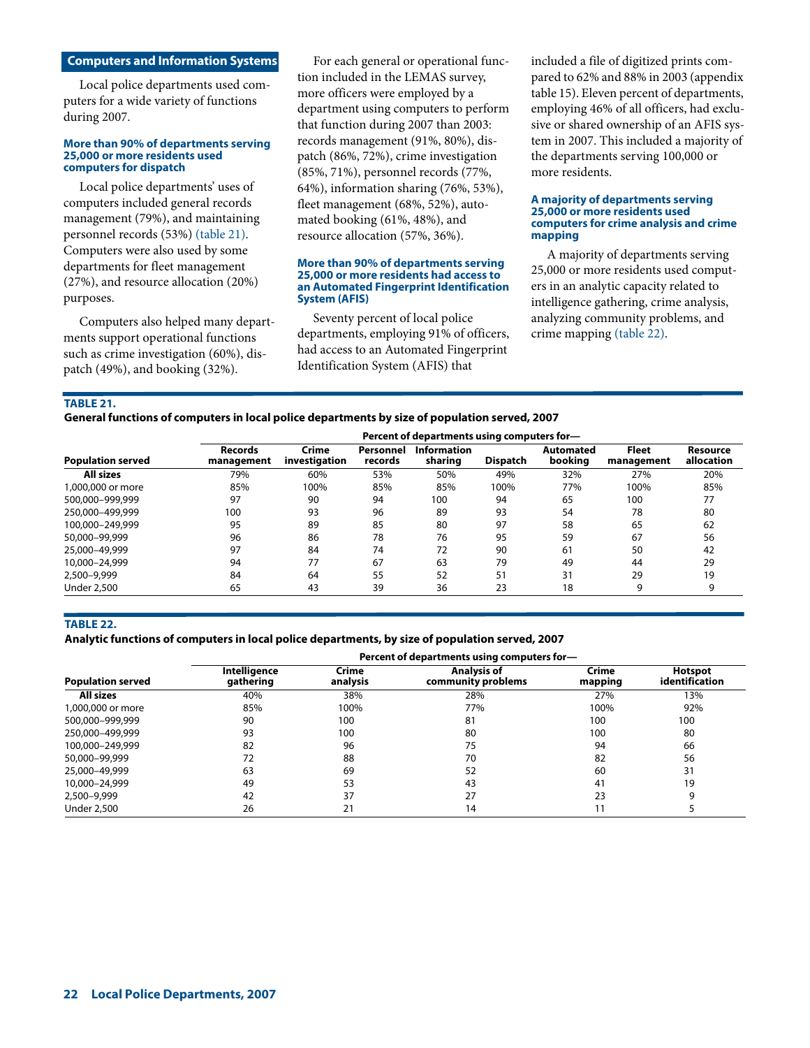## Computers and Information Systems

Local police departments used computers for a wide variety of functions during 2007.

### More than 90% of departments serving 25,000 or more residents used computers for dispatch

Local police departments' uses of computers included general records management (79%), and maintaining personnel records (53%) (table 21). Computers were also used by some departments for fleet management (27%), and resource allocation (20%) purposes.

Computers also helped many departments support operational functions such as crime investigation (60%), dispatch (49%), and booking (32%).

For each general or operational function included in the LEMAS survey, more officers were employed by a department using computers to perform that function during 2007 than 2003: records management (91%, 80%), dispatch (86%, 72%), crime investigation (85%, 71%), personnel records (77%, 64%), information sharing (76%, 53%), fleet management (68%, 52%), automated booking (61%, 48%), and resource allocation (57%, 36%).

### More than 90% of departments serving 25,000 or more residents had access to an Automated Fingerprint Identification System (AFIS)

Seventy percent of local police departments, employing 91% of officers, had access to an Automated Fingerprint Identification System (AFIS) that included a file of digitized prints compared to 62% and 88% in 2003 (appendix table 15). Eleven percent of departments, employing 46% of all officers, had exclusive or shared ownership of an AFIS system in 2007. This included a majority of the departments serving 100,000 or more residents.

### A majority of departments serving 25,000 or more residents used computers for crime analysis and crime mapping

A majority of departments serving 25,000 or more residents used computers in an analytic capacity related to intelligence gathering, crime analysis, analyzing community problems, and crime mapping (table 22).

**TABLE 21.**
**General functions of computers in local police departments by size of population served, 2007**

| | Percent of departments using computers for— | | | | | | | |
|---|---|---|---|---|---|---|---|---|
| Population served | Records management | Crime investigation | Personnel records | Information sharing | Dispatch | Automated booking | Fleet management | Resource allocation |
| **All sizes** | 79% | 60% | 53% | 50% | 49% | 32% | 27% | 20% |
| 1,000,000 or more | 85% | 100% | 85% | 85% | 100% | 77% | 100% | 85% |
| 500,000–999,999 | 97 | 90 | 94 | 100 | 94 | 65 | 100 | 77 |
| 250,000–499,999 | 100 | 93 | 96 | 89 | 93 | 54 | 78 | 80 |
| 100,000–249,999 | 95 | 89 | 85 | 80 | 97 | 58 | 65 | 62 |
| 50,000–99,999 | 96 | 86 | 78 | 76 | 95 | 59 | 67 | 56 |
| 25,000–49,999 | 97 | 84 | 74 | 72 | 90 | 61 | 50 | 42 |
| 10,000–24,999 | 94 | 77 | 67 | 63 | 79 | 49 | 44 | 29 |
| 2,500–9,999 | 84 | 64 | 55 | 52 | 51 | 31 | 29 | 19 |
| Under 2,500 | 65 | 43 | 39 | 36 | 23 | 18 | 9 | 9 |

**TABLE 22.**
**Analytic functions of computers in local police departments, by size of population served, 2007**

| | Percent of departments using computers for— | | | | |
|---|---|---|---|---|---|
| Population served | Intelligence gathering | Crime analysis | Analysis of community problems | Crime mapping | Hotspot identification |
| **All sizes** | 40% | 38% | 28% | 27% | 13% |
| 1,000,000 or more | 85% | 100% | 77% | 100% | 92% |
| 500,000–999,999 | 90 | 100 | 81 | 100 | 100 |
| 250,000–499,999 | 93 | 100 | 80 | 100 | 80 |
| 100,000–249,999 | 82 | 96 | 75 | 94 | 66 |
| 50,000–99,999 | 72 | 88 | 70 | 82 | 56 |
| 25,000–49,999 | 63 | 69 | 52 | 60 | 31 |
| 10,000–24,999 | 49 | 53 | 43 | 41 | 19 |
| 2,500–9,999 | 42 | 37 | 27 | 23 | 9 |
| Under 2,500 | 26 | 21 | 14 | 11 | 5 |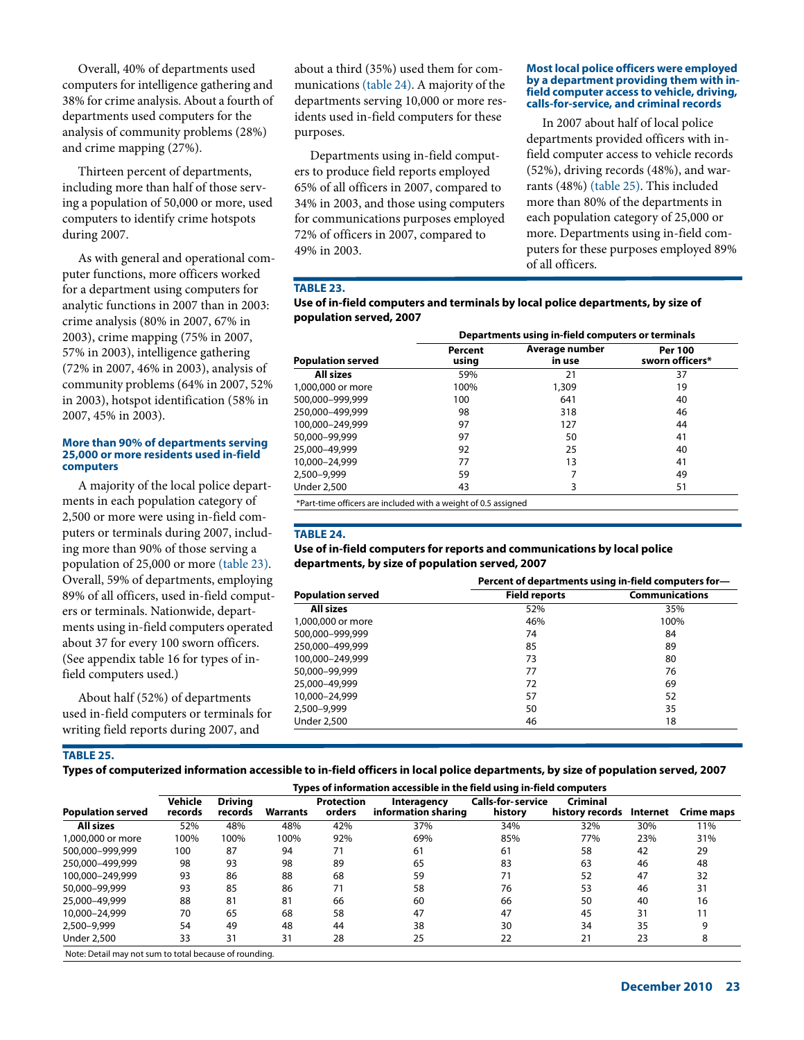Overall, 40% of departments used computers for intelligence gathering and 38% for crime analysis. About a fourth of departments used computers for the analysis of community problems (28%) and crime mapping (27%).

Thirteen percent of departments, including more than half of those serving a population of 50,000 or more, used computers to identify crime hotspots during 2007.

As with general and operational computer functions, more officers worked for a department using computers for analytic functions in 2007 than in 2003: crime analysis (80% in 2007, 67% in 2003), crime mapping (75% in 2007, 57% in 2003), intelligence gathering (72% in 2007, 46% in 2003), analysis of community problems (64% in 2007, 52% in 2003), hotspot identification (58% in 2007, 45% in 2003).

### More than 90% of departments serving 25,000 or more residents used in-field computers

A majority of the local police departments in each population category of 2,500 or more were using in-field computers or terminals during 2007, including more than 90% of those serving a population of 25,000 or more (table 23). Overall, 59% of departments, employing 89% of all officers, used in-field computers or terminals. Nationwide, departments using in-field computers operated about 37 for every 100 sworn officers. (See appendix table 16 for types of in-field computers used.)

About half (52%) of departments used in-field computers or terminals for writing field reports during 2007, and about a third (35%) used them for communications (table 24). A majority of the departments serving 10,000 or more residents used in-field computers for these purposes.

Departments using in-field computers to produce field reports employed 65% of all officers in 2007, compared to 34% in 2003, and those using computers for communications purposes employed 72% of officers in 2007, compared to 49% in 2003.

### Most local police officers were employed by a department providing them with in-field computer access to vehicle, driving, calls-for-service, and criminal records

In 2007 about half of local police departments provided officers with in-field computer access to vehicle records (52%), driving records (48%), and warrants (48%) (table 25). This included more than 80% of the departments in each population category of 25,000 or more. Departments using in-field computers for these purposes employed 89% of all officers.

**TABLE 23.**
**Use of in-field computers and terminals by local police departments, by size of population served, 2007**

| | Departments using in-field computers or terminals | | |
|---|---|---|---|
| Population served | Percent using | Average number in use | Per 100 sworn officers* |
| **All sizes** | 59% | 21 | 37 |
| 1,000,000 or more | 100% | 1,309 | 19 |
| 500,000–999,999 | 100 | 641 | 40 |
| 250,000–499,999 | 98 | 318 | 46 |
| 100,000–249,999 | 97 | 127 | 44 |
| 50,000–99,999 | 97 | 50 | 41 |
| 25,000–49,999 | 92 | 25 | 40 |
| 10,000–24,999 | 77 | 13 | 41 |
| 2,500–9,999 | 59 | 7 | 49 |
| Under 2,500 | 43 | 3 | 51 |

*Part-time officers are included with a weight of 0.5 assigned

**TABLE 24.**
**Use of in-field computers for reports and communications by local police departments, by size of population served, 2007**

| | Percent of departments using in-field computers for— | |
|---|---|---|
| Population served | Field reports | Communications |
| **All sizes** | 52% | 35% |
| 1,000,000 or more | 46% | 100% |
| 500,000–999,999 | 74 | 84 |
| 250,000–499,999 | 85 | 89 |
| 100,000–249,999 | 73 | 80 |
| 50,000–99,999 | 77 | 76 |
| 25,000–49,999 | 72 | 69 |
| 10,000–24,999 | 57 | 52 |
| 2,500–9,999 | 50 | 35 |
| Under 2,500 | 46 | 18 |

**TABLE 25.**
**Types of computerized information accessible to in-field officers in local police departments, by size of population served, 2007**

| | Types of information accessible in the field using in-field computers | | | | | | | | |
|---|---|---|---|---|---|---|---|---|---|
| Population served | Vehicle records | Driving records | Warrants | Protection orders | Interagency information sharing | Calls-for-service history | Criminal history records | Internet | Crime maps |
| **All sizes** | 52% | 48% | 48% | 42% | 37% | 34% | 32% | 30% | 11% |
| 1,000,000 or more | 100% | 100% | 100% | 92% | 69% | 85% | 77% | 23% | 31% |
| 500,000–999,999 | 100 | 87 | 94 | 71 | 61 | 61 | 58 | 42 | 29 |
| 250,000–499,999 | 98 | 93 | 98 | 89 | 65 | 83 | 63 | 46 | 48 |
| 100,000–249,999 | 93 | 86 | 88 | 68 | 59 | 71 | 52 | 47 | 32 |
| 50,000–99,999 | 93 | 85 | 86 | 71 | 58 | 76 | 53 | 46 | 31 |
| 25,000–49,999 | 88 | 81 | 81 | 66 | 60 | 66 | 50 | 40 | 16 |
| 10,000–24,999 | 70 | 65 | 68 | 58 | 47 | 47 | 45 | 31 | 11 |
| 2,500–9,999 | 54 | 49 | 48 | 44 | 38 | 30 | 34 | 35 | 9 |
| Under 2,500 | 33 | 31 | 31 | 28 | 25 | 22 | 21 | 23 | 8 |

Note: Detail may not sum to total because of rounding.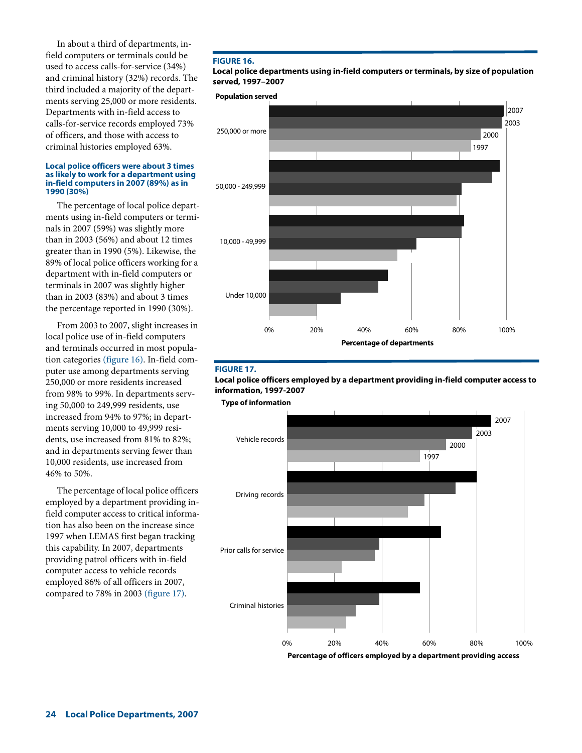In about a third of departments, in-field computers or terminals could be used to access calls-for-service (34%) and criminal history (32%) records. The third included a majority of the departments serving 25,000 or more residents. Departments with in-field access to calls-for-service records employed 73% of officers, and those with access to criminal histories employed 63%.

#### Local police officers were about 3 times as likely to work for a department using in-field computers in 2007 (89%) as in 1990 (30%)

The percentage of local police departments using in-field computers or terminals in 2007 (59%) was slightly more than in 2003 (56%) and about 12 times greater than in 1990 (5%). Likewise, the 89% of local police officers working for a department with in-field computers or terminals in 2007 was slightly higher than in 2003 (83%) and about 3 times the percentage reported in 1990 (30%).

From 2003 to 2007, slight increases in local police use of in-field computers and terminals occurred in most population categories (figure 16). In-field computer use among departments serving 250,000 or more residents increased from 98% to 99%. In departments serving 50,000 to 249,999 residents, use increased from 94% to 97%; in departments serving 10,000 to 49,999 residents, use increased from 81% to 82%; and in departments serving fewer than 10,000 residents, use increased from 46% to 50%.

The percentage of local police officers employed by a department providing in-field computer access to critical information has also been on the increase since 1997 when LEMAS first began tracking this capability. In 2007, departments providing patrol officers with in-field computer access to vehicle records employed 86% of all officers in 2007, compared to 78% in 2003 (figure 17).

**FIGURE 16.**
**Local police departments using in-field computers or terminals, by size of population served, 1997–2007**

**FIGURE 17.**
**Local police officers employed by a department providing in-field computer access to information, 1997-2007**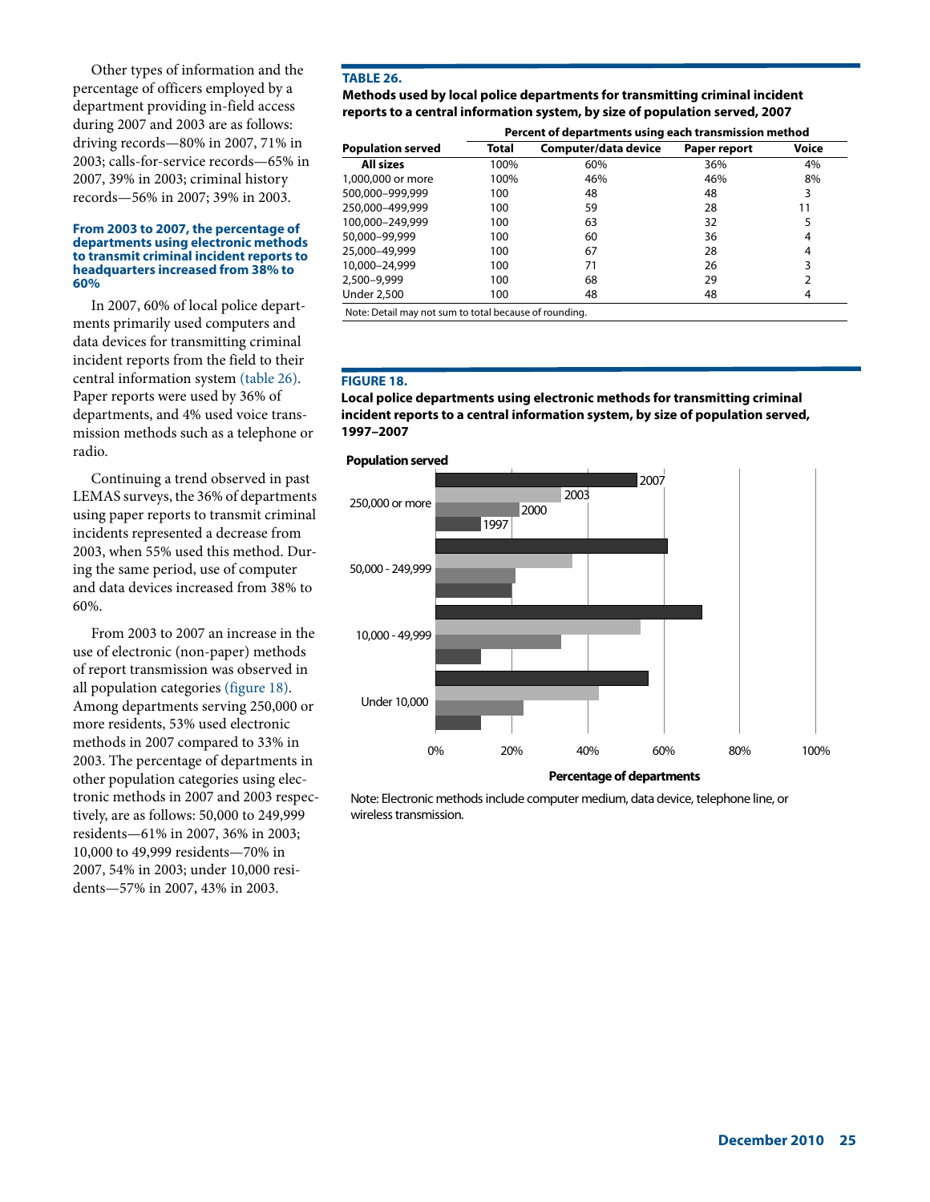Other types of information and the percentage of officers employed by a department providing in-field access during 2007 and 2003 are as follows: driving records—80% in 2007, 71% in 2003; calls-for-service records—65% in 2007, 39% in 2003; criminal history records—56% in 2007; 39% in 2003.

### From 2003 to 2007, the percentage of departments using electronic methods to transmit criminal incident reports to headquarters increased from 38% to 60%

In 2007, 60% of local police departments primarily used computers and data devices for transmitting criminal incident reports from the field to their central information system (table 26). Paper reports were used by 36% of departments, and 4% used voice transmission methods such as a telephone or radio.

Continuing a trend observed in past LEMAS surveys, the 36% of departments using paper reports to transmit criminal incidents represented a decrease from 2003, when 55% used this method. During the same period, use of computer and data devices increased from 38% to 60%.

From 2003 to 2007 an increase in the use of electronic (non-paper) methods of report transmission was observed in all population categories (figure 18). Among departments serving 250,000 or more residents, 53% used electronic methods in 2007 compared to 33% in 2003. The percentage of departments in other population categories using electronic methods in 2007 and 2003 respectively, are as follows: 50,000 to 249,999 residents—61% in 2007, 36% in 2003; 10,000 to 49,999 residents—70% in 2007, 54% in 2003; under 10,000 residents—57% in 2007, 43% in 2003.

**TABLE 26.**

**Methods used by local police departments for transmitting criminal incident reports to a central information system, by size of population served, 2007**

| Population served | Percent of departments using each transmission method | | | |
|---|---|---|---|---|
| | Total | Computer/data device | Paper report | Voice |
| **All sizes** | 100% | 60% | 36% | 4% |
| 1,000,000 or more | 100% | 46% | 46% | 8% |
| 500,000–999,999 | 100 | 48 | 48 | 3 |
| 250,000–499,999 | 100 | 59 | 28 | 11 |
| 100,000–249,999 | 100 | 63 | 32 | 5 |
| 50,000–99,999 | 100 | 60 | 36 | 4 |
| 25,000–49,999 | 100 | 67 | 28 | 4 |
| 10,000–24,999 | 100 | 71 | 26 | 3 |
| 2,500–9,999 | 100 | 68 | 29 | 2 |
| Under 2,500 | 100 | 48 | 48 | 4 |

Note: Detail may not sum to total because of rounding.

**FIGURE 18.**

**Local police departments using electronic methods for transmitting criminal incident reports to a central information system, by size of population served, 1997–2007**

Note: Electronic methods include computer medium, data device, telephone line, or wireless transmission.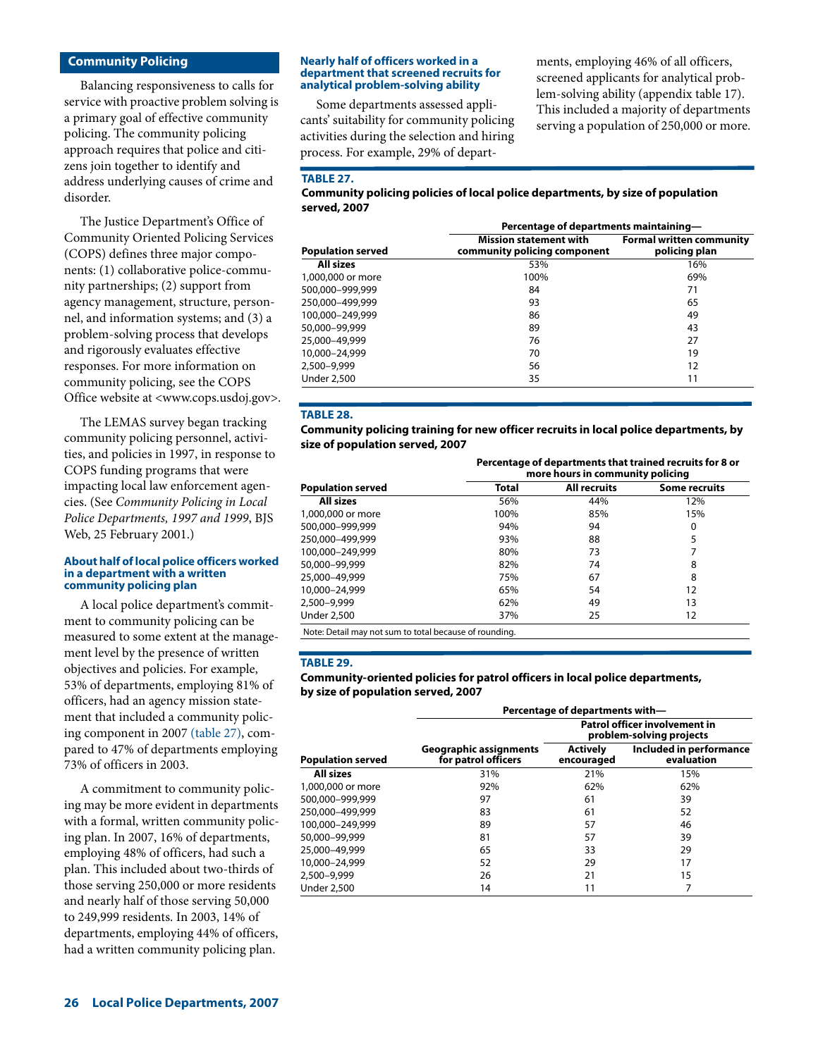## Community Policing

Balancing responsiveness to calls for service with proactive problem solving is a primary goal of effective community policing. The community policing approach requires that police and citizens join together to identify and address underlying causes of crime and disorder.

The Justice Department's Office of Community Oriented Policing Services (COPS) defines three major components: (1) collaborative police-community partnerships; (2) support from agency management, structure, personnel, and information systems; and (3) a problem-solving process that develops and rigorously evaluates effective responses. For more information on community policing, see the COPS Office website at <www.cops.usdoj.gov>.

The LEMAS survey began tracking community policing personnel, activities, and policies in 1997, in response to COPS funding programs that were impacting local law enforcement agencies. (See *Community Policing in Local Police Departments, 1997 and 1999*, BJS Web, 25 February 2001.)

### About half of local police officers worked in a department with a written community policing plan

A local police department's commitment to community policing can be measured to some extent at the management level by the presence of written objectives and policies. For example, 53% of departments, employing 81% of officers, had an agency mission statement that included a community policing component in 2007 (table 27), compared to 47% of departments employing 73% of officers in 2003.

A commitment to community policing may be more evident in departments with a formal, written community policing plan. In 2007, 16% of departments, employing 48% of officers, had such a plan. This included about two-thirds of those serving 250,000 or more residents and nearly half of those serving 50,000 to 249,999 residents. In 2003, 14% of departments, employing 44% of officers, had a written community policing plan.

### Nearly half of officers worked in a department that screened recruits for analytical problem-solving ability

Some departments assessed applicants' suitability for community policing activities during the selection and hiring process. For example, 29% of departments, employing 46% of all officers, screened applicants for analytical problem-solving ability (appendix table 17). This included a majority of departments serving a population of 250,000 or more.

**TABLE 27.**
**Community policing policies of local police departments, by size of population served, 2007**

| | Percentage of departments maintaining— | |
|---|---|---|
| Population served | Mission statement with community policing component | Formal written community policing plan |
| All sizes | 53% | 16% |
| 1,000,000 or more | 100% | 69% |
| 500,000–999,999 | 84 | 71 |
| 250,000–499,999 | 93 | 65 |
| 100,000–249,999 | 86 | 49 |
| 50,000–99,999 | 89 | 43 |
| 25,000–49,999 | 76 | 27 |
| 10,000–24,999 | 70 | 19 |
| 2,500–9,999 | 56 | 12 |
| Under 2,500 | 35 | 11 |

**TABLE 28.**
**Community policing training for new officer recruits in local police departments, by size of population served, 2007**

| | Percentage of departments that trained recruits for 8 or more hours in community policing | | |
|---|---|---|---|
| Population served | Total | All recruits | Some recruits |
| All sizes | 56% | 44% | 12% |
| 1,000,000 or more | 100% | 85% | 15% |
| 500,000–999,999 | 94% | 94 | 0 |
| 250,000–499,999 | 93% | 88 | 5 |
| 100,000–249,999 | 80% | 73 | 7 |
| 50,000–99,999 | 82% | 74 | 8 |
| 25,000–49,999 | 75% | 67 | 8 |
| 10,000–24,999 | 65% | 54 | 12 |
| 2,500–9,999 | 62% | 49 | 13 |
| Under 2,500 | 37% | 25 | 12 |

Note: Detail may not sum to total because of rounding.

**TABLE 29.**
**Community-oriented policies for patrol officers in local police departments, by size of population served, 2007**

| | Percentage of departments with— | | |
|---|---|---|---|
| | | Patrol officer involvement in problem-solving projects | |
| Population served | Geographic assignments for patrol officers | Actively encouraged | Included in performance evaluation |
| All sizes | 31% | 21% | 15% |
| 1,000,000 or more | 92% | 62% | 62% |
| 500,000–999,999 | 97 | 61 | 39 |
| 250,000–499,999 | 83 | 61 | 52 |
| 100,000–249,999 | 89 | 57 | 46 |
| 50,000–99,999 | 81 | 57 | 39 |
| 25,000–49,999 | 65 | 33 | 29 |
| 10,000–24,999 | 52 | 29 | 17 |
| 2,500–9,999 | 26 | 21 | 15 |
| Under 2,500 | 14 | 11 | 7 |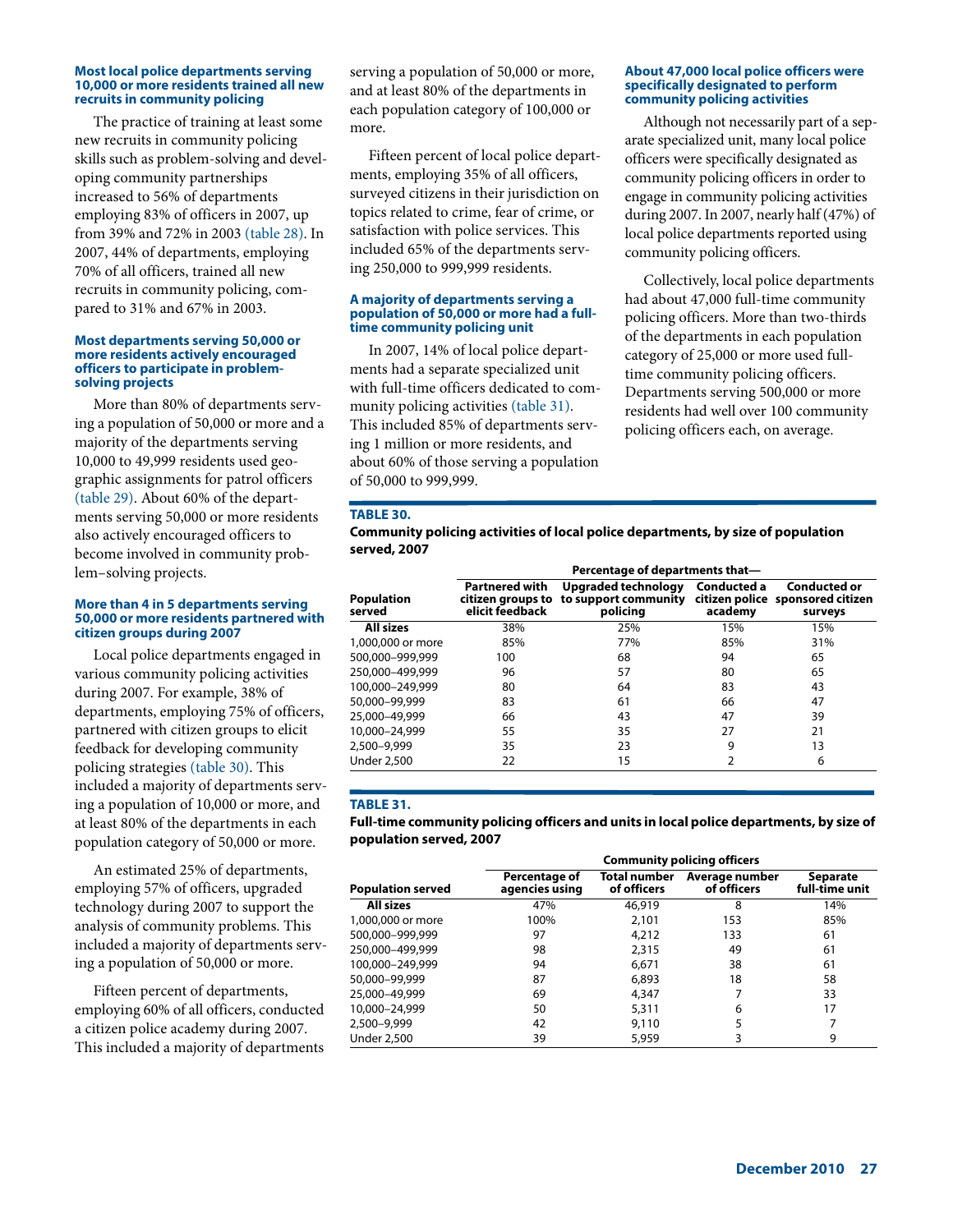### Most local police departments serving 10,000 or more residents trained all new recruits in community policing

The practice of training at least some new recruits in community policing skills such as problem-solving and developing community partnerships increased to 56% of departments employing 83% of officers in 2007, up from 39% and 72% in 2003 (table 28). In 2007, 44% of departments, employing 70% of all officers, trained all new recruits in community policing, compared to 31% and 67% in 2003.

### Most departments serving 50,000 or more residents actively encouraged officers to participate in problem-solving projects

More than 80% of departments serving a population of 50,000 or more and a majority of the departments serving 10,000 to 49,999 residents used geographic assignments for patrol officers (table 29). About 60% of the departments serving 50,000 or more residents also actively encouraged officers to become involved in community problem–solving projects.

### More than 4 in 5 departments serving 50,000 or more residents partnered with citizen groups during 2007

Local police departments engaged in various community policing activities during 2007. For example, 38% of departments, employing 75% of officers, partnered with citizen groups to elicit feedback for developing community policing strategies (table 30). This included a majority of departments serving a population of 10,000 or more, and at least 80% of the departments in each population category of 50,000 or more.

An estimated 25% of departments, employing 57% of officers, upgraded technology during 2007 to support the analysis of community problems. This included a majority of departments serving a population of 50,000 or more.

Fifteen percent of departments, employing 60% of all officers, conducted a citizen police academy during 2007. This included a majority of departments serving a population of 50,000 or more, and at least 80% of the departments in each population category of 100,000 or more.

Fifteen percent of local police departments, employing 35% of all officers, surveyed citizens in their jurisdiction on topics related to crime, fear of crime, or satisfaction with police services. This included 65% of the departments serving 250,000 to 999,999 residents.

### A majority of departments serving a population of 50,000 or more had a full-time community policing unit

In 2007, 14% of local police departments had a separate specialized unit with full-time officers dedicated to community policing activities (table 31). This included 85% of departments serving 1 million or more residents, and about 60% of those serving a population of 50,000 to 999,999.

### About 47,000 local police officers were specifically designated to perform community policing activities

Although not necessarily part of a separate specialized unit, many local police officers were specifically designated as community policing officers in order to engage in community policing activities during 2007. In 2007, nearly half (47%) of local police departments reported using community policing officers.

Collectively, local police departments had about 47,000 full-time community policing officers. More than two-thirds of the departments in each population category of 25,000 or more used full-time community policing officers. Departments serving 500,000 or more residents had well over 100 community policing officers each, on average.

**TABLE 30.**
**Community policing activities of local police departments, by size of population served, 2007**

| Population served | Percentage of departments that— | | | |
|---|---|---|---|---|
| | Partnered with citizen groups to elicit feedback | Upgraded technology to support community policing | Conducted a citizen police academy | Conducted or sponsored citizen surveys |
| **All sizes** | 38% | 25% | 15% | 15% |
| 1,000,000 or more | 85% | 77% | 85% | 31% |
| 500,000–999,999 | 100 | 68 | 94 | 65 |
| 250,000–499,999 | 96 | 57 | 80 | 65 |
| 100,000–249,999 | 80 | 64 | 83 | 43 |
| 50,000–99,999 | 83 | 61 | 66 | 47 |
| 25,000–49,999 | 66 | 43 | 47 | 39 |
| 10,000–24,999 | 55 | 35 | 27 | 21 |
| 2,500–9,999 | 35 | 23 | 9 | 13 |
| Under 2,500 | 22 | 15 | 2 | 6 |

**TABLE 31.**
**Full-time community policing officers and units in local police departments, by size of population served, 2007**

| Population served | Community policing officers | | | |
|---|---|---|---|---|
| | Percentage of agencies using | Total number of officers | Average number of officers | Separate full-time unit |
| **All sizes** | 47% | 46,919 | 8 | 14% |
| 1,000,000 or more | 100% | 2,101 | 153 | 85% |
| 500,000–999,999 | 97 | 4,212 | 133 | 61 |
| 250,000–499,999 | 98 | 2,315 | 49 | 61 |
| 100,000–249,999 | 94 | 6,671 | 38 | 61 |
| 50,000–99,999 | 87 | 6,893 | 18 | 58 |
| 25,000–49,999 | 69 | 4,347 | 7 | 33 |
| 10,000–24,999 | 50 | 5,311 | 6 | 17 |
| 2,500–9,999 | 42 | 9,110 | 5 | 7 |
| Under 2,500 | 39 | 5,959 | 3 | 9 |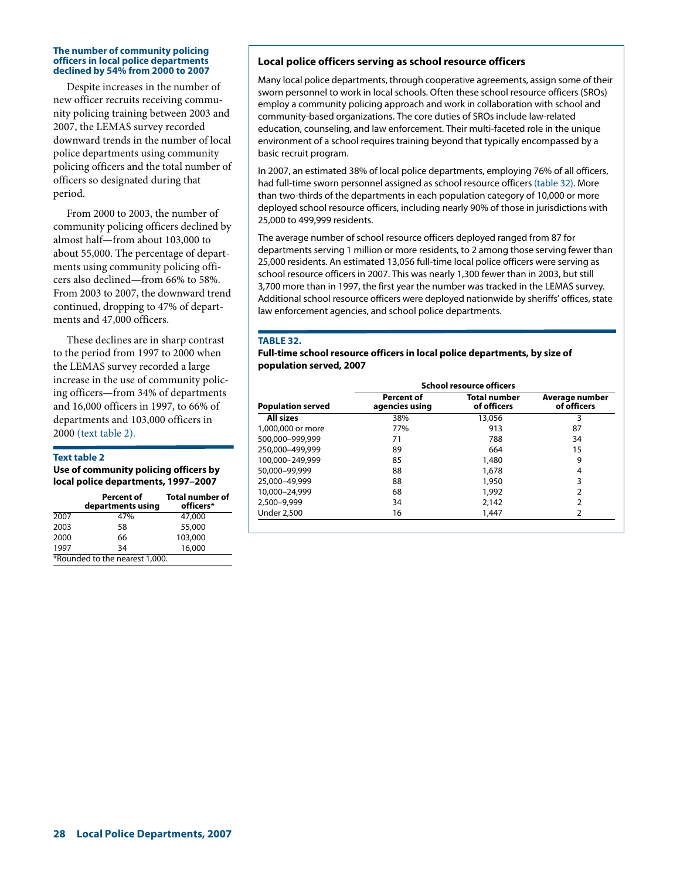### The number of community policing officers in local police departments declined by 54% from 2000 to 2007

Despite increases in the number of new officer recruits receiving community policing training between 2003 and 2007, the LEMAS survey recorded downward trends in the number of local police departments using community policing officers and the total number of officers so designated during that period.

From 2000 to 2003, the number of community policing officers declined by almost half—from about 103,000 to about 55,000. The percentage of departments using community policing officers also declined—from 66% to 58%. From 2003 to 2007, the downward trend continued, dropping to 47% of departments and 47,000 officers.

These declines are in sharp contrast to the period from 1997 to 2000 when the LEMAS survey recorded a large increase in the use of community policing officers—from 34% of departments and 16,000 officers in 1997, to 66% of departments and 103,000 officers in 2000 (text table 2).

**Text table 2**

**Use of community policing officers by local police departments, 1997–2007**

| | Percent of departments using | Total number of officers* |
|---|---|---|
| 2007 | 47% | 47,000 |
| 2003 | 58 | 55,000 |
| 2000 | 66 | 103,000 |
| 1997 | 34 | 16,000 |

*Rounded to the nearest 1,000.

### Local police officers serving as school resource officers

Many local police departments, through cooperative agreements, assign some of their sworn personnel to work in local schools. Often these school resource officers (SROs) employ a community policing approach and work in collaboration with school and community-based organizations. The core duties of SROs include law-related education, counseling, and law enforcement. Their multi-faceted role in the unique environment of a school requires training beyond that typically encompassed by a basic recruit program.

In 2007, an estimated 38% of local police departments, employing 76% of all officers, had full-time sworn personnel assigned as school resource officers (table 32). More than two-thirds of the departments in each population category of 10,000 or more deployed school resource officers, including nearly 90% of those in jurisdictions with 25,000 to 499,999 residents.

The average number of school resource officers deployed ranged from 87 for departments serving 1 million or more residents, to 2 among those serving fewer than 25,000 residents. An estimated 13,056 full-time local police officers were serving as school resource officers in 2007. This was nearly 1,300 fewer than in 2003, but still 3,700 more than in 1997, the first year the number was tracked in the LEMAS survey. Additional school resource officers were deployed nationwide by sheriffs' offices, state law enforcement agencies, and school police departments.

**TABLE 32.**

**Full-time school resource officers in local police departments, by size of population served, 2007**

| | School resource officers | | |
|---|---|---|---|
| Population served | Percent of agencies using | Total number of officers | Average number of officers |
| **All sizes** | 38% | 13,056 | 3 |
| 1,000,000 or more | 77% | 913 | 87 |
| 500,000–999,999 | 71 | 788 | 34 |
| 250,000–499,999 | 89 | 664 | 15 |
| 100,000–249,999 | 85 | 1,480 | 9 |
| 50,000–99,999 | 88 | 1,678 | 4 |
| 25,000–49,999 | 88 | 1,950 | 3 |
| 10,000–24,999 | 68 | 1,992 | 2 |
| 2,500–9,999 | 34 | 2,142 | 2 |
| Under 2,500 | 16 | 1,447 | 2 |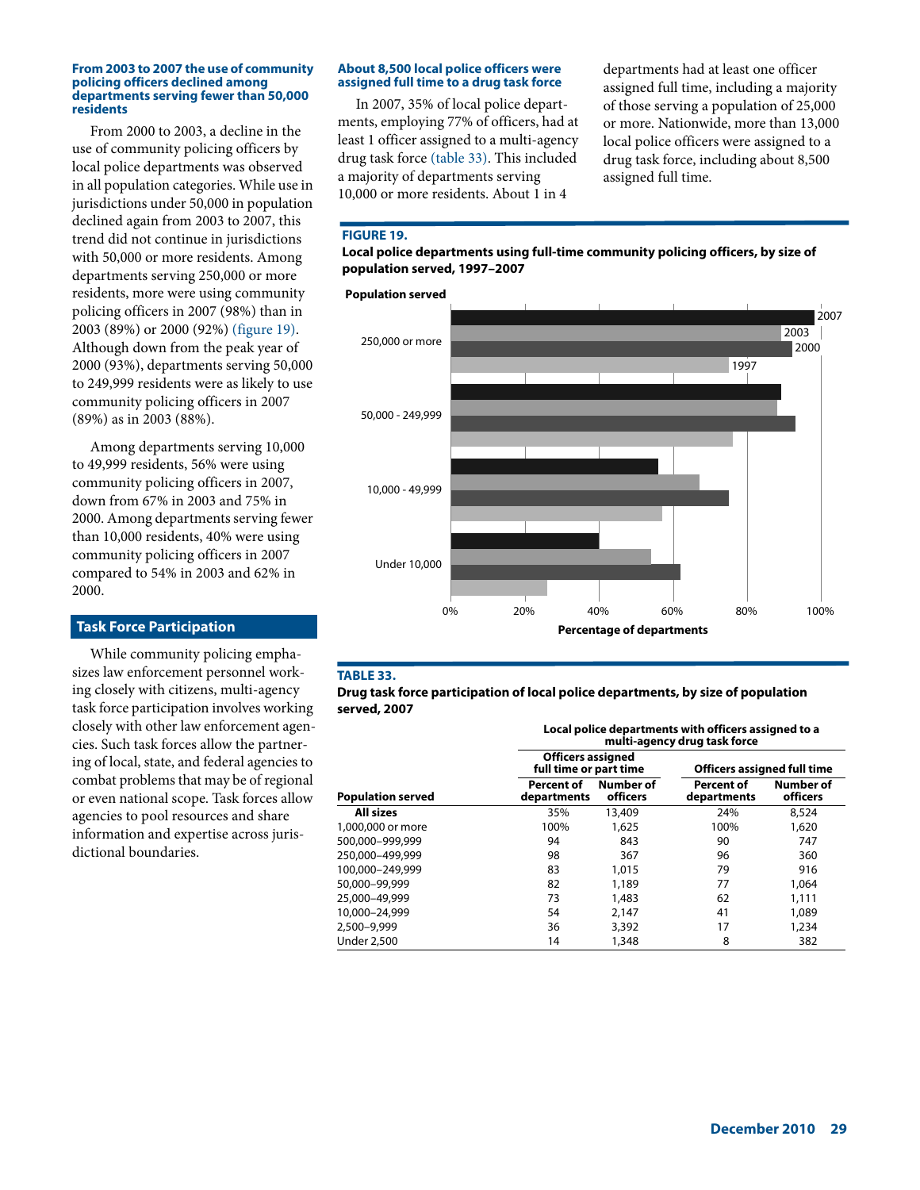### From 2003 to 2007 the use of community policing officers declined among departments serving fewer than 50,000 residents

From 2000 to 2003, a decline in the use of community policing officers by local police departments was observed in all population categories. While use in jurisdictions under 50,000 in population declined again from 2003 to 2007, this trend did not continue in jurisdictions with 50,000 or more residents. Among departments serving 250,000 or more residents, more were using community policing officers in 2007 (98%) than in 2003 (89%) or 2000 (92%) (figure 19). Although down from the peak year of 2000 (93%), departments serving 50,000 to 249,999 residents were as likely to use community policing officers in 2007 (89%) as in 2003 (88%).

Among departments serving 10,000 to 49,999 residents, 56% were using community policing officers in 2007, down from 67% in 2003 and 75% in 2000. Among departments serving fewer than 10,000 residents, 40% were using community policing officers in 2007 compared to 54% in 2003 and 62% in 2000.

## Task Force Participation

While community policing emphasizes law enforcement personnel working closely with citizens, multi-agency task force participation involves working closely with other law enforcement agencies. Such task forces allow the partnering of local, state, and federal agencies to combat problems that may be of regional or even national scope. Task forces allow agencies to pool resources and share information and expertise across jurisdictional boundaries.

### About 8,500 local police officers were assigned full time to a drug task force

In 2007, 35% of local police departments, employing 77% of officers, had at least 1 officer assigned to a multi-agency drug task force (table 33). This included a majority of departments serving 10,000 or more residents. About 1 in 4 departments had at least one officer assigned full time, including a majority of those serving a population of 25,000 or more. Nationwide, more than 13,000 local police officers were assigned to a drug task force, including about 8,500 assigned full time.

**FIGURE 19.**
**Local police departments using full-time community policing officers, by size of population served, 1997–2007**

**TABLE 33.**
**Drug task force participation of local police departments, by size of population served, 2007**

| | Local police departments with officers assigned to a multi-agency drug task force | | | |
|---|---|---|---|---|
| | Officers assigned full time or part time | | Officers assigned full time | |
| Population served | Percent of departments | Number of officers | Percent of departments | Number of officers |
| **All sizes** | 35% | 13,409 | 24% | 8,524 |
| 1,000,000 or more | 100% | 1,625 | 100% | 1,620 |
| 500,000–999,999 | 94 | 843 | 90 | 747 |
| 250,000–499,999 | 98 | 367 | 96 | 360 |
| 100,000–249,999 | 83 | 1,015 | 79 | 916 |
| 50,000–99,999 | 82 | 1,189 | 77 | 1,064 |
| 25,000–49,999 | 73 | 1,483 | 62 | 1,111 |
| 10,000–24,999 | 54 | 2,147 | 41 | 1,089 |
| 2,500–9,999 | 36 | 3,392 | 17 | 1,234 |
| Under 2,500 | 14 | 1,348 | 8 | 382 |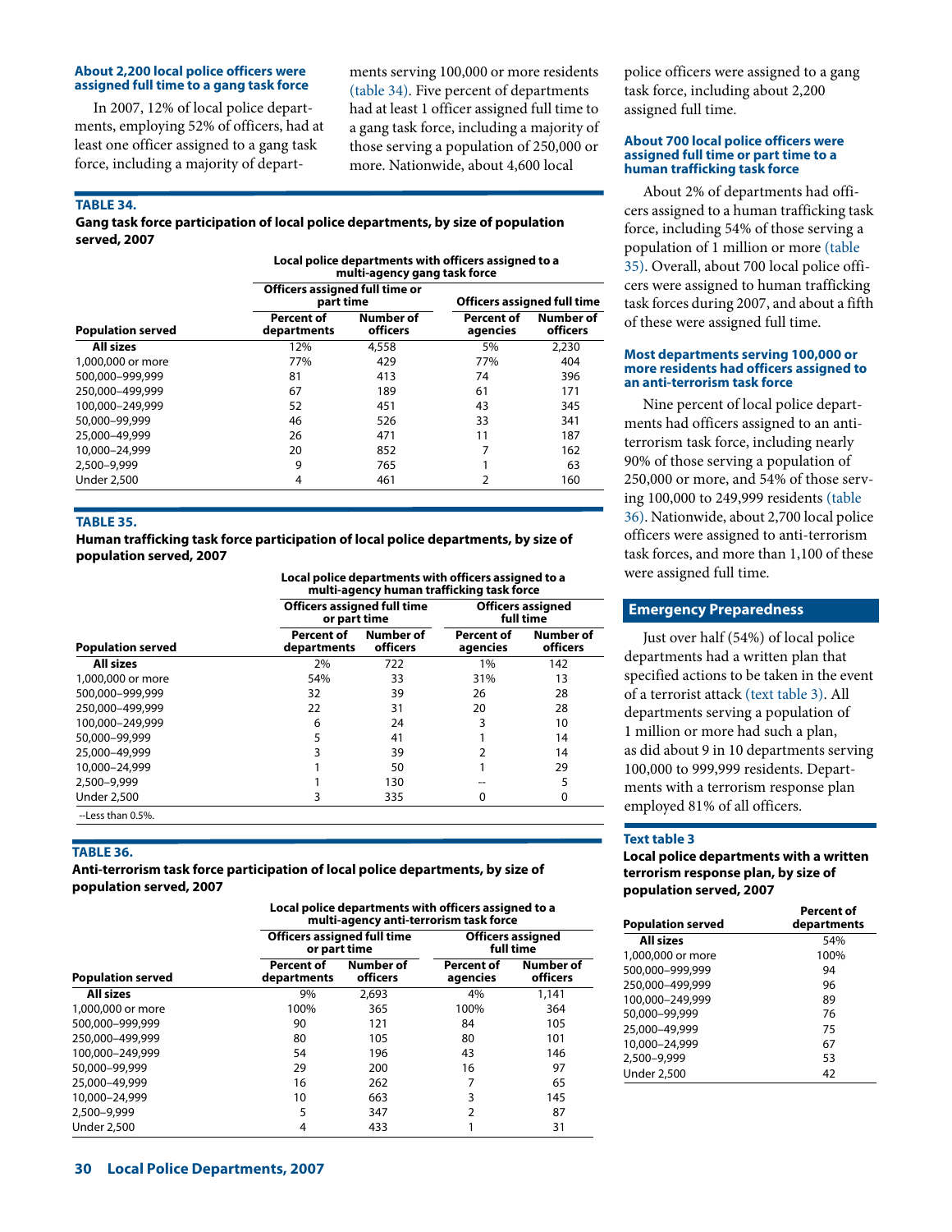### About 2,200 local police officers were assigned full time to a gang task force

In 2007, 12% of local police departments, employing 52% of officers, had at least one officer assigned to a gang task force, including a majority of departments serving 100,000 or more residents (table 34). Five percent of departments had at least 1 officer assigned full time to a gang task force, including a majority of those serving a population of 250,000 or more. Nationwide, about 4,600 local police officers were assigned to a gang task force, including about 2,200 assigned full time.

**TABLE 34.**
**Gang task force participation of local police departments, by size of population served, 2007**

| | Local police departments with officers assigned to a multi-agency gang task force | | | |
|---|---|---|---|---|
| | Officers assigned full time or part time | | Officers assigned full time | |
| Population served | Percent of departments | Number of officers | Percent of agencies | Number of officers |
| **All sizes** | 12% | 4,558 | 5% | 2,230 |
| 1,000,000 or more | 77% | 429 | 77% | 404 |
| 500,000–999,999 | 81 | 413 | 74 | 396 |
| 250,000–499,999 | 67 | 189 | 61 | 171 |
| 100,000–249,999 | 52 | 451 | 43 | 345 |
| 50,000–99,999 | 46 | 526 | 33 | 341 |
| 25,000–49,999 | 26 | 471 | 11 | 187 |
| 10,000–24,999 | 20 | 852 | 7 | 162 |
| 2,500–9,999 | 9 | 765 | 1 | 63 |
| Under 2,500 | 4 | 461 | 2 | 160 |

**TABLE 35.**
**Human trafficking task force participation of local police departments, by size of population served, 2007**

| | Local police departments with officers assigned to a multi-agency human trafficking task force | | | |
|---|---|---|---|---|
| | Officers assigned full time or part time | | Officers assigned full time | |
| Population served | Percent of departments | Number of officers | Percent of agencies | Number of officers |
| **All sizes** | 2% | 722 | 1% | 142 |
| 1,000,000 or more | 54% | 33 | 31% | 13 |
| 500,000–999,999 | 32 | 39 | 26 | 28 |
| 250,000–499,999 | 22 | 31 | 20 | 28 |
| 100,000–249,999 | 6 | 24 | 3 | 10 |
| 50,000–99,999 | 5 | 41 | 1 | 14 |
| 25,000–49,999 | 3 | 39 | 2 | 14 |
| 10,000–24,999 | 1 | 50 | 1 | 29 |
| 2,500–9,999 | 1 | 130 | -- | 5 |
| Under 2,500 | 3 | 335 | 0 | 0 |

--Less than 0.5%.

**TABLE 36.**
**Anti-terrorism task force participation of local police departments, by size of population served, 2007**

| | Local police departments with officers assigned to a multi-agency anti-terrorism task force | | | |
|---|---|---|---|---|
| | Officers assigned full time or part time | | Officers assigned full time | |
| Population served | Percent of departments | Number of officers | Percent of agencies | Number of officers |
| **All sizes** | 9% | 2,693 | 4% | 1,141 |
| 1,000,000 or more | 100% | 365 | 100% | 364 |
| 500,000–999,999 | 90 | 121 | 84 | 105 |
| 250,000–499,999 | 80 | 105 | 80 | 101 |
| 100,000–249,999 | 54 | 196 | 43 | 146 |
| 50,000–99,999 | 29 | 200 | 16 | 97 |
| 25,000–49,999 | 16 | 262 | 7 | 65 |
| 10,000–24,999 | 10 | 663 | 3 | 145 |
| 2,500–9,999 | 5 | 347 | 2 | 87 |
| Under 2,500 | 4 | 433 | 1 | 31 |

### About 700 local police officers were assigned full time or part time to a human trafficking task force

About 2% of departments had officers assigned to a human trafficking task force, including 54% of those serving a population of 1 million or more (table 35). Overall, about 700 local police officers were assigned to human trafficking task forces during 2007, and about a fifth of these were assigned full time.

### Most departments serving 100,000 or more residents had officers assigned to an anti-terrorism task force

Nine percent of local police departments had officers assigned to an anti-terrorism task force, including nearly 90% of those serving a population of 250,000 or more, and 54% of those serving 100,000 to 249,999 residents (table 36). Nationwide, about 2,700 local police officers were assigned to anti-terrorism task forces, and more than 1,100 of these were assigned full time.

## Emergency Preparedness

Just over half (54%) of local police departments had a written plan that specified actions to be taken in the event of a terrorist attack (text table 3). All departments serving a population of 1 million or more had such a plan, as did about 9 in 10 departments serving 100,000 to 999,999 residents. Departments with a terrorism response plan employed 81% of all officers.

**Text table 3**
**Local police departments with a written terrorism response plan, by size of population served, 2007**

| Population served | Percent of departments |
|---|---|
| **All sizes** | 54% |
| 1,000,000 or more | 100% |
| 500,000–999,999 | 94 |
| 250,000–499,999 | 96 |
| 100,000–249,999 | 89 |
| 50,000–99,999 | 76 |
| 25,000–49,999 | 75 |
| 10,000–24,999 | 67 |
| 2,500–9,999 | 53 |
| Under 2,500 | 42 |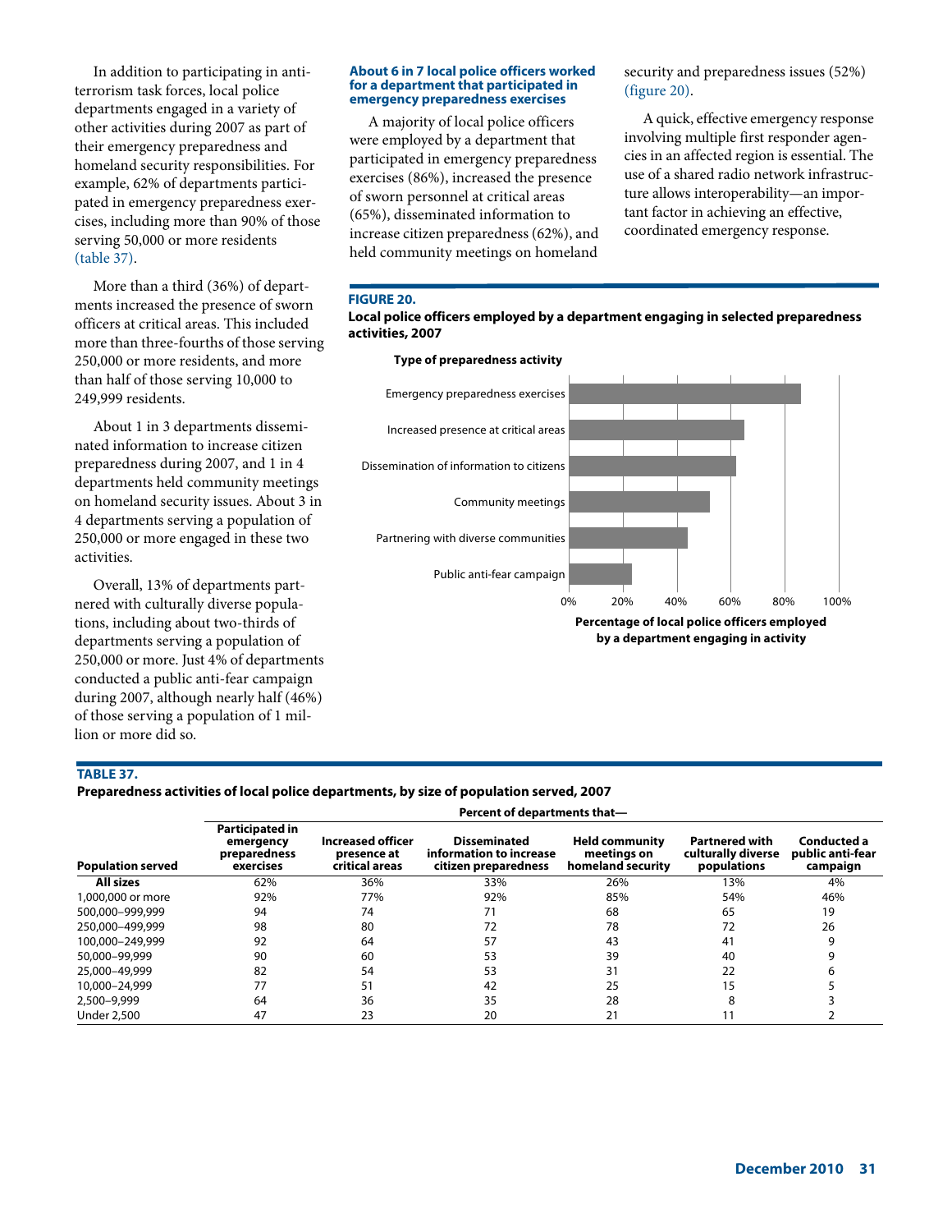In addition to participating in anti-terrorism task forces, local police departments engaged in a variety of other activities during 2007 as part of their emergency preparedness and homeland security responsibilities. For example, 62% of departments participated in emergency preparedness exercises, including more than 90% of those serving 50,000 or more residents (table 37).

More than a third (36%) of departments increased the presence of sworn officers at critical areas. This included more than three-fourths of those serving 250,000 or more residents, and more than half of those serving 10,000 to 249,999 residents.

About 1 in 3 departments disseminated information to increase citizen preparedness during 2007, and 1 in 4 departments held community meetings on homeland security issues. About 3 in 4 departments serving a population of 250,000 or more engaged in these two activities.

Overall, 13% of departments partnered with culturally diverse populations, including about two-thirds of departments serving a population of 250,000 or more. Just 4% of departments conducted a public anti-fear campaign during 2007, although nearly half (46%) of those serving a population of 1 million or more did so.

### About 6 in 7 local police officers worked for a department that participated in emergency preparedness exercises

A majority of local police officers were employed by a department that participated in emergency preparedness exercises (86%), increased the presence of sworn personnel at critical areas (65%), disseminated information to increase citizen preparedness (62%), and held community meetings on homeland security and preparedness issues (52%) (figure 20).

A quick, effective emergency response involving multiple first responder agencies in an affected region is essential. The use of a shared radio network infrastructure allows interoperability—an important factor in achieving an effective, coordinated emergency response.

**FIGURE 20.**
**Local police officers employed by a department engaging in selected preparedness activities, 2007**

| Type of preparedness activity | Percentage of local police officers employed by a department engaging in activity |
|---|---|
| Emergency preparedness exercises | 86% |
| Increased presence at critical areas | 65% |
| Dissemination of information to citizens | 62% |
| Community meetings | 52% |
| Partnering with diverse communities | 44% |
| Public anti-fear campaign | 23% |

**TABLE 37.**
**Preparedness activities of local police departments, by size of population served, 2007**

| | Percent of departments that— | | | | | |
|---|---|---|---|---|---|---|
| Population served | Participated in emergency preparedness exercises | Increased officer presence at critical areas | Disseminated information to increase citizen preparedness | Held community meetings on homeland security | Partnered with culturally diverse populations | Conducted a public anti-fear campaign |
| **All sizes** | 62% | 36% | 33% | 26% | 13% | 4% |
| 1,000,000 or more | 92% | 77% | 92% | 85% | 54% | 46% |
| 500,000–999,999 | 94 | 74 | 71 | 68 | 65 | 19 |
| 250,000–499,999 | 98 | 80 | 72 | 78 | 72 | 26 |
| 100,000–249,999 | 92 | 64 | 57 | 43 | 41 | 9 |
| 50,000–99,999 | 90 | 60 | 53 | 39 | 40 | 9 |
| 25,000–49,999 | 82 | 54 | 53 | 31 | 22 | 6 |
| 10,000–24,999 | 77 | 51 | 42 | 25 | 15 | 5 |
| 2,500–9,999 | 64 | 36 | 35 | 28 | 8 | 3 |
| Under 2,500 | 47 | 23 | 20 | 21 | 11 | 2 |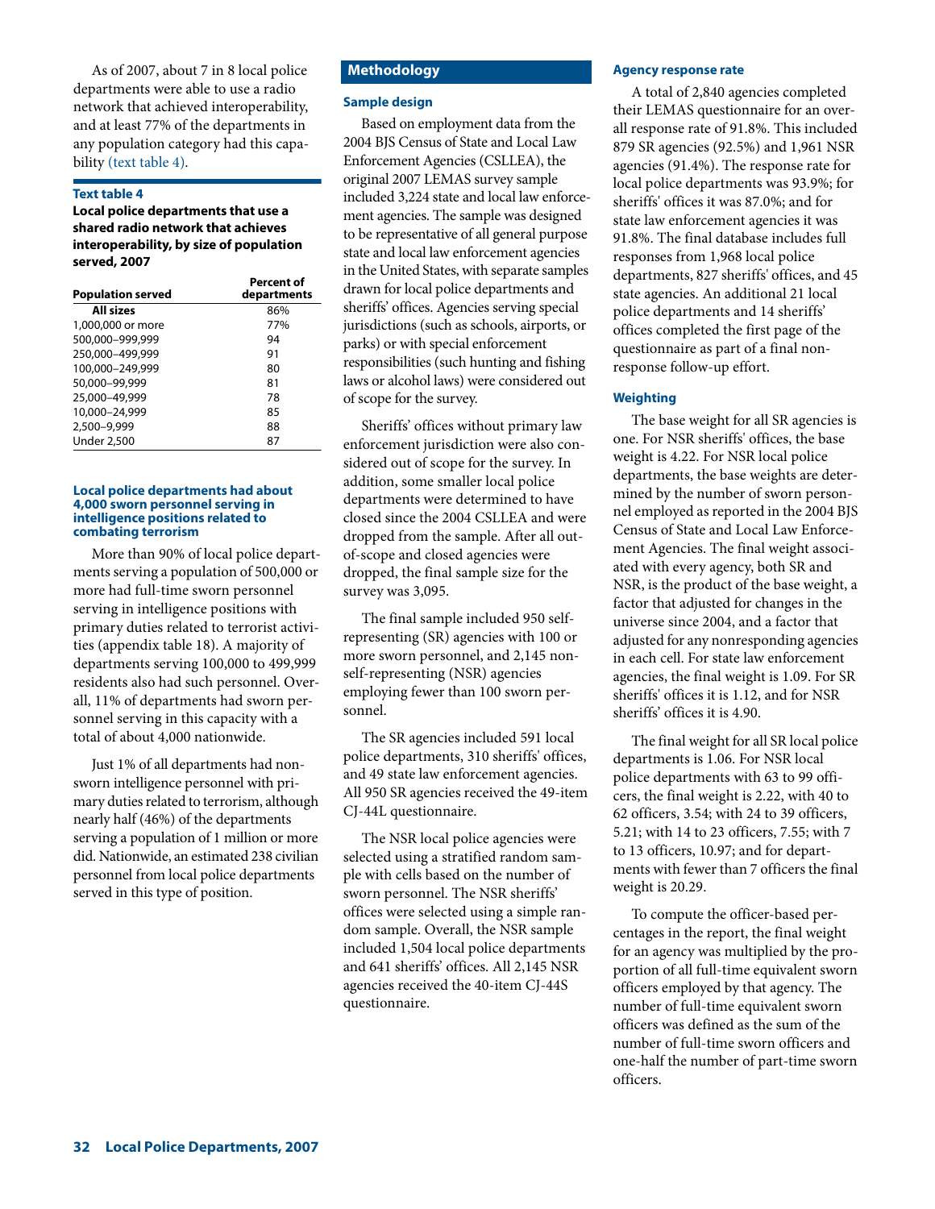As of 2007, about 7 in 8 local police departments were able to use a radio network that achieved interoperability, and at least 77% of the departments in any population category had this capability (text table 4).

**Text table 4**

**Local police departments that use a shared radio network that achieves interoperability, by size of population served, 2007**

| Population served | Percent of departments |
|---|---|
| **All sizes** | 86% |
| 1,000,000 or more | 77% |
| 500,000–999,999 | 94 |
| 250,000–499,999 | 91 |
| 100,000–249,999 | 80 |
| 50,000–99,999 | 81 |
| 25,000–49,999 | 78 |
| 10,000–24,999 | 85 |
| 2,500–9,999 | 88 |
| Under 2,500 | 87 |

### Local police departments had about 4,000 sworn personnel serving in intelligence positions related to combating terrorism

More than 90% of local police departments serving a population of 500,000 or more had full-time sworn personnel serving in intelligence positions with primary duties related to terrorist activities (appendix table 18). A majority of departments serving 100,000 to 499,999 residents also had such personnel. Overall, 11% of departments had sworn personnel serving in this capacity with a total of about 4,000 nationwide.

Just 1% of all departments had nonsworn intelligence personnel with primary duties related to terrorism, although nearly half (46%) of the departments serving a population of 1 million or more did. Nationwide, an estimated 238 civilian personnel from local police departments served in this type of position.

## Methodology

### Sample design

Based on employment data from the 2004 BJS Census of State and Local Law Enforcement Agencies (CSLLEA), the original 2007 LEMAS survey sample included 3,224 state and local law enforcement agencies. The sample was designed to be representative of all general purpose state and local law enforcement agencies in the United States, with separate samples drawn for local police departments and sheriffs' offices. Agencies serving special jurisdictions (such as schools, airports, or parks) or with special enforcement responsibilities (such hunting and fishing laws or alcohol laws) were considered out of scope for the survey.

Sheriffs' offices without primary law enforcement jurisdiction were also considered out of scope for the survey. In addition, some smaller local police departments were determined to have closed since the 2004 CSLLEA and were dropped from the sample. After all out-of-scope and closed agencies were dropped, the final sample size for the survey was 3,095.

The final sample included 950 self-representing (SR) agencies with 100 or more sworn personnel, and 2,145 non-self-representing (NSR) agencies employing fewer than 100 sworn personnel.

The SR agencies included 591 local police departments, 310 sheriffs' offices, and 49 state law enforcement agencies. All 950 SR agencies received the 49-item CJ-44L questionnaire.

The NSR local police agencies were selected using a stratified random sample with cells based on the number of sworn personnel. The NSR sheriffs' offices were selected using a simple random sample. Overall, the NSR sample included 1,504 local police departments and 641 sheriffs' offices. All 2,145 NSR agencies received the 40-item CJ-44S questionnaire.

### Agency response rate

A total of 2,840 agencies completed their LEMAS questionnaire for an overall response rate of 91.8%. This included 879 SR agencies (92.5%) and 1,961 NSR agencies (91.4%). The response rate for local police departments was 93.9%; for sheriffs' offices it was 87.0%; and for state law enforcement agencies it was 91.8%. The final database includes full responses from 1,968 local police departments, 827 sheriffs' offices, and 45 state agencies. An additional 21 local police departments and 14 sheriffs' offices completed the first page of the questionnaire as part of a final non-response follow-up effort.

### Weighting

The base weight for all SR agencies is one. For NSR sheriffs' offices, the base weight is 4.22. For NSR local police departments, the base weights are determined by the number of sworn personnel employed as reported in the 2004 BJS Census of State and Local Law Enforcement Agencies. The final weight associated with every agency, both SR and NSR, is the product of the base weight, a factor that adjusted for changes in the universe since 2004, and a factor that adjusted for any nonresponding agencies in each cell. For state law enforcement agencies, the final weight is 1.09. For SR sheriffs' offices it is 1.12, and for NSR sheriffs' offices it is 4.90.

The final weight for all SR local police departments is 1.06. For NSR local police departments with 63 to 99 officers, the final weight is 2.22, with 40 to 62 officers, 3.54; with 24 to 39 officers, 5.21; with 14 to 23 officers, 7.55; with 7 to 13 officers, 10.97; and for departments with fewer than 7 officers the final weight is 20.29.

To compute the officer-based percentages in the report, the final weight for an agency was multiplied by the proportion of all full-time equivalent sworn officers employed by that agency. The number of full-time equivalent sworn officers was defined as the sum of the number of full-time sworn officers and one-half the number of part-time sworn officers.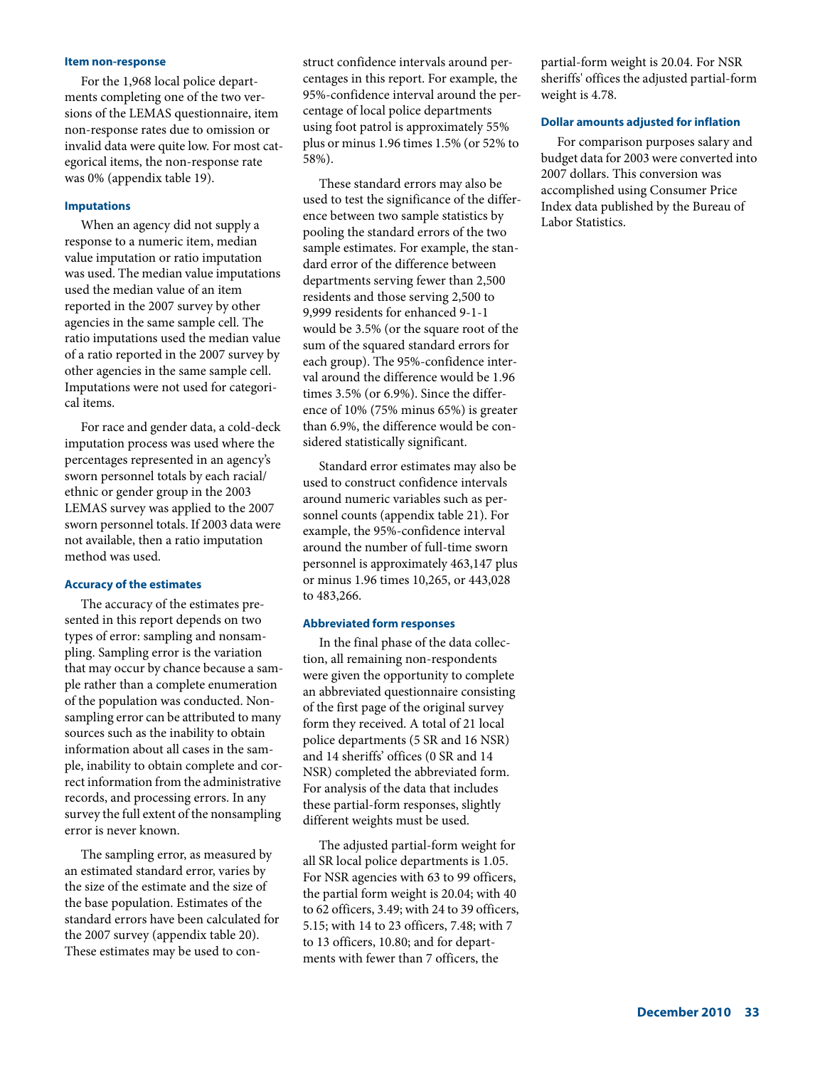### Item non-response

For the 1,968 local police departments completing one of the two versions of the LEMAS questionnaire, item non-response rates due to omission or invalid data were quite low. For most categorical items, the non-response rate was 0% (appendix table 19).

### Imputations

When an agency did not supply a response to a numeric item, median value imputation or ratio imputation was used. The median value imputations used the median value of an item reported in the 2007 survey by other agencies in the same sample cell. The ratio imputations used the median value of a ratio reported in the 2007 survey by other agencies in the same sample cell. Imputations were not used for categorical items.

For race and gender data, a cold-deck imputation process was used where the percentages represented in an agency's sworn personnel totals by each racial/ethnic or gender group in the 2003 LEMAS survey was applied to the 2007 sworn personnel totals. If 2003 data were not available, then a ratio imputation method was used.

### Accuracy of the estimates

The accuracy of the estimates presented in this report depends on two types of error: sampling and nonsampling. Sampling error is the variation that may occur by chance because a sample rather than a complete enumeration of the population was conducted. Nonsampling error can be attributed to many sources such as the inability to obtain information about all cases in the sample, inability to obtain complete and correct information from the administrative records, and processing errors. In any survey the full extent of the nonsampling error is never known.

The sampling error, as measured by an estimated standard error, varies by the size of the estimate and the size of the base population. Estimates of the standard errors have been calculated for the 2007 survey (appendix table 20). These estimates may be used to construct confidence intervals around percentages in this report. For example, the 95%-confidence interval around the percentage of local police departments using foot patrol is approximately 55% plus or minus 1.96 times 1.5% (or 52% to 58%).

These standard errors may also be used to test the significance of the difference between two sample statistics by pooling the standard errors of the two sample estimates. For example, the standard error of the difference between departments serving fewer than 2,500 residents and those serving 2,500 to 9,999 residents for enhanced 9-1-1 would be 3.5% (or the square root of the sum of the squared standard errors for each group). The 95%-confidence interval around the difference would be 1.96 times 3.5% (or 6.9%). Since the difference of 10% (75% minus 65%) is greater than 6.9%, the difference would be considered statistically significant.

Standard error estimates may also be used to construct confidence intervals around numeric variables such as personnel counts (appendix table 21). For example, the 95%-confidence interval around the number of full-time sworn personnel is approximately 463,147 plus or minus 1.96 times 10,265, or 443,028 to 483,266.

### Abbreviated form responses

In the final phase of the data collection, all remaining non-respondents were given the opportunity to complete an abbreviated questionnaire consisting of the first page of the original survey form they received. A total of 21 local police departments (5 SR and 16 NSR) and 14 sheriffs' offices (0 SR and 14 NSR) completed the abbreviated form. For analysis of the data that includes these partial-form responses, slightly different weights must be used.

The adjusted partial-form weight for all SR local police departments is 1.05. For NSR agencies with 63 to 99 officers, the partial form weight is 20.04; with 40 to 62 officers, 3.49; with 24 to 39 officers, 5.15; with 14 to 23 officers, 7.48; with 7 to 13 officers, 10.80; and for departments with fewer than 7 officers, the partial-form weight is 20.04. For NSR sheriffs' offices the adjusted partial-form weight is 4.78.

### Dollar amounts adjusted for inflation

For comparison purposes salary and budget data for 2003 were converted into 2007 dollars. This conversion was accomplished using Consumer Price Index data published by the Bureau of Labor Statistics.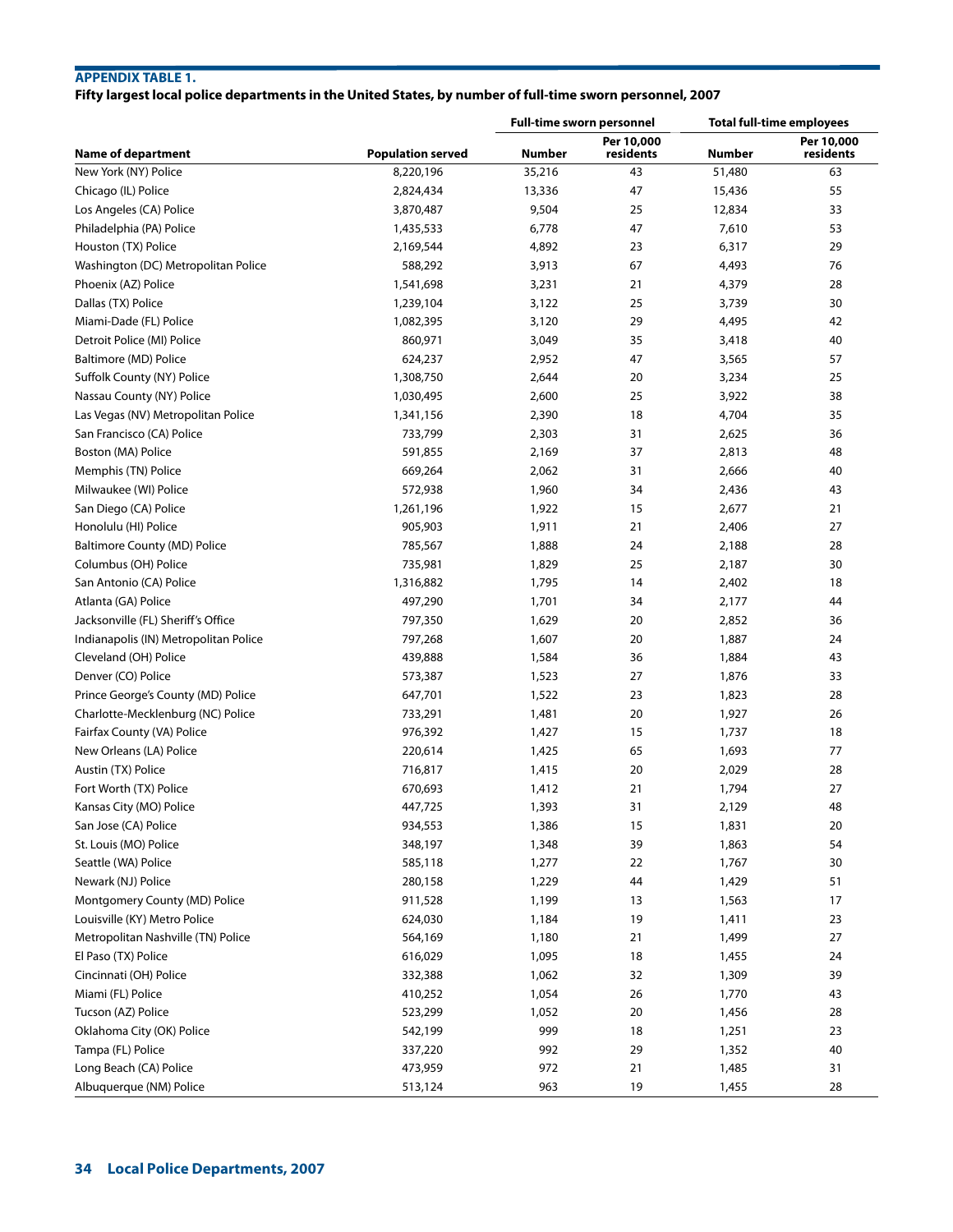**APPENDIX TABLE 1.**

**Fifty largest local police departments in the United States, by number of full-time sworn personnel, 2007**

| Name of department | Population served | Full-time sworn personnel | | Total full-time employees | |
|---|---|---|---|---|---|
| | | Number | Per 10,000 residents | Number | Per 10,000 residents |
| New York (NY) Police | 8,220,196 | 35,216 | 43 | 51,480 | 63 |
| Chicago (IL) Police | 2,824,434 | 13,336 | 47 | 15,436 | 55 |
| Los Angeles (CA) Police | 3,870,487 | 9,504 | 25 | 12,834 | 33 |
| Philadelphia (PA) Police | 1,435,533 | 6,778 | 47 | 7,610 | 53 |
| Houston (TX) Police | 2,169,544 | 4,892 | 23 | 6,317 | 29 |
| Washington (DC) Metropolitan Police | 588,292 | 3,913 | 67 | 4,493 | 76 |
| Phoenix (AZ) Police | 1,541,698 | 3,231 | 21 | 4,379 | 28 |
| Dallas (TX) Police | 1,239,104 | 3,122 | 25 | 3,739 | 30 |
| Miami-Dade (FL) Police | 1,082,395 | 3,120 | 29 | 4,495 | 42 |
| Detroit Police (MI) Police | 860,971 | 3,049 | 35 | 3,418 | 40 |
| Baltimore (MD) Police | 624,237 | 2,952 | 47 | 3,565 | 57 |
| Suffolk County (NY) Police | 1,308,750 | 2,644 | 20 | 3,234 | 25 |
| Nassau County (NY) Police | 1,030,495 | 2,600 | 25 | 3,922 | 38 |
| Las Vegas (NV) Metropolitan Police | 1,341,156 | 2,390 | 18 | 4,704 | 35 |
| San Francisco (CA) Police | 733,799 | 2,303 | 31 | 2,625 | 36 |
| Boston (MA) Police | 591,855 | 2,169 | 37 | 2,813 | 48 |
| Memphis (TN) Police | 669,264 | 2,062 | 31 | 2,666 | 40 |
| Milwaukee (WI) Police | 572,938 | 1,960 | 34 | 2,436 | 43 |
| San Diego (CA) Police | 1,261,196 | 1,922 | 15 | 2,677 | 21 |
| Honolulu (HI) Police | 905,903 | 1,911 | 21 | 2,406 | 27 |
| Baltimore County (MD) Police | 785,567 | 1,888 | 24 | 2,188 | 28 |
| Columbus (OH) Police | 735,981 | 1,829 | 25 | 2,187 | 30 |
| San Antonio (CA) Police | 1,316,882 | 1,795 | 14 | 2,402 | 18 |
| Atlanta (GA) Police | 497,290 | 1,701 | 34 | 2,177 | 44 |
| Jacksonville (FL) Sheriff's Office | 797,350 | 1,629 | 20 | 2,852 | 36 |
| Indianapolis (IN) Metropolitan Police | 797,268 | 1,607 | 20 | 1,887 | 24 |
| Cleveland (OH) Police | 439,888 | 1,584 | 36 | 1,884 | 43 |
| Denver (CO) Police | 573,387 | 1,523 | 27 | 1,876 | 33 |
| Prince George's County (MD) Police | 647,701 | 1,522 | 23 | 1,823 | 28 |
| Charlotte-Mecklenburg (NC) Police | 733,291 | 1,481 | 20 | 1,927 | 26 |
| Fairfax County (VA) Police | 976,392 | 1,427 | 15 | 1,737 | 18 |
| New Orleans (LA) Police | 220,614 | 1,425 | 65 | 1,693 | 77 |
| Austin (TX) Police | 716,817 | 1,415 | 20 | 2,029 | 28 |
| Fort Worth (TX) Police | 670,693 | 1,412 | 21 | 1,794 | 27 |
| Kansas City (MO) Police | 447,725 | 1,393 | 31 | 2,129 | 48 |
| San Jose (CA) Police | 934,553 | 1,386 | 15 | 1,831 | 20 |
| St. Louis (MO) Police | 348,197 | 1,348 | 39 | 1,863 | 54 |
| Seattle (WA) Police | 585,118 | 1,277 | 22 | 1,767 | 30 |
| Newark (NJ) Police | 280,158 | 1,229 | 44 | 1,429 | 51 |
| Montgomery County (MD) Police | 911,528 | 1,199 | 13 | 1,563 | 17 |
| Louisville (KY) Metro Police | 624,030 | 1,184 | 19 | 1,411 | 23 |
| Metropolitan Nashville (TN) Police | 564,169 | 1,180 | 21 | 1,499 | 27 |
| El Paso (TX) Police | 616,029 | 1,095 | 18 | 1,455 | 24 |
| Cincinnati (OH) Police | 332,388 | 1,062 | 32 | 1,309 | 39 |
| Miami (FL) Police | 410,252 | 1,054 | 26 | 1,770 | 43 |
| Tucson (AZ) Police | 523,299 | 1,052 | 20 | 1,456 | 28 |
| Oklahoma City (OK) Police | 542,199 | 999 | 18 | 1,251 | 23 |
| Tampa (FL) Police | 337,220 | 992 | 29 | 1,352 | 40 |
| Long Beach (CA) Police | 473,959 | 972 | 21 | 1,485 | 31 |
| Albuquerque (NM) Police | 513,124 | 963 | 19 | 1,455 | 28 |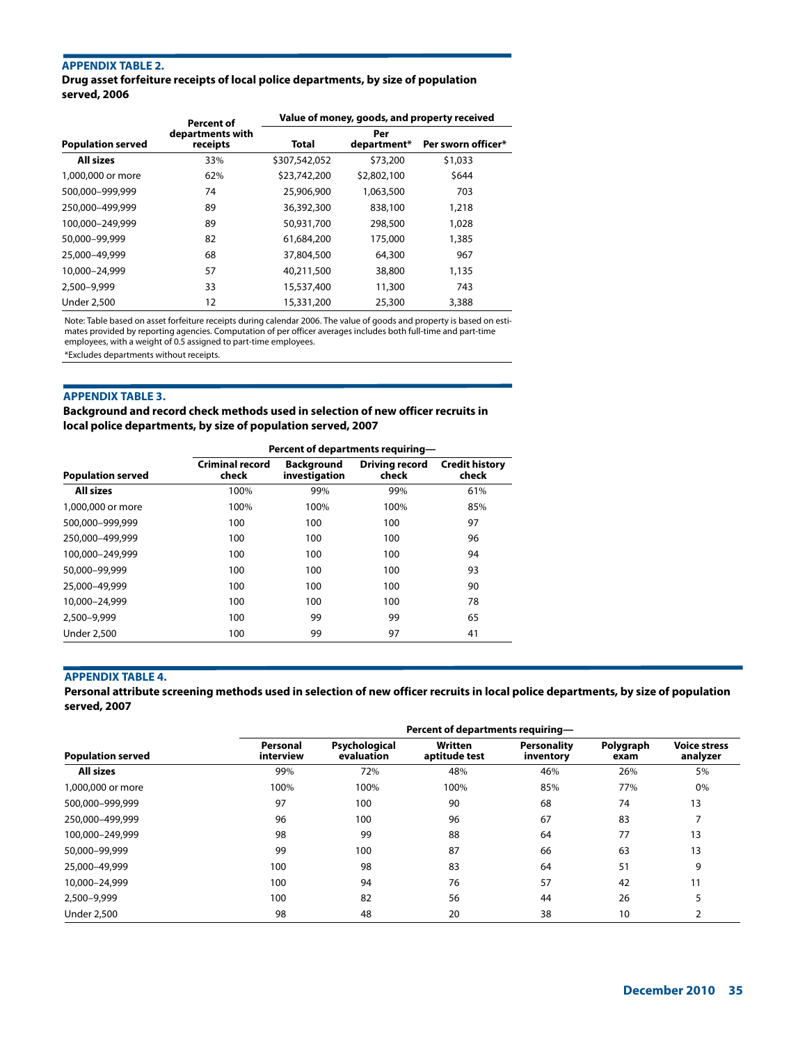**APPENDIX TABLE 2.**

**Drug asset forfeiture receipts of local police departments, by size of population served, 2006**

| Population served | Percent of departments with receipts | Value of money, goods, and property received | | |
|---|---|---|---|---|
| | | Total | Per department* | Per sworn officer* |
| **All sizes** | 33% | $307,542,052 | $73,200 | $1,033 |
| 1,000,000 or more | 62% | $23,742,200 | $2,802,100 | $644 |
| 500,000–999,999 | 74 | 25,906,900 | 1,063,500 | 703 |
| 250,000–499,999 | 89 | 36,392,300 | 838,100 | 1,218 |
| 100,000–249,999 | 89 | 50,931,700 | 298,500 | 1,028 |
| 50,000–99,999 | 82 | 61,684,200 | 175,000 | 1,385 |
| 25,000–49,999 | 68 | 37,804,500 | 64,300 | 967 |
| 10,000–24,999 | 57 | 40,211,500 | 38,800 | 1,135 |
| 2,500–9,999 | 33 | 15,537,400 | 11,300 | 743 |
| Under 2,500 | 12 | 15,331,200 | 25,300 | 3,388 |

Note: Table based on asset forfeiture receipts during calendar 2006. The value of goods and property is based on estimates provided by reporting agencies. Computation of per officer averages includes both full-time and part-time employees, with a weight of 0.5 assigned to part-time employees.

*Excludes departments without receipts.

**APPENDIX TABLE 3.**

**Background and record check methods used in selection of new officer recruits in local police departments, by size of population served, 2007**

| Population served | Percent of departments requiring— | | | |
|---|---|---|---|---|
| | Criminal record check | Background investigation | Driving record check | Credit history check |
| **All sizes** | 100% | 99% | 99% | 61% |
| 1,000,000 or more | 100% | 100% | 100% | 85% |
| 500,000–999,999 | 100 | 100 | 100 | 97 |
| 250,000–499,999 | 100 | 100 | 100 | 96 |
| 100,000–249,999 | 100 | 100 | 100 | 94 |
| 50,000–99,999 | 100 | 100 | 100 | 93 |
| 25,000–49,999 | 100 | 100 | 100 | 90 |
| 10,000–24,999 | 100 | 100 | 100 | 78 |
| 2,500–9,999 | 100 | 99 | 99 | 65 |
| Under 2,500 | 100 | 99 | 97 | 41 |

**APPENDIX TABLE 4.**

**Personal attribute screening methods used in selection of new officer recruits in local police departments, by size of population served, 2007**

| Population served | Percent of departments requiring— | | | | | |
|---|---|---|---|---|---|---|
| | Personal interview | Psychological evaluation | Written aptitude test | Personality inventory | Polygraph exam | Voice stress analyzer |
| **All sizes** | 99% | 72% | 48% | 46% | 26% | 5% |
| 1,000,000 or more | 100% | 100% | 100% | 85% | 77% | 0% |
| 500,000–999,999 | 97 | 100 | 90 | 68 | 74 | 13 |
| 250,000–499,999 | 96 | 100 | 96 | 67 | 83 | 7 |
| 100,000–249,999 | 98 | 99 | 88 | 64 | 77 | 13 |
| 50,000–99,999 | 99 | 100 | 87 | 66 | 63 | 13 |
| 25,000–49,999 | 100 | 98 | 83 | 64 | 51 | 9 |
| 10,000–24,999 | 100 | 94 | 76 | 57 | 42 | 11 |
| 2,500–9,999 | 100 | 82 | 56 | 44 | 26 | 5 |
| Under 2,500 | 98 | 48 | 20 | 38 | 10 | 2 |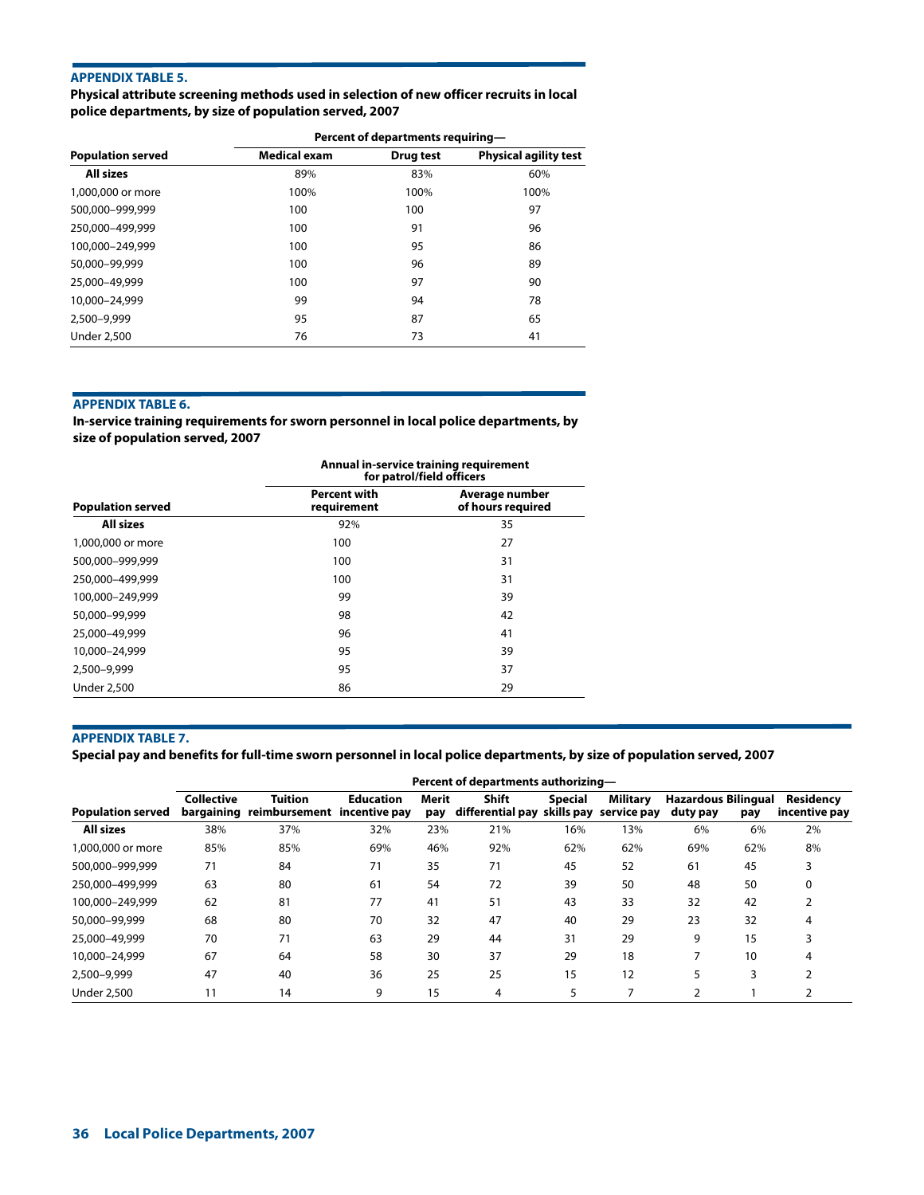### APPENDIX TABLE 5.

**Physical attribute screening methods used in selection of new officer recruits in local police departments, by size of population served, 2007**

| | Percent of departments requiring— | | |
|---|---|---|---|
| Population served | Medical exam | Drug test | Physical agility test |
| **All sizes** | 89% | 83% | 60% |
| 1,000,000 or more | 100% | 100% | 100% |
| 500,000–999,999 | 100 | 100 | 97 |
| 250,000–499,999 | 100 | 91 | 96 |
| 100,000–249,999 | 100 | 95 | 86 |
| 50,000–99,999 | 100 | 96 | 89 |
| 25,000–49,999 | 100 | 97 | 90 |
| 10,000–24,999 | 99 | 94 | 78 |
| 2,500–9,999 | 95 | 87 | 65 |
| Under 2,500 | 76 | 73 | 41 |

### APPENDIX TABLE 6.

**In-service training requirements for sworn personnel in local police departments, by size of population served, 2007**

| | Annual in-service training requirement for patrol/field officers | |
|---|---|---|
| Population served | Percent with requirement | Average number of hours required |
| **All sizes** | 92% | 35 |
| 1,000,000 or more | 100 | 27 |
| 500,000–999,999 | 100 | 31 |
| 250,000–499,999 | 100 | 31 |
| 100,000–249,999 | 99 | 39 |
| 50,000–99,999 | 98 | 42 |
| 25,000–49,999 | 96 | 41 |
| 10,000–24,999 | 95 | 39 |
| 2,500–9,999 | 95 | 37 |
| Under 2,500 | 86 | 29 |

### APPENDIX TABLE 7.

**Special pay and benefits for full-time sworn personnel in local police departments, by size of population served, 2007**

| | Percent of departments authorizing— | | | | | | | | | |
|---|---|---|---|---|---|---|---|---|---|---|
| Population served | Collective bargaining | Tuition reimbursement | Education incentive pay | Merit pay | Shift differential pay | Special skills pay | Military service pay | Hazardous duty pay | Bilingual pay | Residency incentive pay |
| **All sizes** | 38% | 37% | 32% | 23% | 21% | 16% | 13% | 6% | 6% | 2% |
| 1,000,000 or more | 85% | 85% | 69% | 46% | 92% | 62% | 62% | 69% | 62% | 8% |
| 500,000–999,999 | 71 | 84 | 71 | 35 | 71 | 45 | 52 | 61 | 45 | 3 |
| 250,000–499,999 | 63 | 80 | 61 | 54 | 72 | 39 | 50 | 48 | 50 | 0 |
| 100,000–249,999 | 62 | 81 | 77 | 41 | 51 | 43 | 33 | 32 | 42 | 2 |
| 50,000–99,999 | 68 | 80 | 70 | 32 | 47 | 40 | 29 | 23 | 32 | 4 |
| 25,000–49,999 | 70 | 71 | 63 | 29 | 44 | 31 | 29 | 9 | 15 | 3 |
| 10,000–24,999 | 67 | 64 | 58 | 30 | 37 | 29 | 18 | 7 | 10 | 4 |
| 2,500–9,999 | 47 | 40 | 36 | 25 | 25 | 15 | 12 | 5 | 3 | 2 |
| Under 2,500 | 11 | 14 | 9 | 15 | 4 | 5 | 7 | 2 | 1 | 2 |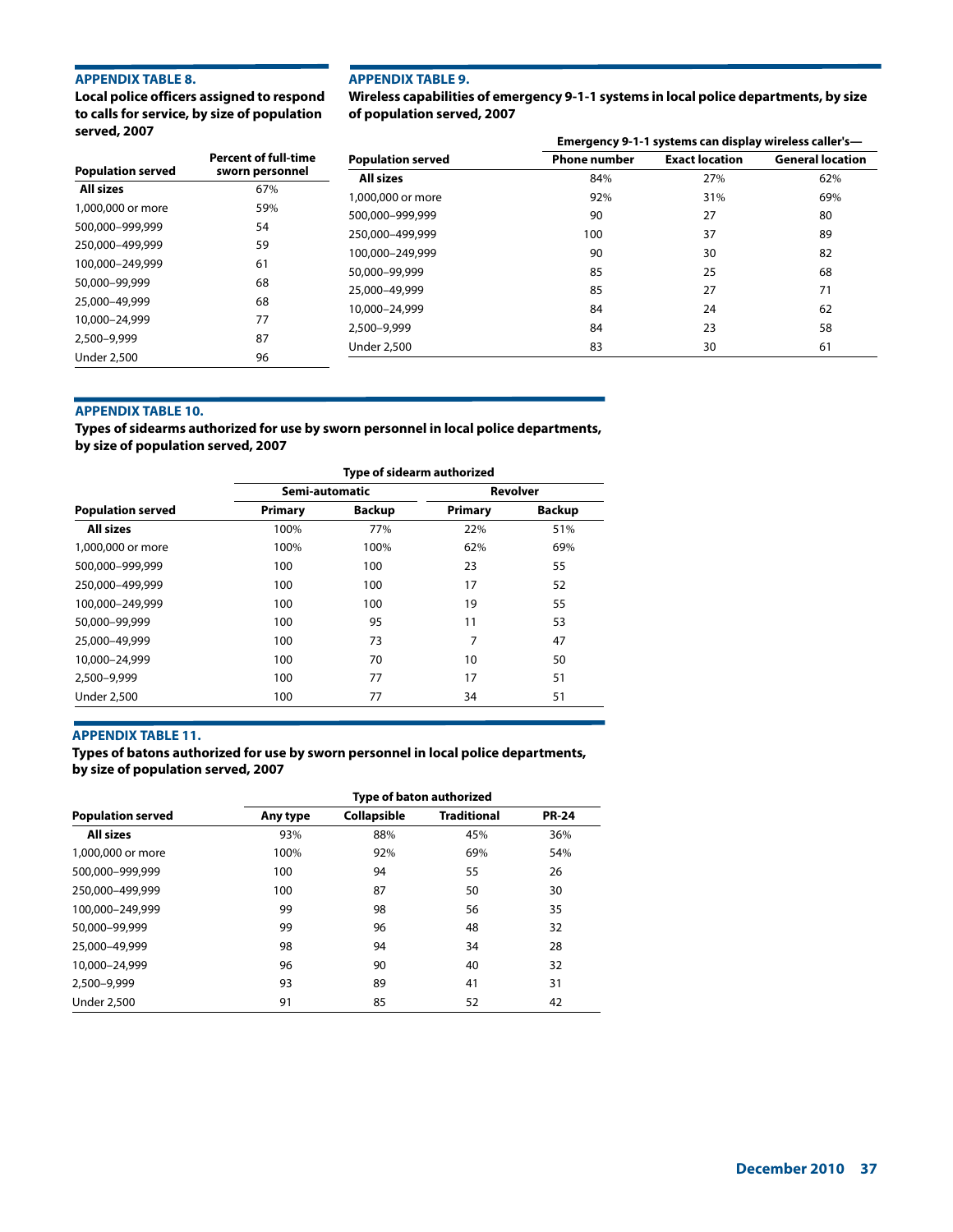### APPENDIX TABLE 8.

**Local police officers assigned to respond to calls for service, by size of population served, 2007**

| Population served | Percent of full-time sworn personnel |
|---|---|
| **All sizes** | 67% |
| 1,000,000 or more | 59% |
| 500,000–999,999 | 54 |
| 250,000–499,999 | 59 |
| 100,000–249,999 | 61 |
| 50,000–99,999 | 68 |
| 25,000–49,999 | 68 |
| 10,000–24,999 | 77 |
| 2,500–9,999 | 87 |
| Under 2,500 | 96 |

### APPENDIX TABLE 9.

**Wireless capabilities of emergency 9-1-1 systems in local police departments, by size of population served, 2007**

| | Emergency 9-1-1 systems can display wireless caller's— | | |
|---|---|---|---|
| Population served | Phone number | Exact location | General location |
| **All sizes** | 84% | 27% | 62% |
| 1,000,000 or more | 92% | 31% | 69% |
| 500,000–999,999 | 90 | 27 | 80 |
| 250,000–499,999 | 100 | 37 | 89 |
| 100,000–249,999 | 90 | 30 | 82 |
| 50,000–99,999 | 85 | 25 | 68 |
| 25,000–49,999 | 85 | 27 | 71 |
| 10,000–24,999 | 84 | 24 | 62 |
| 2,500–9,999 | 84 | 23 | 58 |
| Under 2,500 | 83 | 30 | 61 |

### APPENDIX TABLE 10.

**Types of sidearms authorized for use by sworn personnel in local police departments, by size of population served, 2007**

| | Type of sidearm authorized | | | |
|---|---|---|---|---|
| | Semi-automatic | | Revolver | |
| Population served | Primary | Backup | Primary | Backup |
| **All sizes** | 100% | 77% | 22% | 51% |
| 1,000,000 or more | 100% | 100% | 62% | 69% |
| 500,000–999,999 | 100 | 100 | 23 | 55 |
| 250,000–499,999 | 100 | 100 | 17 | 52 |
| 100,000–249,999 | 100 | 100 | 19 | 55 |
| 50,000–99,999 | 100 | 95 | 11 | 53 |
| 25,000–49,999 | 100 | 73 | 7 | 47 |
| 10,000–24,999 | 100 | 70 | 10 | 50 |
| 2,500–9,999 | 100 | 77 | 17 | 51 |
| Under 2,500 | 100 | 77 | 34 | 51 |

### APPENDIX TABLE 11.

**Types of batons authorized for use by sworn personnel in local police departments, by size of population served, 2007**

| | Type of baton authorized | | | |
|---|---|---|---|---|
| Population served | Any type | Collapsible | Traditional | PR-24 |
| **All sizes** | 93% | 88% | 45% | 36% |
| 1,000,000 or more | 100% | 92% | 69% | 54% |
| 500,000–999,999 | 100 | 94 | 55 | 26 |
| 250,000–499,999 | 100 | 87 | 50 | 30 |
| 100,000–249,999 | 99 | 98 | 56 | 35 |
| 50,000–99,999 | 99 | 96 | 48 | 32 |
| 25,000–49,999 | 98 | 94 | 34 | 28 |
| 10,000–24,999 | 96 | 90 | 40 | 32 |
| 2,500–9,999 | 93 | 89 | 41 | 31 |
| Under 2,500 | 91 | 85 | 52 | 42 |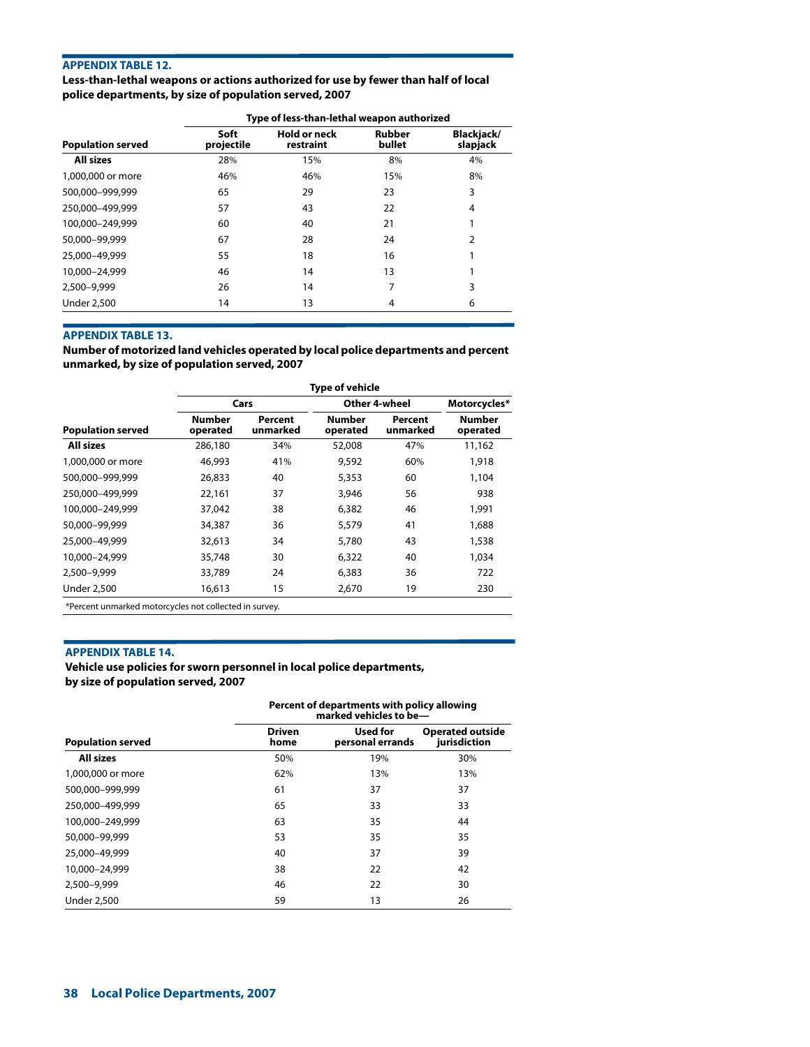### APPENDIX TABLE 12.

**Less-than-lethal weapons or actions authorized for use by fewer than half of local police departments, by size of population served, 2007**

| Population served | Type of less-than-lethal weapon authorized | | | |
|---|---|---|---|---|
| | Soft projectile | Hold or neck restraint | Rubber bullet | Blackjack/ slapjack |
| **All sizes** | 28% | 15% | 8% | 4% |
| 1,000,000 or more | 46% | 46% | 15% | 8% |
| 500,000–999,999 | 65 | 29 | 23 | 3 |
| 250,000–499,999 | 57 | 43 | 22 | 4 |
| 100,000–249,999 | 60 | 40 | 21 | 1 |
| 50,000–99,999 | 67 | 28 | 24 | 2 |
| 25,000–49,999 | 55 | 18 | 16 | 1 |
| 10,000–24,999 | 46 | 14 | 13 | 1 |
| 2,500–9,999 | 26 | 14 | 7 | 3 |
| Under 2,500 | 14 | 13 | 4 | 6 |

### APPENDIX TABLE 13.

**Number of motorized land vehicles operated by local police departments and percent unmarked, by size of population served, 2007**

| Population served | Type of vehicle | | | | |
|---|---|---|---|---|---|
| | Cars | | Other 4-wheel | | Motorcycles* |
| | Number operated | Percent unmarked | Number operated | Percent unmarked | Number operated |
| **All sizes** | 286,180 | 34% | 52,008 | 47% | 11,162 |
| 1,000,000 or more | 46,993 | 41% | 9,592 | 60% | 1,918 |
| 500,000–999,999 | 26,833 | 40 | 5,353 | 60 | 1,104 |
| 250,000–499,999 | 22,161 | 37 | 3,946 | 56 | 938 |
| 100,000–249,999 | 37,042 | 38 | 6,382 | 46 | 1,991 |
| 50,000–99,999 | 34,387 | 36 | 5,579 | 41 | 1,688 |
| 25,000–49,999 | 32,613 | 34 | 5,780 | 43 | 1,538 |
| 10,000–24,999 | 35,748 | 30 | 6,322 | 40 | 1,034 |
| 2,500–9,999 | 33,789 | 24 | 6,383 | 36 | 722 |
| Under 2,500 | 16,613 | 15 | 2,670 | 19 | 230 |

*Percent unmarked motorcycles not collected in survey.

### APPENDIX TABLE 14.

**Vehicle use policies for sworn personnel in local police departments, by size of population served, 2007**

| Population served | Percent of departments with policy allowing marked vehicles to be— | | |
|---|---|---|---|
| | Driven home | Used for personal errands | Operated outside jurisdiction |
| **All sizes** | 50% | 19% | 30% |
| 1,000,000 or more | 62% | 13% | 13% |
| 500,000–999,999 | 61 | 37 | 37 |
| 250,000–499,999 | 65 | 33 | 33 |
| 100,000–249,999 | 63 | 35 | 44 |
| 50,000–99,999 | 53 | 35 | 35 |
| 25,000–49,999 | 40 | 37 | 39 |
| 10,000–24,999 | 38 | 22 | 42 |
| 2,500–9,999 | 46 | 22 | 30 |
| Under 2,500 | 59 | 13 | 26 |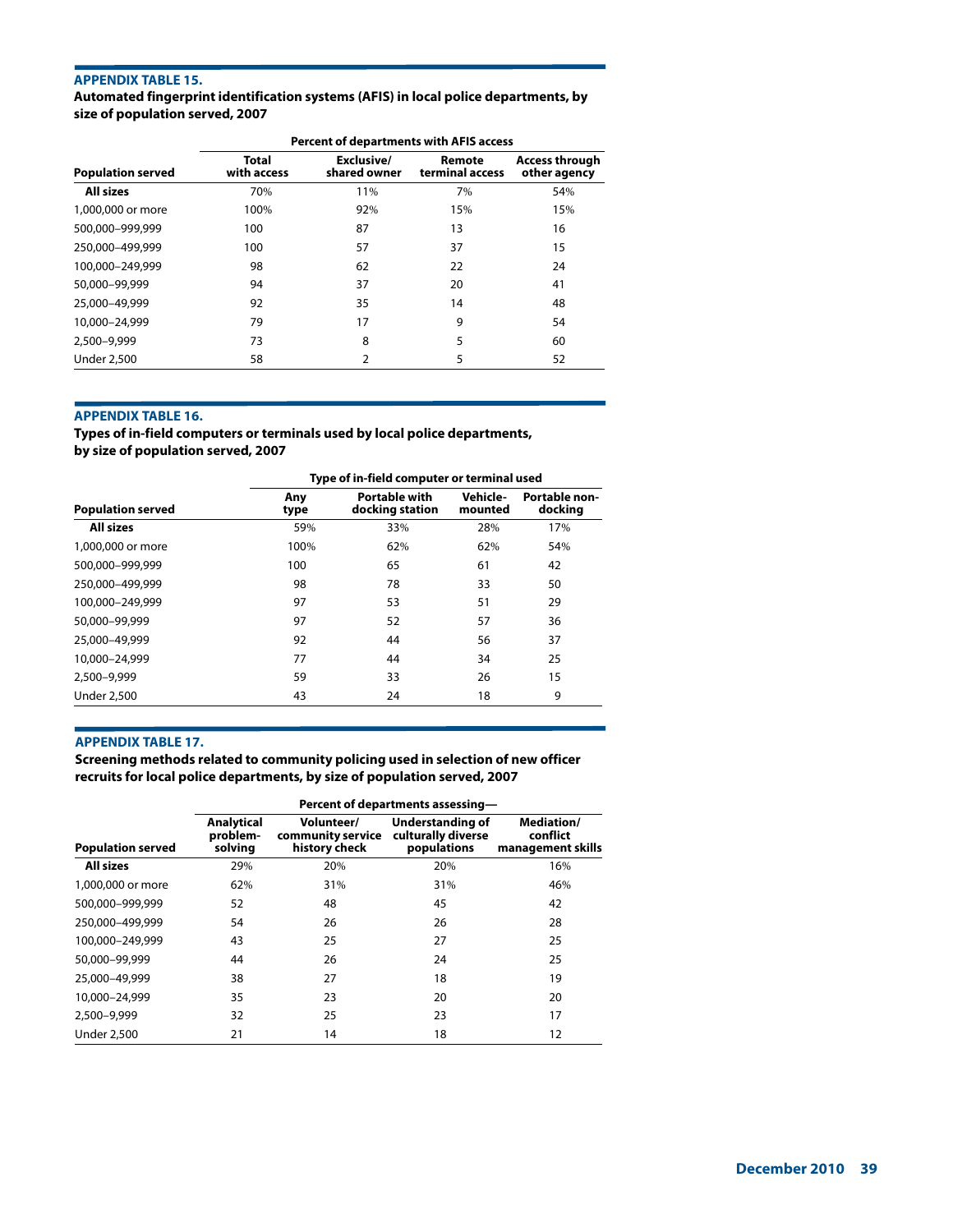### APPENDIX TABLE 15.

**Automated fingerprint identification systems (AFIS) in local police departments, by size of population served, 2007**

| | Percent of departments with AFIS access | | | |
|---|---|---|---|---|
| Population served | Total with access | Exclusive/ shared owner | Remote terminal access | Access through other agency |
| **All sizes** | 70% | 11% | 7% | 54% |
| 1,000,000 or more | 100% | 92% | 15% | 15% |
| 500,000–999,999 | 100 | 87 | 13 | 16 |
| 250,000–499,999 | 100 | 57 | 37 | 15 |
| 100,000–249,999 | 98 | 62 | 22 | 24 |
| 50,000–99,999 | 94 | 37 | 20 | 41 |
| 25,000–49,999 | 92 | 35 | 14 | 48 |
| 10,000–24,999 | 79 | 17 | 9 | 54 |
| 2,500–9,999 | 73 | 8 | 5 | 60 |
| Under 2,500 | 58 | 2 | 5 | 52 |

### APPENDIX TABLE 16.

**Types of in-field computers or terminals used by local police departments, by size of population served, 2007**

| | Type of in-field computer or terminal used | | | |
|---|---|---|---|---|
| Population served | Any type | Portable with docking station | Vehicle-mounted | Portable non-docking |
| **All sizes** | 59% | 33% | 28% | 17% |
| 1,000,000 or more | 100% | 62% | 62% | 54% |
| 500,000–999,999 | 100 | 65 | 61 | 42 |
| 250,000–499,999 | 98 | 78 | 33 | 50 |
| 100,000–249,999 | 97 | 53 | 51 | 29 |
| 50,000–99,999 | 97 | 52 | 57 | 36 |
| 25,000–49,999 | 92 | 44 | 56 | 37 |
| 10,000–24,999 | 77 | 44 | 34 | 25 |
| 2,500–9,999 | 59 | 33 | 26 | 15 |
| Under 2,500 | 43 | 24 | 18 | 9 |

### APPENDIX TABLE 17.

**Screening methods related to community policing used in selection of new officer recruits for local police departments, by size of population served, 2007**

| | Percent of departments assessing— | | | |
|---|---|---|---|---|
| Population served | Analytical problem-solving | Volunteer/ community service history check | Understanding of culturally diverse populations | Mediation/ conflict management skills |
| **All sizes** | 29% | 20% | 20% | 16% |
| 1,000,000 or more | 62% | 31% | 31% | 46% |
| 500,000–999,999 | 52 | 48 | 45 | 42 |
| 250,000–499,999 | 54 | 26 | 26 | 28 |
| 100,000–249,999 | 43 | 25 | 27 | 25 |
| 50,000–99,999 | 44 | 26 | 24 | 25 |
| 25,000–49,999 | 38 | 27 | 18 | 19 |
| 10,000–24,999 | 35 | 23 | 20 | 20 |
| 2,500–9,999 | 32 | 25 | 23 | 17 |
| Under 2,500 | 21 | 14 | 18 | 12 |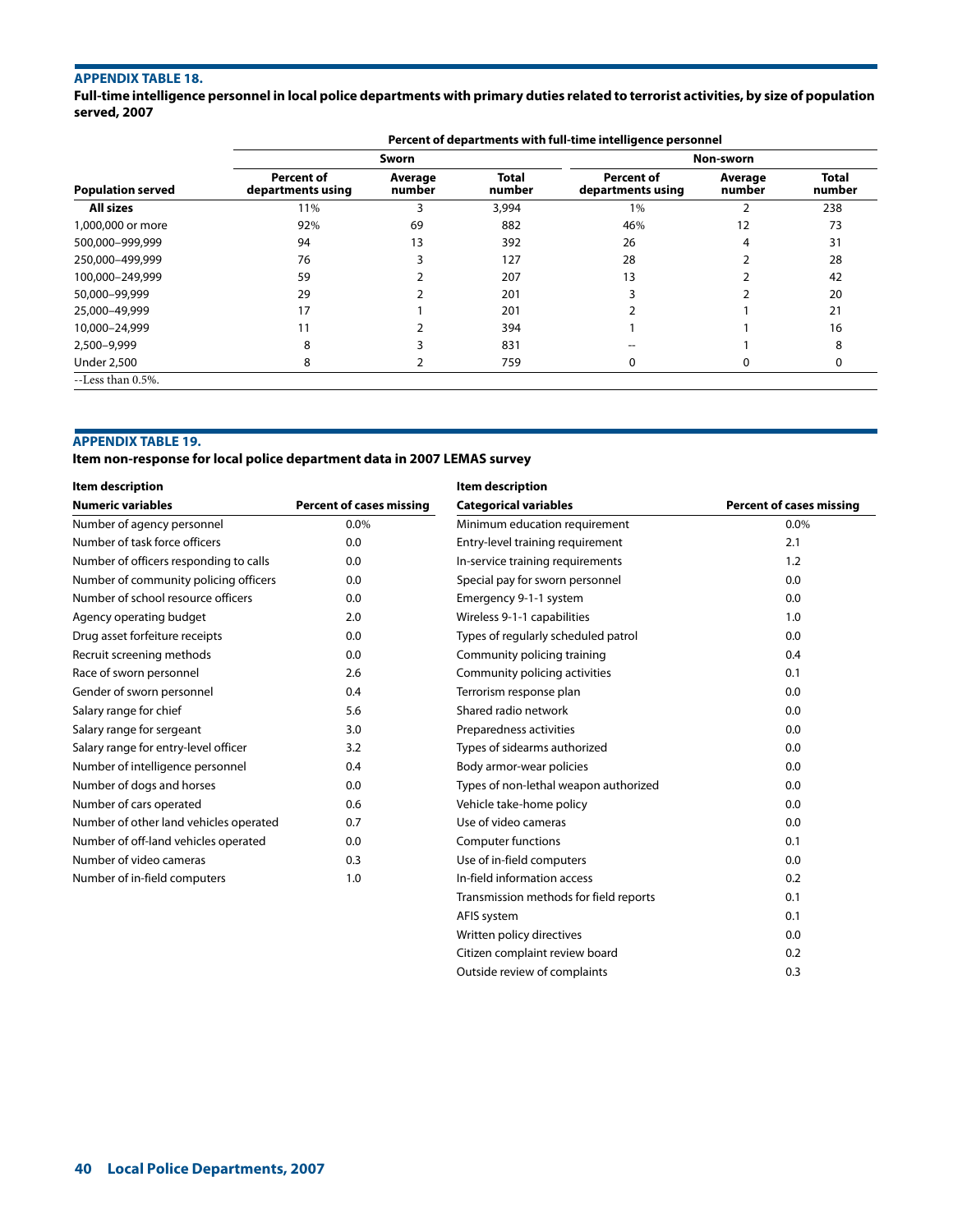### APPENDIX TABLE 18.

**Full-time intelligence personnel in local police departments with primary duties related to terrorist activities, by size of population served, 2007**

| | Percent of departments with full-time intelligence personnel | | | | | |
|---|---|---|---|---|---|---|
| | Sworn | | | Non-sworn | | |
| **Population served** | **Percent of departments using** | **Average number** | **Total number** | **Percent of departments using** | **Average number** | **Total number** |
| **All sizes** | 11% | 3 | 3,994 | 1% | 2 | 238 |
| 1,000,000 or more | 92% | 69 | 882 | 46% | 12 | 73 |
| 500,000–999,999 | 94 | 13 | 392 | 26 | 4 | 31 |
| 250,000–499,999 | 76 | 3 | 127 | 28 | 2 | 28 |
| 100,000–249,999 | 59 | 2 | 207 | 13 | 2 | 42 |
| 50,000–99,999 | 29 | 2 | 201 | 3 | 2 | 20 |
| 25,000–49,999 | 17 | 1 | 201 | 2 | 1 | 21 |
| 10,000–24,999 | 11 | 2 | 394 | 1 | 1 | 16 |
| 2,500–9,999 | 8 | 3 | 831 | -- | 1 | 8 |
| Under 2,500 | 8 | 2 | 759 | 0 | 0 | 0 |

--Less than 0.5%.

### APPENDIX TABLE 19.

**Item non-response for local police department data in 2007 LEMAS survey**

| Item description | |
|---|---|
| **Numeric variables** | **Percent of cases missing** |
| Number of agency personnel | 0.0% |
| Number of task force officers | 0.0 |
| Number of officers responding to calls | 0.0 |
| Number of community policing officers | 0.0 |
| Number of school resource officers | 0.0 |
| Agency operating budget | 2.0 |
| Drug asset forfeiture receipts | 0.0 |
| Recruit screening methods | 0.0 |
| Race of sworn personnel | 2.6 |
| Gender of sworn personnel | 0.4 |
| Salary range for chief | 5.6 |
| Salary range for sergeant | 3.0 |
| Salary range for entry-level officer | 3.2 |
| Number of intelligence personnel | 0.4 |
| Number of dogs and horses | 0.0 |
| Number of cars operated | 0.6 |
| Number of other land vehicles operated | 0.7 |
| Number of off-land vehicles operated | 0.0 |
| Number of video cameras | 0.3 |
| Number of in-field computers | 1.0 |

| Item description | |
|---|---|
| **Categorical variables** | **Percent of cases missing** |
| Minimum education requirement | 0.0% |
| Entry-level training requirement | 2.1 |
| In-service training requirements | 1.2 |
| Special pay for sworn personnel | 0.0 |
| Emergency 9-1-1 system | 0.0 |
| Wireless 9-1-1 capabilities | 1.0 |
| Types of regularly scheduled patrol | 0.0 |
| Community policing training | 0.4 |
| Community policing activities | 0.1 |
| Terrorism response plan | 0.0 |
| Shared radio network | 0.0 |
| Preparedness activities | 0.0 |
| Types of sidearms authorized | 0.0 |
| Body armor-wear policies | 0.0 |
| Types of non-lethal weapon authorized | 0.0 |
| Vehicle take-home policy | 0.0 |
| Use of video cameras | 0.0 |
| Computer functions | 0.1 |
| Use of in-field computers | 0.0 |
| In-field information access | 0.2 |
| Transmission methods for field reports | 0.1 |
| AFIS system | 0.1 |
| Written policy directives | 0.0 |
| Citizen complaint review board | 0.2 |
| Outside review of complaints | 0.3 |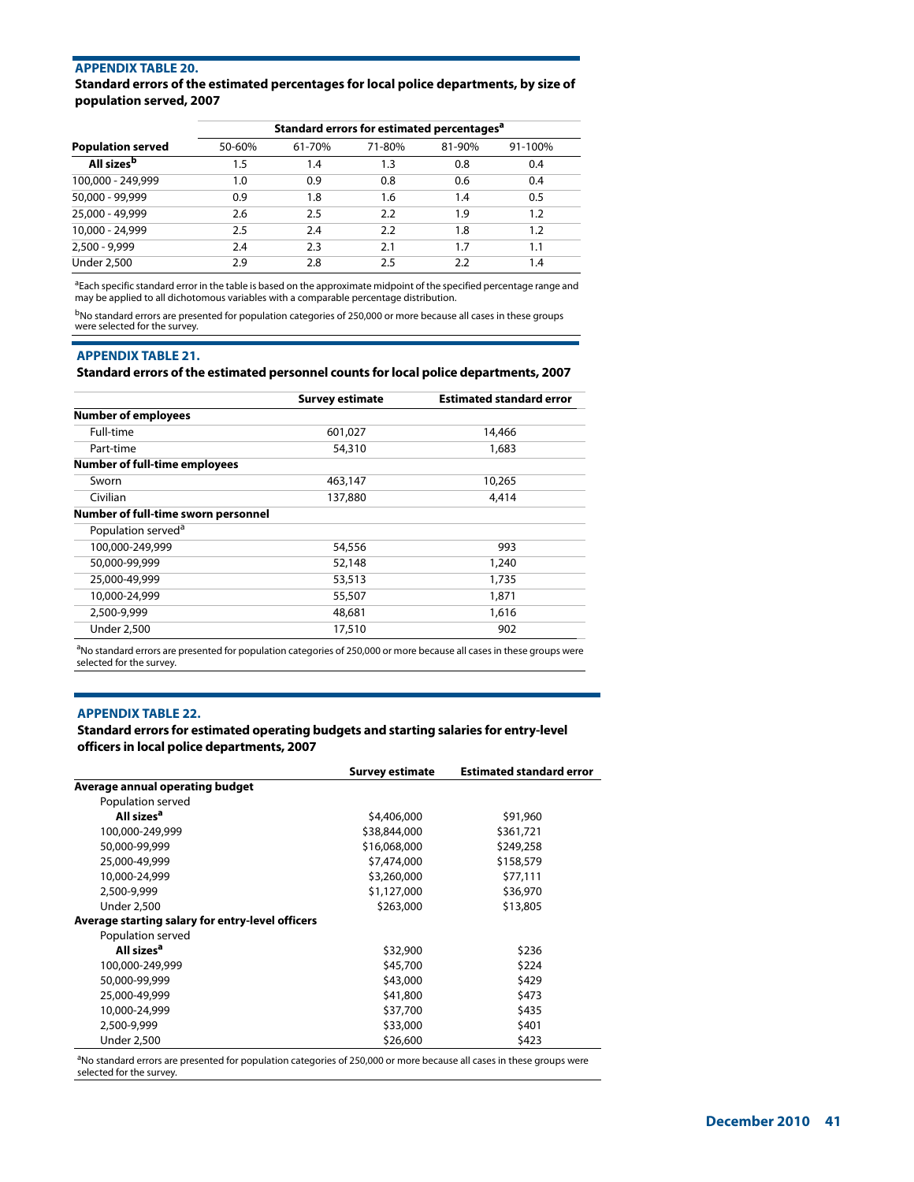### APPENDIX TABLE 20.

**Standard errors of the estimated percentages for local police departments, by size of population served, 2007**

| | Standard errors for estimated percentages[a] | | | | |
|---|---|---|---|---|---|
| **Population served** | 50-60% | 61-70% | 71-80% | 81-90% | 91-100% |
| **All sizes[b]** | 1.5 | 1.4 | 1.3 | 0.8 | 0.4 |
| 100,000 - 249,999 | 1.0 | 0.9 | 0.8 | 0.6 | 0.4 |
| 50,000 - 99,999 | 0.9 | 1.8 | 1.6 | 1.4 | 0.5 |
| 25,000 - 49,999 | 2.6 | 2.5 | 2.2 | 1.9 | 1.2 |
| 10,000 - 24,999 | 2.5 | 2.4 | 2.2 | 1.8 | 1.2 |
| 2,500 - 9,999 | 2.4 | 2.3 | 2.1 | 1.7 | 1.1 |
| Under 2,500 | 2.9 | 2.8 | 2.5 | 2.2 | 1.4 |

[a]Each specific standard error in the table is based on the approximate midpoint of the specified percentage range and may be applied to all dichotomous variables with a comparable percentage distribution.

[b]No standard errors are presented for population categories of 250,000 or more because all cases in these groups were selected for the survey.

### APPENDIX TABLE 21.

**Standard errors of the estimated personnel counts for local police departments, 2007**

| | Survey estimate | Estimated standard error |
|---|---|---|
| **Number of employees** | | |
| Full-time | 601,027 | 14,466 |
| Part-time | 54,310 | 1,683 |
| **Number of full-time employees** | | |
| Sworn | 463,147 | 10,265 |
| Civilian | 137,880 | 4,414 |
| **Number of full-time sworn personnel** | | |
| Population served[a] | | |
| 100,000-249,999 | 54,556 | 993 |
| 50,000-99,999 | 52,148 | 1,240 |
| 25,000-49,999 | 53,513 | 1,735 |
| 10,000-24,999 | 55,507 | 1,871 |
| 2,500-9,999 | 48,681 | 1,616 |
| Under 2,500 | 17,510 | 902 |

[a]No standard errors are presented for population categories of 250,000 or more because all cases in these groups were selected for the survey.

### APPENDIX TABLE 22.

**Standard errors for estimated operating budgets and starting salaries for entry-level officers in local police departments, 2007**

| | Survey estimate | Estimated standard error |
|---|---|---|
| **Average annual operating budget** | | |
| Population served | | |
| **All sizes[a]** | $4,406,000 | $91,960 |
| 100,000-249,999 | $38,844,000 | $361,721 |
| 50,000-99,999 | $16,068,000 | $249,258 |
| 25,000-49,999 | $7,474,000 | $158,579 |
| 10,000-24,999 | $3,260,000 | $77,111 |
| 2,500-9,999 | $1,127,000 | $36,970 |
| Under 2,500 | $263,000 | $13,805 |
| **Average starting salary for entry-level officers** | | |
| Population served | | |
| **All sizes[a]** | $32,900 | $236 |
| 100,000-249,999 | $45,700 | $224 |
| 50,000-99,999 | $43,000 | $429 |
| 25,000-49,999 | $41,800 | $473 |
| 10,000-24,999 | $37,700 | $435 |
| 2,500-9,999 | $33,000 | $401 |
| Under 2,500 | $26,600 | $423 |

[a]No standard errors are presented for population categories of 250,000 or more because all cases in these groups were selected for the survey.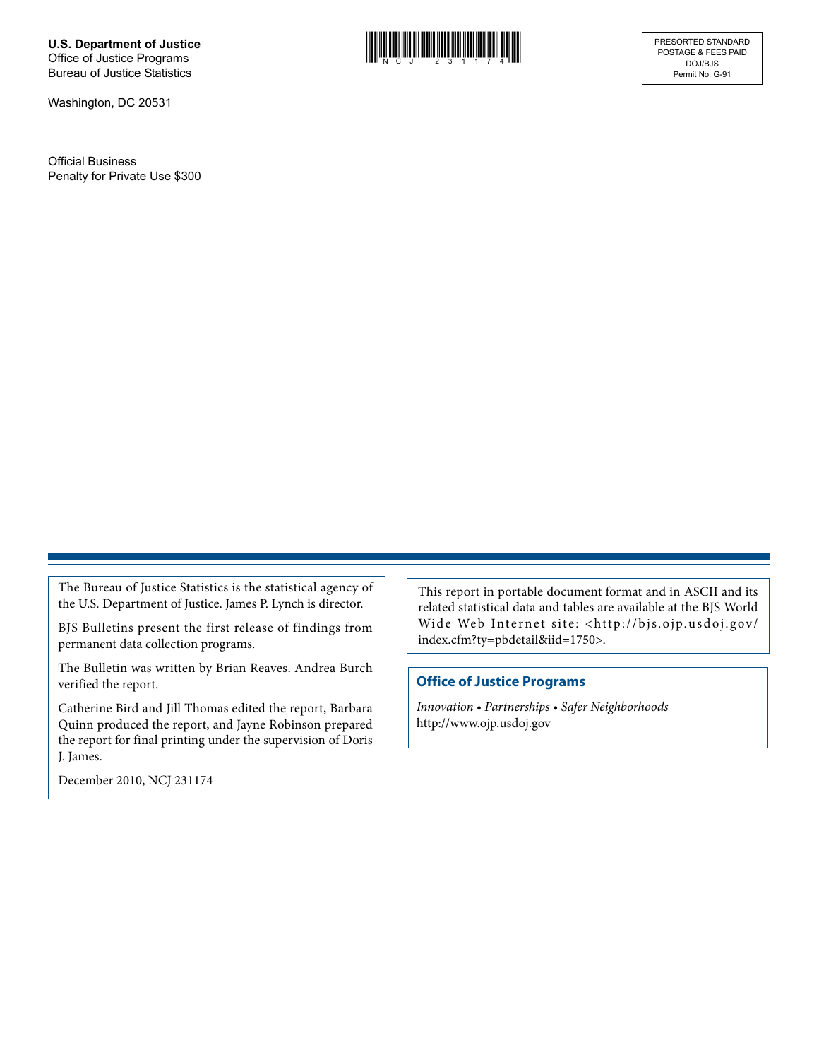**U.S. Department of Justice**
Office of Justice Programs
Bureau of Justice Statistics

Washington, DC 20531

Official Business
Penalty for Private Use $300

NCJ 231174

PRESORTED STANDARD
POSTAGE & FEES PAID
DOJ/BJS
Permit No. G-91

The Bureau of Justice Statistics is the statistical agency of the U.S. Department of Justice. James P. Lynch is director.

BJS Bulletins present the first release of findings from permanent data collection programs.

The Bulletin was written by Brian Reaves. Andrea Burch verified the report.

Catherine Bird and Jill Thomas edited the report, Barbara Quinn produced the report, and Jayne Robinson prepared the report for final printing under the supervision of Doris J. James.

December 2010, NCJ 231174

This report in portable document format and in ASCII and its related statistical data and tables are available at the BJS World Wide Web Internet site: <http://bjs.ojp.usdoj.gov/index.cfm?ty=pbdetail&iid=1750>.

**Office of Justice Programs**

*Innovation • Partnerships • Safer Neighborhoods*
http://www.ojp.usdoj.gov